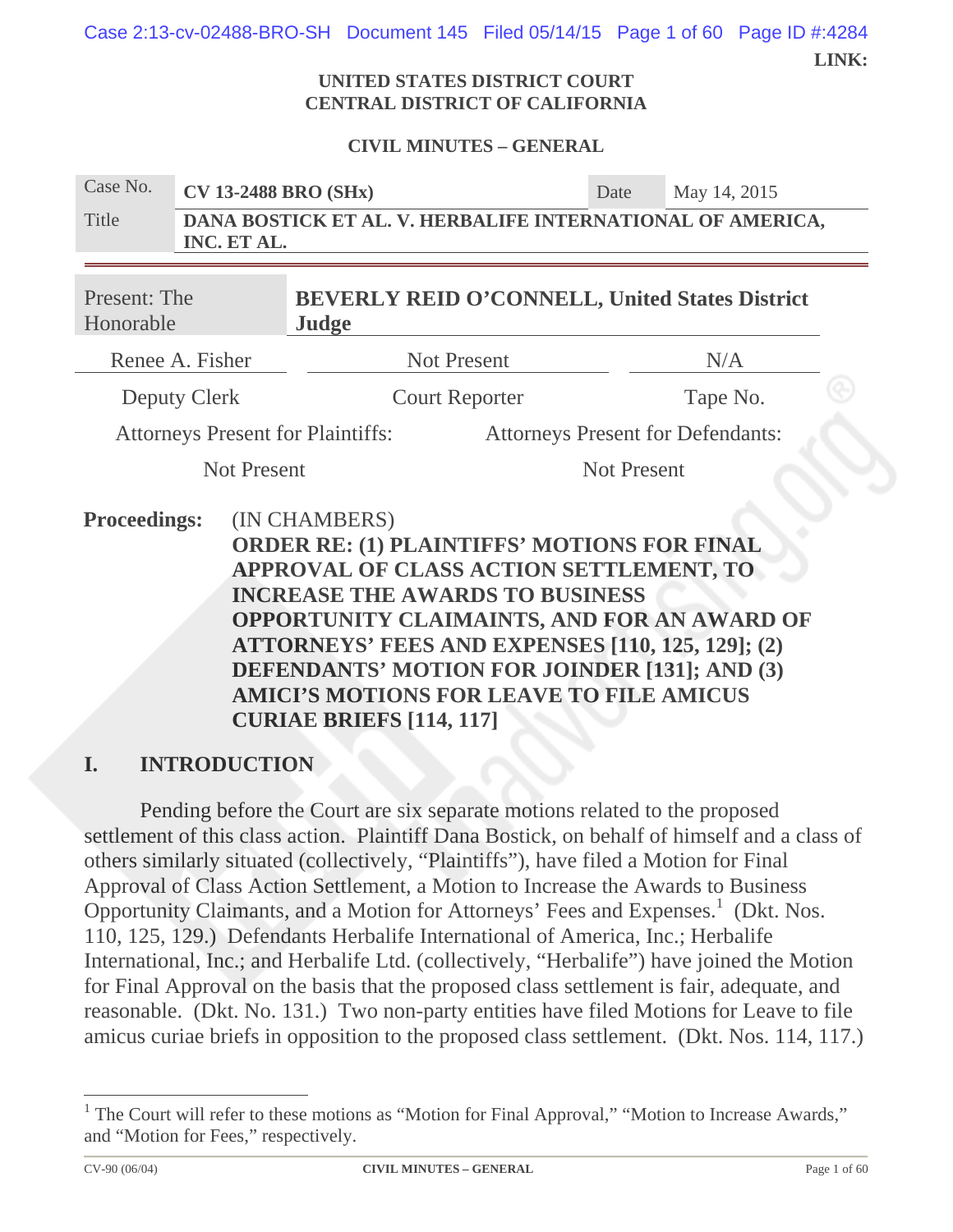LINK:

UNITED STATES DISTRICT COURT
CENTRAL DISTRICT OF CALIFORNIA

**CIVIL MINUTES – GENERAL**

| Case No. | CV 13-2488 BRO (SHx) | Date | May 14, 2015 |
|---|---|---|---|
| Title | DANA BOSTICK ET AL. V. HERBALIFE INTERNATIONAL OF AMERICA, INC. ET AL. | | |

| Present: The Honorable | BEVERLY REID O'CONNELL, United States District Judge | |
|---|---|---|
| Renee A. Fisher | Not Present | N/A |
| Deputy Clerk | Court Reporter | Tape No. |

| Attorneys Present for Plaintiffs: | Attorneys Present for Defendants: |
|---|---|
| Not Present | Not Present |

**Proceedings:** (IN CHAMBERS)
**ORDER RE: (1) PLAINTIFFS' MOTIONS FOR FINAL APPROVAL OF CLASS ACTION SETTLEMENT, TO INCREASE THE AWARDS TO BUSINESS OPPORTUNITY CLAIMAINTS, AND FOR AN AWARD OF ATTORNEYS' FEES AND EXPENSES [110, 125, 129]; (2) DEFENDANTS' MOTION FOR JOINDER [131]; AND (3) AMICI'S MOTIONS FOR LEAVE TO FILE AMICUS CURIAE BRIEFS [114, 117]**

## I. INTRODUCTION

Pending before the Court are six separate motions related to the proposed settlement of this class action. Plaintiff Dana Bostick, on behalf of himself and a class of others similarly situated (collectively, "Plaintiffs"), have filed a Motion for Final Approval of Class Action Settlement, a Motion to Increase the Awards to Business Opportunity Claimants, and a Motion for Attorneys' Fees and Expenses.[1] (Dkt. Nos. 110, 125, 129.) Defendants Herbalife International of America, Inc.; Herbalife International, Inc.; and Herbalife Ltd. (collectively, "Herbalife") have joined the Motion for Final Approval on the basis that the proposed class settlement is fair, adequate, and reasonable. (Dkt. No. 131.) Two non-party entities have filed Motions for Leave to file amicus curiae briefs in opposition to the proposed class settlement. (Dkt. Nos. 114, 117.)

[1] The Court will refer to these motions as "Motion for Final Approval," "Motion to Increase Awards," and "Motion for Fees," respectively.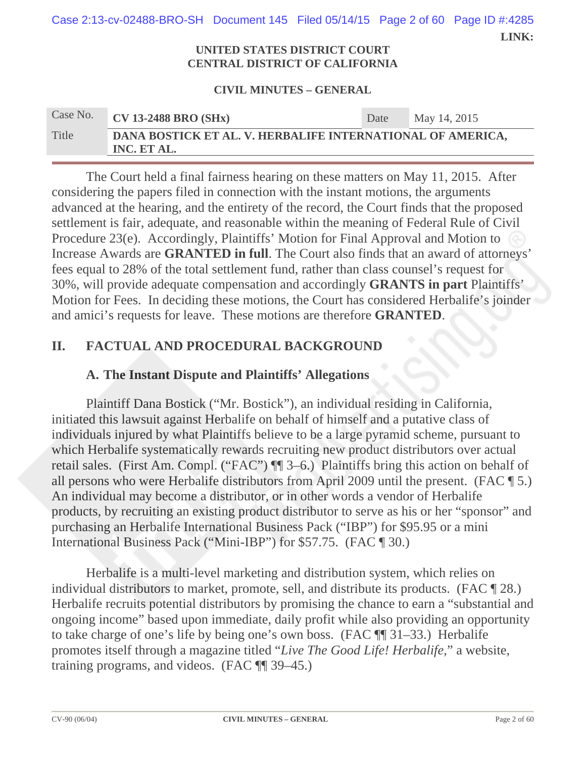The Court held a final fairness hearing on these matters on May 11, 2015. After considering the papers filed in connection with the instant motions, the arguments advanced at the hearing, and the entirety of the record, the Court finds that the proposed settlement is fair, adequate, and reasonable within the meaning of Federal Rule of Civil Procedure 23(e). Accordingly, Plaintiffs' Motion for Final Approval and Motion to Increase Awards are **GRANTED in full**. The Court also finds that an award of attorneys' fees equal to 28% of the total settlement fund, rather than class counsel's request for 30%, will provide adequate compensation and accordingly **GRANTS in part** Plaintiffs' Motion for Fees. In deciding these motions, the Court has considered Herbalife's joinder and amici's requests for leave. These motions are therefore **GRANTED**.

## II. FACTUAL AND PROCEDURAL BACKGROUND

### A. The Instant Dispute and Plaintiffs' Allegations

Plaintiff Dana Bostick ("Mr. Bostick"), an individual residing in California, initiated this lawsuit against Herbalife on behalf of himself and a putative class of individuals injured by what Plaintiffs believe to be a large pyramid scheme, pursuant to which Herbalife systematically rewards recruiting new product distributors over actual retail sales. (First Am. Compl. ("FAC") ¶¶ 3–6.) Plaintiffs bring this action on behalf of all persons who were Herbalife distributors from April 2009 until the present. (FAC ¶ 5.) An individual may become a distributor, or in other words a vendor of Herbalife products, by recruiting an existing product distributor to serve as his or her "sponsor" and purchasing an Herbalife International Business Pack ("IBP") for $95.95 or a mini International Business Pack ("Mini-IBP") for $57.75. (FAC ¶ 30.)

Herbalife is a multi-level marketing and distribution system, which relies on individual distributors to market, promote, sell, and distribute its products. (FAC ¶ 28.) Herbalife recruits potential distributors by promising the chance to earn a "substantial and ongoing income" based upon immediate, daily profit while also providing an opportunity to take charge of one's life by being one's own boss. (FAC ¶¶ 31–33.) Herbalife promotes itself through a magazine titled "*Live The Good Life! Herbalife*," a website, training programs, and videos. (FAC ¶¶ 39–45.)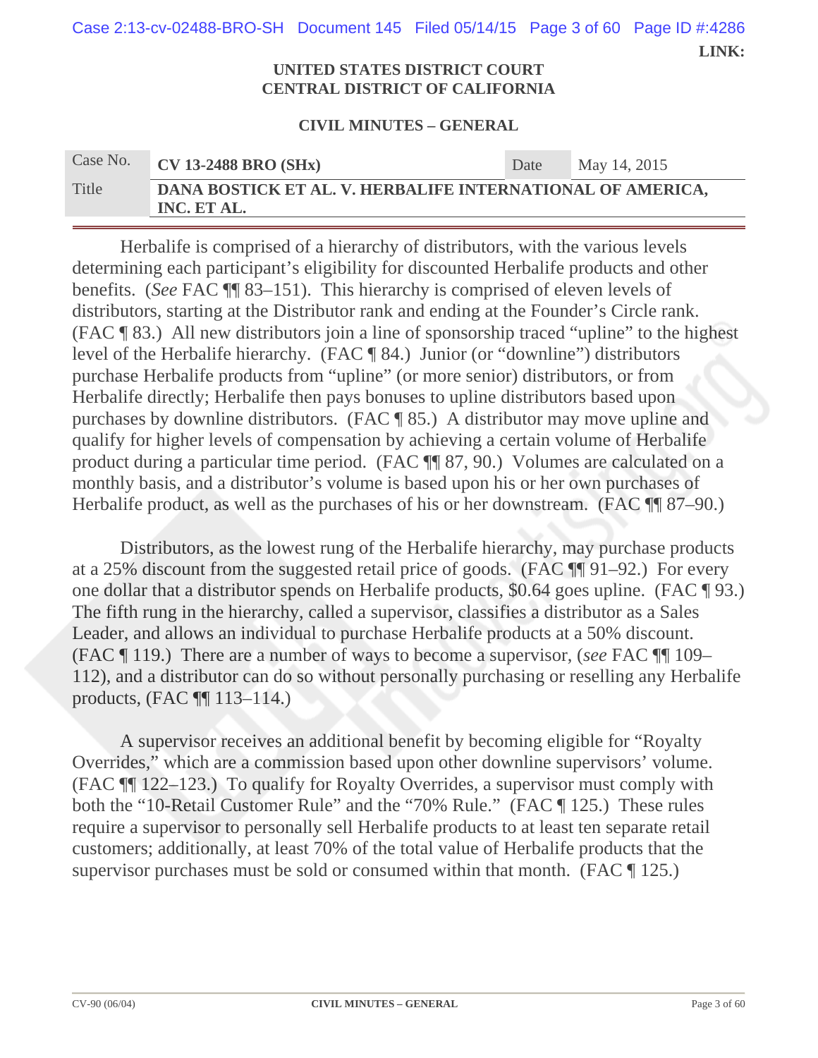Herbalife is comprised of a hierarchy of distributors, with the various levels determining each participant's eligibility for discounted Herbalife products and other benefits. (*See* FAC ¶¶ 83–151). This hierarchy is comprised of eleven levels of distributors, starting at the Distributor rank and ending at the Founder's Circle rank. (FAC ¶ 83.) All new distributors join a line of sponsorship traced "upline" to the highest level of the Herbalife hierarchy. (FAC ¶ 84.) Junior (or "downline") distributors purchase Herbalife products from "upline" (or more senior) distributors, or from Herbalife directly; Herbalife then pays bonuses to upline distributors based upon purchases by downline distributors. (FAC ¶ 85.) A distributor may move upline and qualify for higher levels of compensation by achieving a certain volume of Herbalife product during a particular time period. (FAC ¶¶ 87, 90.) Volumes are calculated on a monthly basis, and a distributor's volume is based upon his or her own purchases of Herbalife product, as well as the purchases of his or her downstream. (FAC ¶¶ 87–90.)

Distributors, as the lowest rung of the Herbalife hierarchy, may purchase products at a 25% discount from the suggested retail price of goods. (FAC ¶¶ 91–92.) For every one dollar that a distributor spends on Herbalife products, $0.64 goes upline. (FAC ¶ 93.) The fifth rung in the hierarchy, called a supervisor, classifies a distributor as a Sales Leader, and allows an individual to purchase Herbalife products at a 50% discount. (FAC ¶ 119.) There are a number of ways to become a supervisor, (*see* FAC ¶¶ 109–112), and a distributor can do so without personally purchasing or reselling any Herbalife products, (FAC ¶¶ 113–114.)

A supervisor receives an additional benefit by becoming eligible for "Royalty Overrides," which are a commission based upon other downline supervisors' volume. (FAC ¶¶ 122–123.) To qualify for Royalty Overrides, a supervisor must comply with both the "10-Retail Customer Rule" and the "70% Rule." (FAC ¶ 125.) These rules require a supervisor to personally sell Herbalife products to at least ten separate retail customers; additionally, at least 70% of the total value of Herbalife products that the supervisor purchases must be sold or consumed within that month. (FAC ¶ 125.)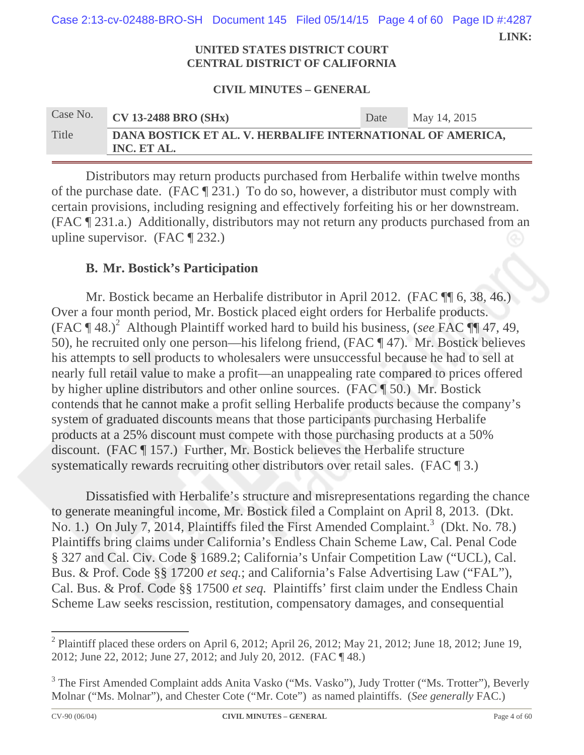Distributors may return products purchased from Herbalife within twelve months of the purchase date. (FAC ¶ 231.) To do so, however, a distributor must comply with certain provisions, including resigning and effectively forfeiting his or her downstream. (FAC ¶ 231.a.) Additionally, distributors may not return any products purchased from an upline supervisor. (FAC ¶ 232.)

### B. Mr. Bostick's Participation

Mr. Bostick became an Herbalife distributor in April 2012. (FAC ¶¶ 6, 38, 46.) Over a four month period, Mr. Bostick placed eight orders for Herbalife products. (FAC ¶ 48.)[2] Although Plaintiff worked hard to build his business, (*see* FAC ¶¶ 47, 49, 50), he recruited only one person—his lifelong friend, (FAC ¶ 47). Mr. Bostick believes his attempts to sell products to wholesalers were unsuccessful because he had to sell at nearly full retail value to make a profit—an unappealing rate compared to prices offered by higher upline distributors and other online sources. (FAC ¶ 50.) Mr. Bostick contends that he cannot make a profit selling Herbalife products because the company's system of graduated discounts means that those participants purchasing Herbalife products at a 25% discount must compete with those purchasing products at a 50% discount. (FAC ¶ 157.) Further, Mr. Bostick believes the Herbalife structure systematically rewards recruiting other distributors over retail sales. (FAC ¶ 3.)

Dissatisfied with Herbalife's structure and misrepresentations regarding the chance to generate meaningful income, Mr. Bostick filed a Complaint on April 8, 2013. (Dkt. No. 1.) On July 7, 2014, Plaintiffs filed the First Amended Complaint.[3] (Dkt. No. 78.) Plaintiffs bring claims under California's Endless Chain Scheme Law, Cal. Penal Code § 327 and Cal. Civ. Code § 1689.2; California's Unfair Competition Law ("UCL), Cal. Bus. & Prof. Code §§ 17200 *et seq.*; and California's False Advertising Law ("FAL"), Cal. Bus. & Prof. Code §§ 17500 *et seq.* Plaintiffs' first claim under the Endless Chain Scheme Law seeks rescission, restitution, compensatory damages, and consequential

---

[2] Plaintiff placed these orders on April 6, 2012; April 26, 2012; May 21, 2012; June 18, 2012; June 19, 2012; June 22, 2012; June 27, 2012; and July 20, 2012. (FAC ¶ 48.)

[3] The First Amended Complaint adds Anita Vasko ("Ms. Vasko"), Judy Trotter ("Ms. Trotter"), Beverly Molnar ("Ms. Molnar"), and Chester Cote ("Mr. Cote") as named plaintiffs. (*See generally* FAC.)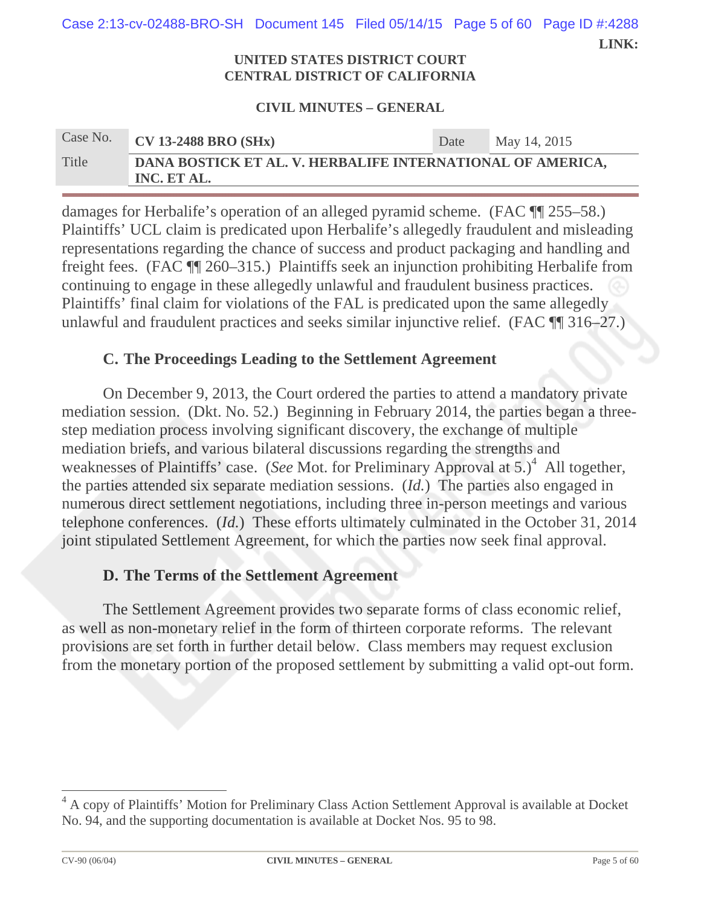damages for Herbalife's operation of an alleged pyramid scheme. (FAC ¶¶ 255–58.) Plaintiffs' UCL claim is predicated upon Herbalife's allegedly fraudulent and misleading representations regarding the chance of success and product packaging and handling and freight fees. (FAC ¶¶ 260–315.) Plaintiffs seek an injunction prohibiting Herbalife from continuing to engage in these allegedly unlawful and fraudulent business practices. Plaintiffs' final claim for violations of the FAL is predicated upon the same allegedly unlawful and fraudulent practices and seeks similar injunctive relief. (FAC ¶¶ 316–27.)

### C. The Proceedings Leading to the Settlement Agreement

On December 9, 2013, the Court ordered the parties to attend a mandatory private mediation session. (Dkt. No. 52.) Beginning in February 2014, the parties began a three-step mediation process involving significant discovery, the exchange of multiple mediation briefs, and various bilateral discussions regarding the strengths and weaknesses of Plaintiffs' case. (*See* Mot. for Preliminary Approval at 5.)[4] All together, the parties attended six separate mediation sessions. (*Id.*) The parties also engaged in numerous direct settlement negotiations, including three in-person meetings and various telephone conferences. (*Id.*) These efforts ultimately culminated in the October 31, 2014 joint stipulated Settlement Agreement, for which the parties now seek final approval.

### D. The Terms of the Settlement Agreement

The Settlement Agreement provides two separate forms of class economic relief, as well as non-monetary relief in the form of thirteen corporate reforms. The relevant provisions are set forth in further detail below. Class members may request exclusion from the monetary portion of the proposed settlement by submitting a valid opt-out form.

---

[4] A copy of Plaintiffs' Motion for Preliminary Class Action Settlement Approval is available at Docket No. 94, and the supporting documentation is available at Docket Nos. 95 to 98.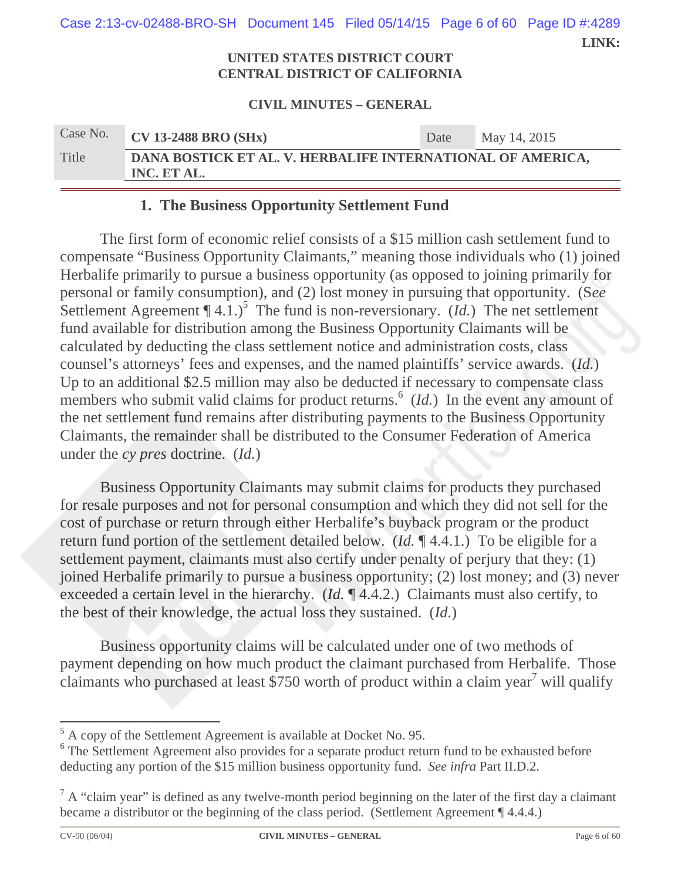### 1. The Business Opportunity Settlement Fund

The first form of economic relief consists of a $15 million cash settlement fund to compensate "Business Opportunity Claimants," meaning those individuals who (1) joined Herbalife primarily to pursue a business opportunity (as opposed to joining primarily for personal or family consumption), and (2) lost money in pursuing that opportunity. (*See* Settlement Agreement ¶ 4.1.)[5] The fund is non-reversionary. (*Id.*) The net settlement fund available for distribution among the Business Opportunity Claimants will be calculated by deducting the class settlement notice and administration costs, class counsel's attorneys' fees and expenses, and the named plaintiffs' service awards. (*Id.*) Up to an additional $2.5 million may also be deducted if necessary to compensate class members who submit valid claims for product returns.[6] (*Id.*) In the event any amount of the net settlement fund remains after distributing payments to the Business Opportunity Claimants, the remainder shall be distributed to the Consumer Federation of America under the *cy pres* doctrine. (*Id.*)

Business Opportunity Claimants may submit claims for products they purchased for resale purposes and not for personal consumption and which they did not sell for the cost of purchase or return through either Herbalife's buyback program or the product return fund portion of the settlement detailed below. (*Id.* ¶ 4.4.1.) To be eligible for a settlement payment, claimants must also certify under penalty of perjury that they: (1) joined Herbalife primarily to pursue a business opportunity; (2) lost money; and (3) never exceeded a certain level in the hierarchy. (*Id.* ¶ 4.4.2.) Claimants must also certify, to the best of their knowledge, the actual loss they sustained. (*Id.*)

Business opportunity claims will be calculated under one of two methods of payment depending on how much product the claimant purchased from Herbalife. Those claimants who purchased at least $750 worth of product within a claim year[7] will qualify

---

[5] A copy of the Settlement Agreement is available at Docket No. 95.

[6] The Settlement Agreement also provides for a separate product return fund to be exhausted before deducting any portion of the $15 million business opportunity fund. *See infra* Part II.D.2.

[7] A "claim year" is defined as any twelve-month period beginning on the later of the first day a claimant became a distributor or the beginning of the class period. (Settlement Agreement ¶ 4.4.4.)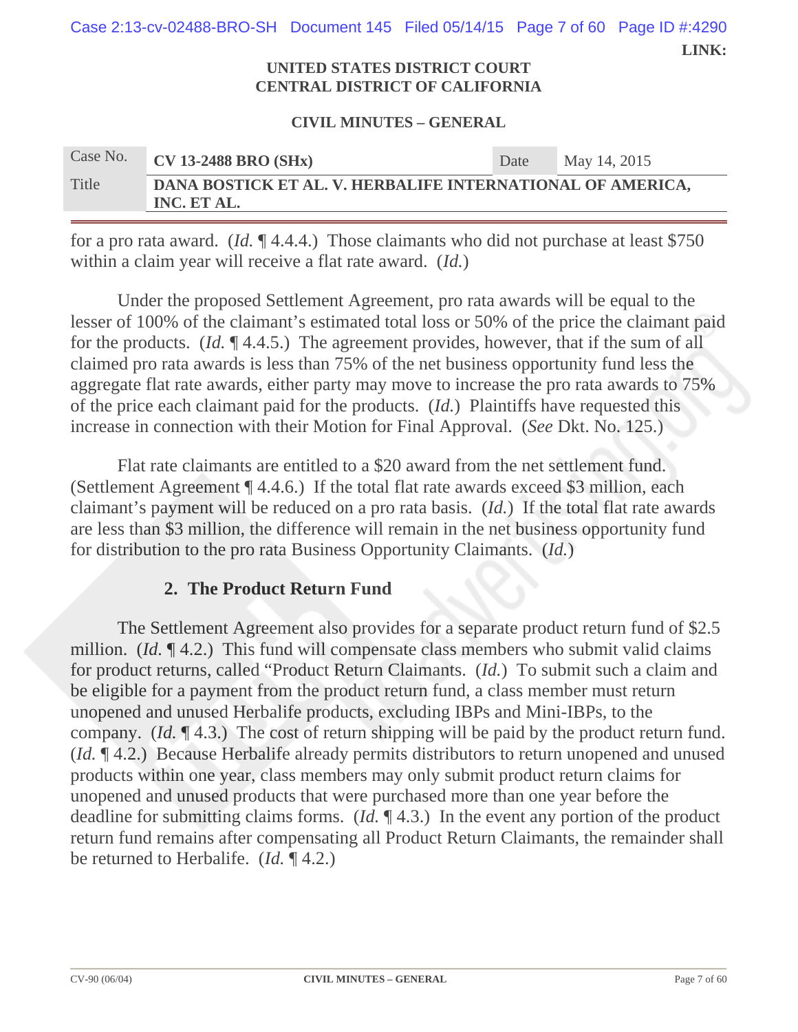for a pro rata award. (*Id.* ¶ 4.4.4.) Those claimants who did not purchase at least $750 within a claim year will receive a flat rate award. (*Id.*)

Under the proposed Settlement Agreement, pro rata awards will be equal to the lesser of 100% of the claimant's estimated total loss or 50% of the price the claimant paid for the products. (*Id.* ¶ 4.4.5.) The agreement provides, however, that if the sum of all claimed pro rata awards is less than 75% of the net business opportunity fund less the aggregate flat rate awards, either party may move to increase the pro rata awards to 75% of the price each claimant paid for the products. (*Id.*) Plaintiffs have requested this increase in connection with their Motion for Final Approval. (*See* Dkt. No. 125.)

Flat rate claimants are entitled to a $20 award from the net settlement fund. (Settlement Agreement ¶ 4.4.6.) If the total flat rate awards exceed $3 million, each claimant's payment will be reduced on a pro rata basis. (*Id.*) If the total flat rate awards are less than $3 million, the difference will remain in the net business opportunity fund for distribution to the pro rata Business Opportunity Claimants. (*Id.*)

### 2. The Product Return Fund

The Settlement Agreement also provides for a separate product return fund of $2.5 million. (*Id.* ¶ 4.2.) This fund will compensate class members who submit valid claims for product returns, called "Product Return Claimants. (*Id.*) To submit such a claim and be eligible for a payment from the product return fund, a class member must return unopened and unused Herbalife products, excluding IBPs and Mini-IBPs, to the company. (*Id.* ¶ 4.3.) The cost of return shipping will be paid by the product return fund. (*Id.* ¶ 4.2.) Because Herbalife already permits distributors to return unopened and unused products within one year, class members may only submit product return claims for unopened and unused products that were purchased more than one year before the deadline for submitting claims forms. (*Id.* ¶ 4.3.) In the event any portion of the product return fund remains after compensating all Product Return Claimants, the remainder shall be returned to Herbalife. (*Id.* ¶ 4.2.)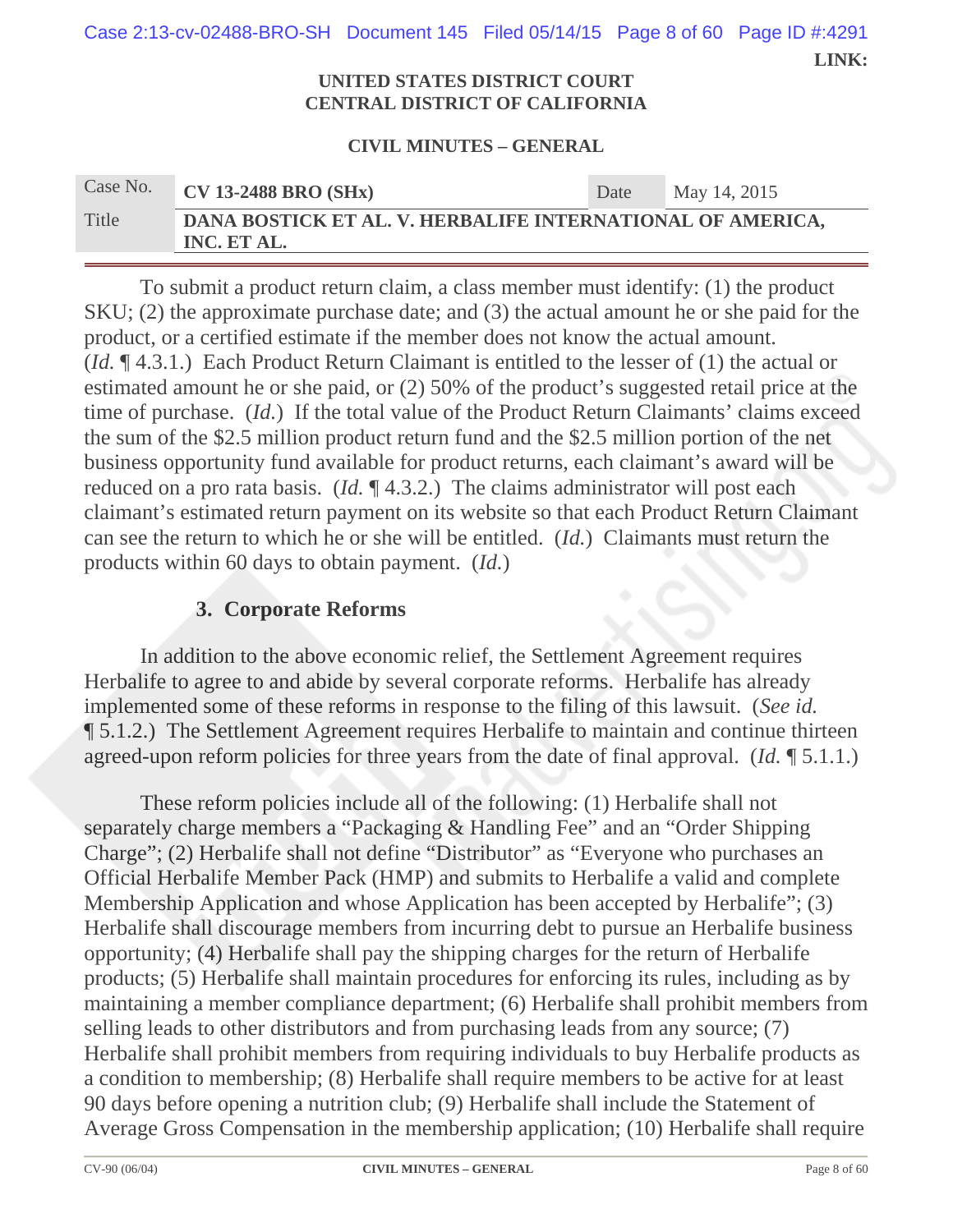UNITED STATES DISTRICT COURT
CENTRAL DISTRICT OF CALIFORNIA

**CIVIL MINUTES – GENERAL**

| Case No. | CV 13-2488 BRO (SHx) | Date | May 14, 2015 |
|---|---|---|---|
| Title | DANA BOSTICK ET AL. V. HERBALIFE INTERNATIONAL OF AMERICA, INC. ET AL. | | |

To submit a product return claim, a class member must identify: (1) the product SKU; (2) the approximate purchase date; and (3) the actual amount he or she paid for the product, or a certified estimate if the member does not know the actual amount. (*Id.* ¶ 4.3.1.) Each Product Return Claimant is entitled to the lesser of (1) the actual or estimated amount he or she paid, or (2) 50% of the product's suggested retail price at the time of purchase. (*Id.*) If the total value of the Product Return Claimants' claims exceed the sum of the $2.5 million product return fund and the $2.5 million portion of the net business opportunity fund available for product returns, each claimant's award will be reduced on a pro rata basis. (*Id.* ¶ 4.3.2.) The claims administrator will post each claimant's estimated return payment on its website so that each Product Return Claimant can see the return to which he or she will be entitled. (*Id.*) Claimants must return the products within 60 days to obtain payment. (*Id.*)

### 3. Corporate Reforms

In addition to the above economic relief, the Settlement Agreement requires Herbalife to agree to and abide by several corporate reforms. Herbalife has already implemented some of these reforms in response to the filing of this lawsuit. (*See id.* ¶ 5.1.2.) The Settlement Agreement requires Herbalife to maintain and continue thirteen agreed-upon reform policies for three years from the date of final approval. (*Id.* ¶ 5.1.1.)

These reform policies include all of the following: (1) Herbalife shall not separately charge members a "Packaging & Handling Fee" and an "Order Shipping Charge"; (2) Herbalife shall not define "Distributor" as "Everyone who purchases an Official Herbalife Member Pack (HMP) and submits to Herbalife a valid and complete Membership Application and whose Application has been accepted by Herbalife"; (3) Herbalife shall discourage members from incurring debt to pursue an Herbalife business opportunity; (4) Herbalife shall pay the shipping charges for the return of Herbalife products; (5) Herbalife shall maintain procedures for enforcing its rules, including as by maintaining a member compliance department; (6) Herbalife shall prohibit members from selling leads to other distributors and from purchasing leads from any source; (7) Herbalife shall prohibit members from requiring individuals to buy Herbalife products as a condition to membership; (8) Herbalife shall require members to be active for at least 90 days before opening a nutrition club; (9) Herbalife shall include the Statement of Average Gross Compensation in the membership application; (10) Herbalife shall require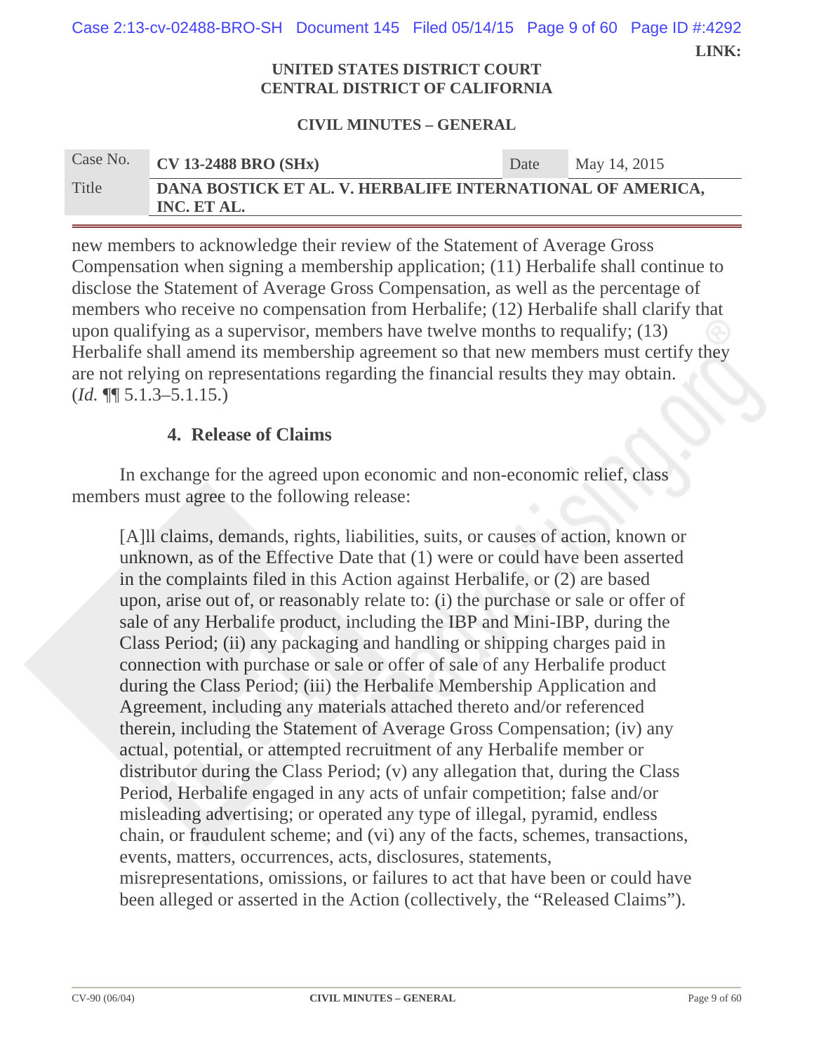new members to acknowledge their review of the Statement of Average Gross Compensation when signing a membership application; (11) Herbalife shall continue to disclose the Statement of Average Gross Compensation, as well as the percentage of members who receive no compensation from Herbalife; (12) Herbalife shall clarify that upon qualifying as a supervisor, members have twelve months to requalify; (13) Herbalife shall amend its membership agreement so that new members must certify they are not relying on representations regarding the financial results they may obtain. (*Id.* ¶¶ 5.1.3–5.1.15.)

### 4. Release of Claims

In exchange for the agreed upon economic and non-economic relief, class members must agree to the following release:

> [A]ll claims, demands, rights, liabilities, suits, or causes of action, known or unknown, as of the Effective Date that (1) were or could have been asserted in the complaints filed in this Action against Herbalife, or (2) are based upon, arise out of, or reasonably relate to: (i) the purchase or sale or offer of sale of any Herbalife product, including the IBP and Mini-IBP, during the Class Period; (ii) any packaging and handling or shipping charges paid in connection with purchase or sale or offer of sale of any Herbalife product during the Class Period; (iii) the Herbalife Membership Application and Agreement, including any materials attached thereto and/or referenced therein, including the Statement of Average Gross Compensation; (iv) any actual, potential, or attempted recruitment of any Herbalife member or distributor during the Class Period; (v) any allegation that, during the Class Period, Herbalife engaged in any acts of unfair competition; false and/or misleading advertising; or operated any type of illegal, pyramid, endless chain, or fraudulent scheme; and (vi) any of the facts, schemes, transactions, events, matters, occurrences, acts, disclosures, statements, misrepresentations, omissions, or failures to act that have been or could have been alleged or asserted in the Action (collectively, the "Released Claims").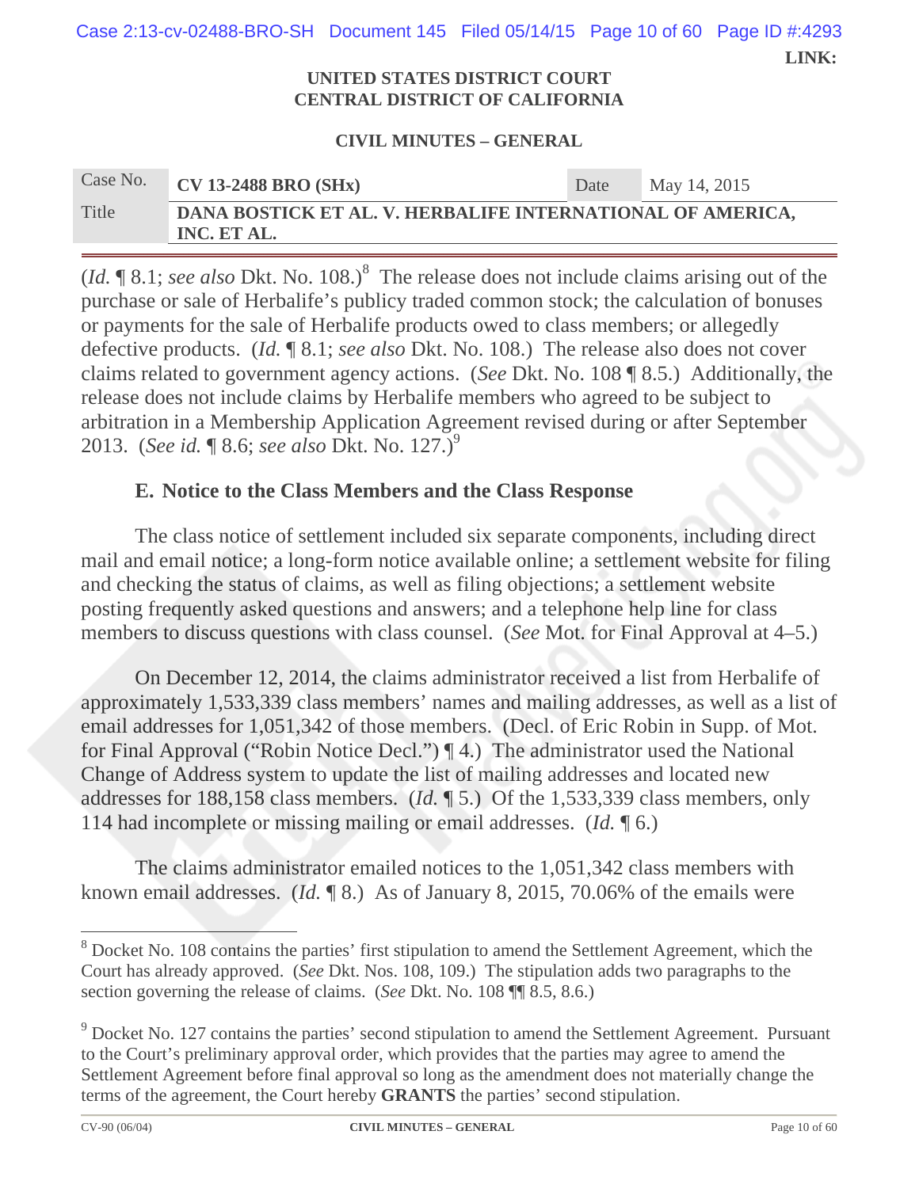(*Id.* ¶ 8.1; *see also* Dkt. No. 108.)[8] The release does not include claims arising out of the purchase or sale of Herbalife's publicy traded common stock; the calculation of bonuses or payments for the sale of Herbalife products owed to class members; or allegedly defective products. (*Id.* ¶ 8.1; *see also* Dkt. No. 108.) The release also does not cover claims related to government agency actions. (*See* Dkt. No. 108 ¶ 8.5.) Additionally, the release does not include claims by Herbalife members who agreed to be subject to arbitration in a Membership Application Agreement revised during or after September 2013. (*See id.* ¶ 8.6; *see also* Dkt. No. 127.)[9]

### E. Notice to the Class Members and the Class Response

The class notice of settlement included six separate components, including direct mail and email notice; a long-form notice available online; a settlement website for filing and checking the status of claims, as well as filing objections; a settlement website posting frequently asked questions and answers; and a telephone help line for class members to discuss questions with class counsel. (*See* Mot. for Final Approval at 4–5.)

On December 12, 2014, the claims administrator received a list from Herbalife of approximately 1,533,339 class members' names and mailing addresses, as well as a list of email addresses for 1,051,342 of those members. (Decl. of Eric Robin in Supp. of Mot. for Final Approval ("Robin Notice Decl.") ¶ 4.) The administrator used the National Change of Address system to update the list of mailing addresses and located new addresses for 188,158 class members. (*Id.* ¶ 5.) Of the 1,533,339 class members, only 114 had incomplete or missing mailing or email addresses. (*Id.* ¶ 6.)

The claims administrator emailed notices to the 1,051,342 class members with known email addresses. (*Id.* ¶ 8.) As of January 8, 2015, 70.06% of the emails were

---

[8] Docket No. 108 contains the parties' first stipulation to amend the Settlement Agreement, which the Court has already approved. (*See* Dkt. Nos. 108, 109.) The stipulation adds two paragraphs to the section governing the release of claims. (*See* Dkt. No. 108 ¶¶ 8.5, 8.6.)

[9] Docket No. 127 contains the parties' second stipulation to amend the Settlement Agreement. Pursuant to the Court's preliminary approval order, which provides that the parties may agree to amend the Settlement Agreement before final approval so long as the amendment does not materially change the terms of the agreement, the Court hereby **GRANTS** the parties' second stipulation.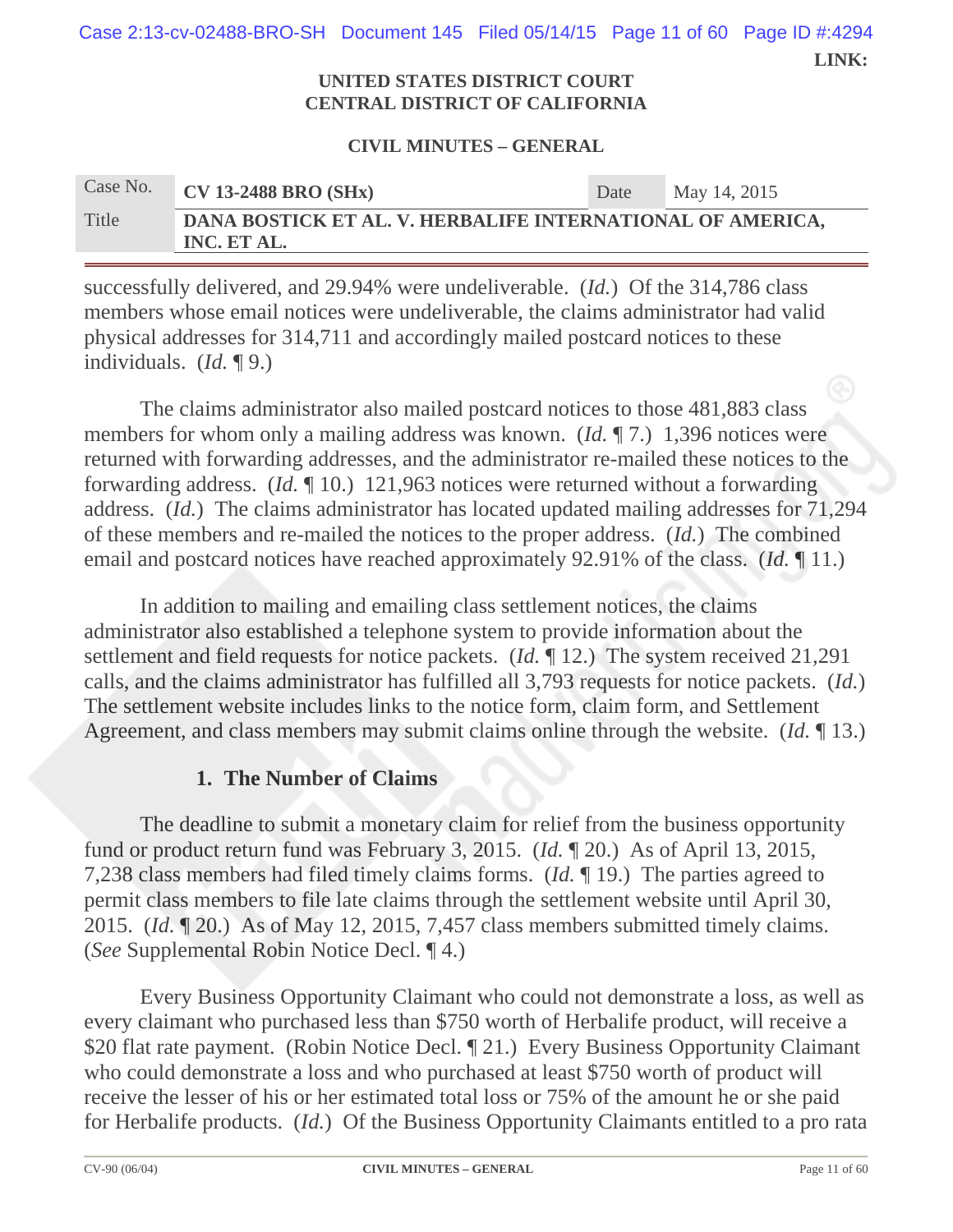successfully delivered, and 29.94% were undeliverable. (*Id.*) Of the 314,786 class members whose email notices were undeliverable, the claims administrator had valid physical addresses for 314,711 and accordingly mailed postcard notices to these individuals. (*Id.* ¶ 9.)

The claims administrator also mailed postcard notices to those 481,883 class members for whom only a mailing address was known. (*Id.* ¶ 7.) 1,396 notices were returned with forwarding addresses, and the administrator re-mailed these notices to the forwarding address. (*Id.* ¶ 10.) 121,963 notices were returned without a forwarding address. (*Id.*) The claims administrator has located updated mailing addresses for 71,294 of these members and re-mailed the notices to the proper address. (*Id.*) The combined email and postcard notices have reached approximately 92.91% of the class. (*Id.* ¶ 11.)

In addition to mailing and emailing class settlement notices, the claims administrator also established a telephone system to provide information about the settlement and field requests for notice packets. (*Id.* ¶ 12.) The system received 21,291 calls, and the claims administrator has fulfilled all 3,793 requests for notice packets. (*Id.*) The settlement website includes links to the notice form, claim form, and Settlement Agreement, and class members may submit claims online through the website. (*Id.* ¶ 13.)

### 1. The Number of Claims

The deadline to submit a monetary claim for relief from the business opportunity fund or product return fund was February 3, 2015. (*Id.* ¶ 20.) As of April 13, 2015, 7,238 class members had filed timely claims forms. (*Id.* ¶ 19.) The parties agreed to permit class members to file late claims through the settlement website until April 30, 2015. (*Id.* ¶ 20.) As of May 12, 2015, 7,457 class members submitted timely claims. (*See* Supplemental Robin Notice Decl. ¶ 4.)

Every Business Opportunity Claimant who could not demonstrate a loss, as well as every claimant who purchased less than $750 worth of Herbalife product, will receive a $20 flat rate payment. (Robin Notice Decl. ¶ 21.) Every Business Opportunity Claimant who could demonstrate a loss and who purchased at least $750 worth of product will receive the lesser of his or her estimated total loss or 75% of the amount he or she paid for Herbalife products. (*Id.*) Of the Business Opportunity Claimants entitled to a pro rata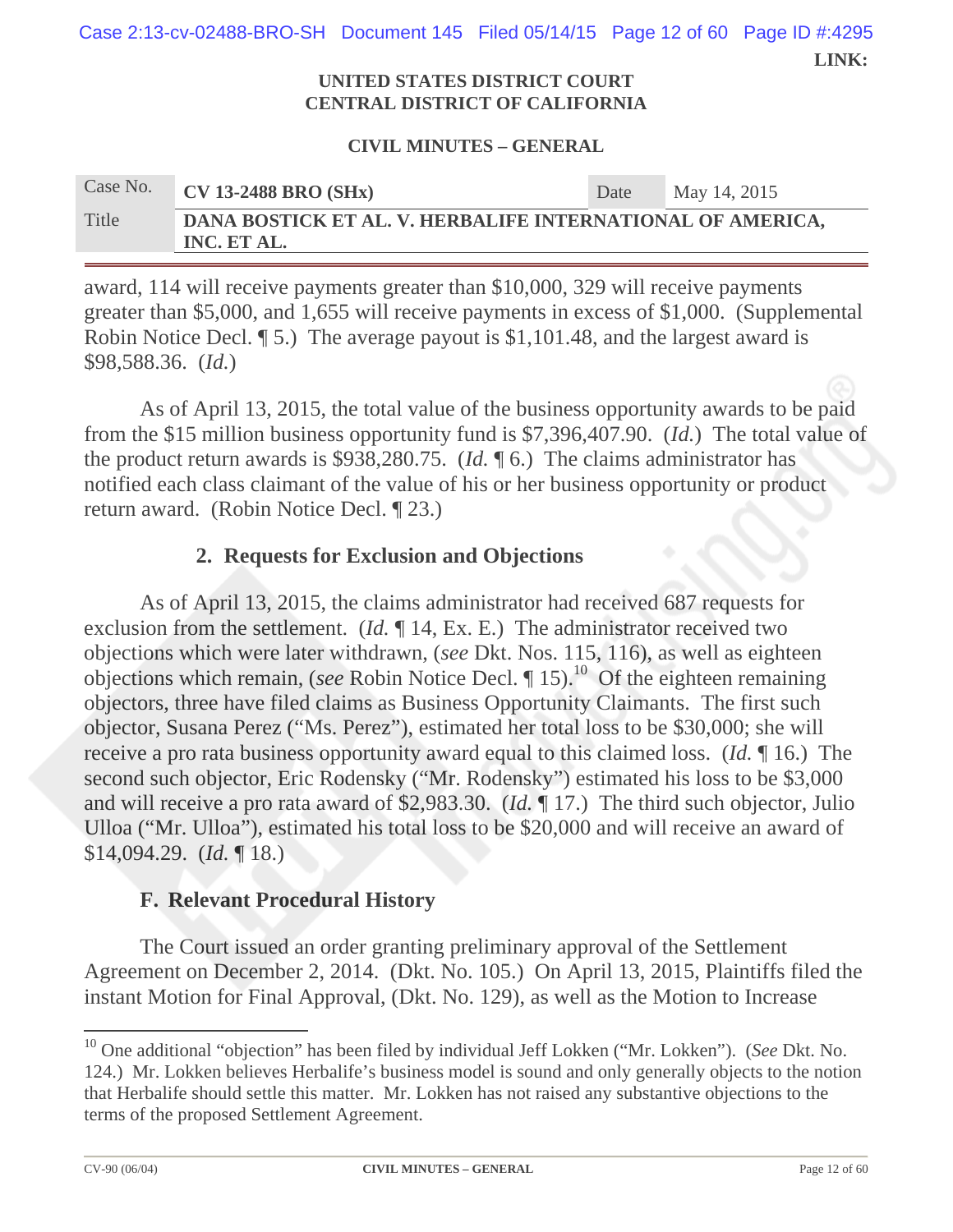award, 114 will receive payments greater than $10,000, 329 will receive payments greater than $5,000, and 1,655 will receive payments in excess of $1,000. (Supplemental Robin Notice Decl. ¶ 5.) The average payout is $1,101.48, and the largest award is $98,588.36. (*Id.*)

As of April 13, 2015, the total value of the business opportunity awards to be paid from the $15 million business opportunity fund is $7,396,407.90. (*Id.*) The total value of the product return awards is $938,280.75. (*Id.* ¶ 6.) The claims administrator has notified each class claimant of the value of his or her business opportunity or product return award. (Robin Notice Decl. ¶ 23.)

### 2. Requests for Exclusion and Objections

As of April 13, 2015, the claims administrator had received 687 requests for exclusion from the settlement. (*Id.* ¶ 14, Ex. E.) The administrator received two objections which were later withdrawn, (*see* Dkt. Nos. 115, 116), as well as eighteen objections which remain, (*see* Robin Notice Decl. ¶ 15).[10] Of the eighteen remaining objectors, three have filed claims as Business Opportunity Claimants. The first such objector, Susana Perez ("Ms. Perez"), estimated her total loss to be $30,000; she will receive a pro rata business opportunity award equal to this claimed loss. (*Id.* ¶ 16.) The second such objector, Eric Rodensky ("Mr. Rodensky") estimated his loss to be $3,000 and will receive a pro rata award of $2,983.30. (*Id.* ¶ 17.) The third such objector, Julio Ulloa ("Mr. Ulloa"), estimated his total loss to be $20,000 and will receive an award of $14,094.29. (*Id.* ¶ 18.)

## F. Relevant Procedural History

The Court issued an order granting preliminary approval of the Settlement Agreement on December 2, 2014. (Dkt. No. 105.) On April 13, 2015, Plaintiffs filed the instant Motion for Final Approval, (Dkt. No. 129), as well as the Motion to Increase

---

[10] One additional "objection" has been filed by individual Jeff Lokken ("Mr. Lokken"). (*See* Dkt. No. 124.) Mr. Lokken believes Herbalife's business model is sound and only generally objects to the notion that Herbalife should settle this matter. Mr. Lokken has not raised any substantive objections to the terms of the proposed Settlement Agreement.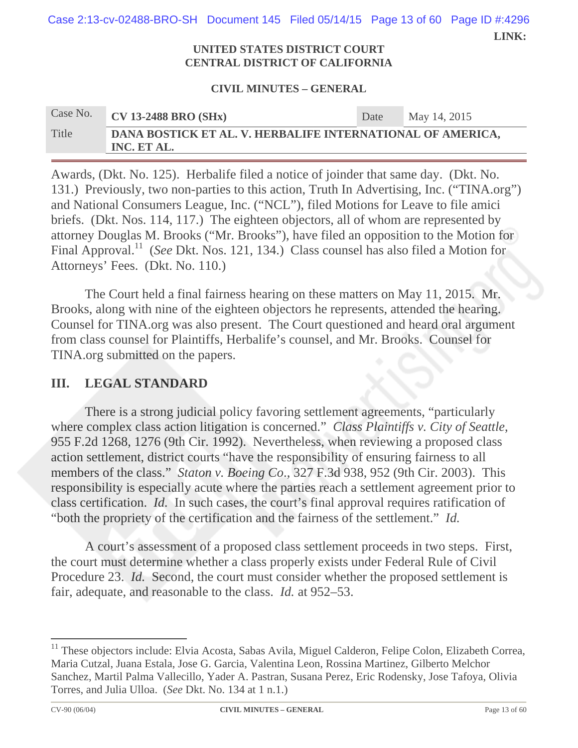UNITED STATES DISTRICT COURT
CENTRAL DISTRICT OF CALIFORNIA

CIVIL MINUTES – GENERAL

| Case No. | CV 13-2488 BRO (SHx) | Date | May 14, 2015 |
|---|---|---|---|
| Title | DANA BOSTICK ET AL. V. HERBALIFE INTERNATIONAL OF AMERICA, INC. ET AL. | | |

Awards, (Dkt. No. 125). Herbalife filed a notice of joinder that same day. (Dkt. No. 131.) Previously, two non-parties to this action, Truth In Advertising, Inc. ("TINA.org") and National Consumers League, Inc. ("NCL"), filed Motions for Leave to file amici briefs. (Dkt. Nos. 114, 117.) The eighteen objectors, all of whom are represented by attorney Douglas M. Brooks ("Mr. Brooks"), have filed an opposition to the Motion for Final Approval.[11] (*See* Dkt. Nos. 121, 134.) Class counsel has also filed a Motion for Attorneys' Fees. (Dkt. No. 110.)

The Court held a final fairness hearing on these matters on May 11, 2015. Mr. Brooks, along with nine of the eighteen objectors he represents, attended the hearing. Counsel for TINA.org was also present. The Court questioned and heard oral argument from class counsel for Plaintiffs, Herbalife's counsel, and Mr. Brooks. Counsel for TINA.org submitted on the papers.

## III. LEGAL STANDARD

There is a strong judicial policy favoring settlement agreements, "particularly where complex class action litigation is concerned." *Class Plaintiffs v. City of Seattle*, 955 F.2d 1268, 1276 (9th Cir. 1992). Nevertheless, when reviewing a proposed class action settlement, district courts "have the responsibility of ensuring fairness to all members of the class." *Staton v. Boeing Co.*, 327 F.3d 938, 952 (9th Cir. 2003). This responsibility is especially acute where the parties reach a settlement agreement prior to class certification. *Id.* In such cases, the court's final approval requires ratification of "both the propriety of the certification and the fairness of the settlement." *Id.*

A court's assessment of a proposed class settlement proceeds in two steps. First, the court must determine whether a class properly exists under Federal Rule of Civil Procedure 23. *Id.* Second, the court must consider whether the proposed settlement is fair, adequate, and reasonable to the class. *Id.* at 952–53.

---

[11] These objectors include: Elvia Acosta, Sabas Avila, Miguel Calderon, Felipe Colon, Elizabeth Correa, Maria Cutzal, Juana Estala, Jose G. Garcia, Valentina Leon, Rossina Martinez, Gilberto Melchor Sanchez, Martil Palma Vallecillo, Yader A. Pastran, Susana Perez, Eric Rodensky, Jose Tafoya, Olivia Torres, and Julia Ulloa. (*See* Dkt. No. 134 at 1 n.1.)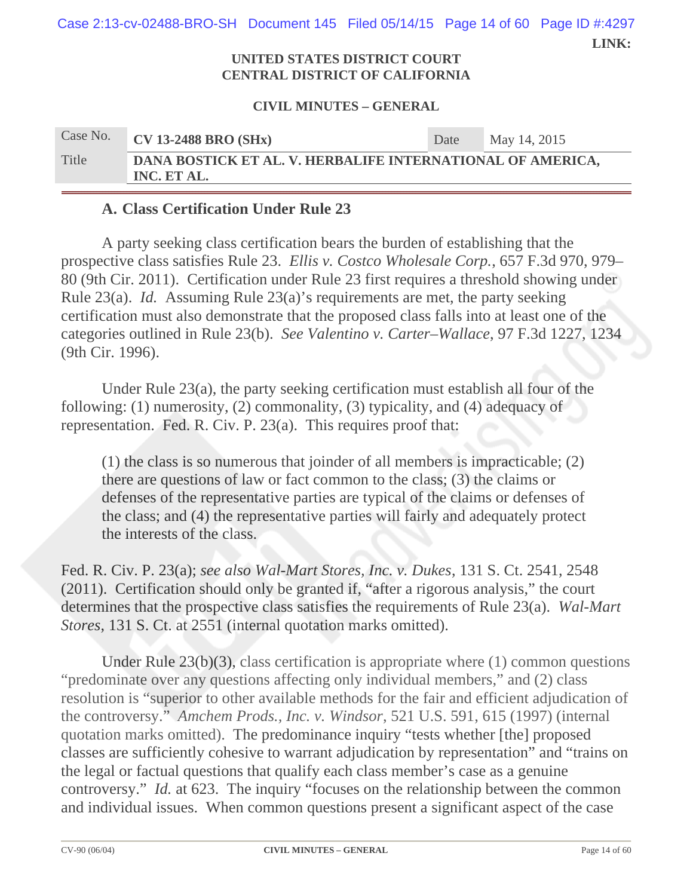### A. Class Certification Under Rule 23

A party seeking class certification bears the burden of establishing that the prospective class satisfies Rule 23. *Ellis v. Costco Wholesale Corp.*, 657 F.3d 970, 979–80 (9th Cir. 2011). Certification under Rule 23 first requires a threshold showing under Rule 23(a). *Id.* Assuming Rule 23(a)'s requirements are met, the party seeking certification must also demonstrate that the proposed class falls into at least one of the categories outlined in Rule 23(b). *See Valentino v. Carter–Wallace*, 97 F.3d 1227, 1234 (9th Cir. 1996).

Under Rule 23(a), the party seeking certification must establish all four of the following: (1) numerosity, (2) commonality, (3) typicality, and (4) adequacy of representation. Fed. R. Civ. P. 23(a). This requires proof that:

> (1) the class is so numerous that joinder of all members is impracticable; (2) there are questions of law or fact common to the class; (3) the claims or defenses of the representative parties are typical of the claims or defenses of the class; and (4) the representative parties will fairly and adequately protect the interests of the class.

Fed. R. Civ. P. 23(a); *see also Wal-Mart Stores, Inc. v. Dukes*, 131 S. Ct. 2541, 2548 (2011). Certification should only be granted if, "after a rigorous analysis," the court determines that the prospective class satisfies the requirements of Rule 23(a). *Wal-Mart Stores*, 131 S. Ct. at 2551 (internal quotation marks omitted).

Under Rule 23(b)(3), class certification is appropriate where (1) common questions "predominate over any questions affecting only individual members," and (2) class resolution is "superior to other available methods for the fair and efficient adjudication of the controversy." *Amchem Prods., Inc. v. Windsor*, 521 U.S. 591, 615 (1997) (internal quotation marks omitted). The predominance inquiry "tests whether [the] proposed classes are sufficiently cohesive to warrant adjudication by representation" and "trains on the legal or factual questions that qualify each class member's case as a genuine controversy." *Id.* at 623. The inquiry "focuses on the relationship between the common and individual issues. When common questions present a significant aspect of the case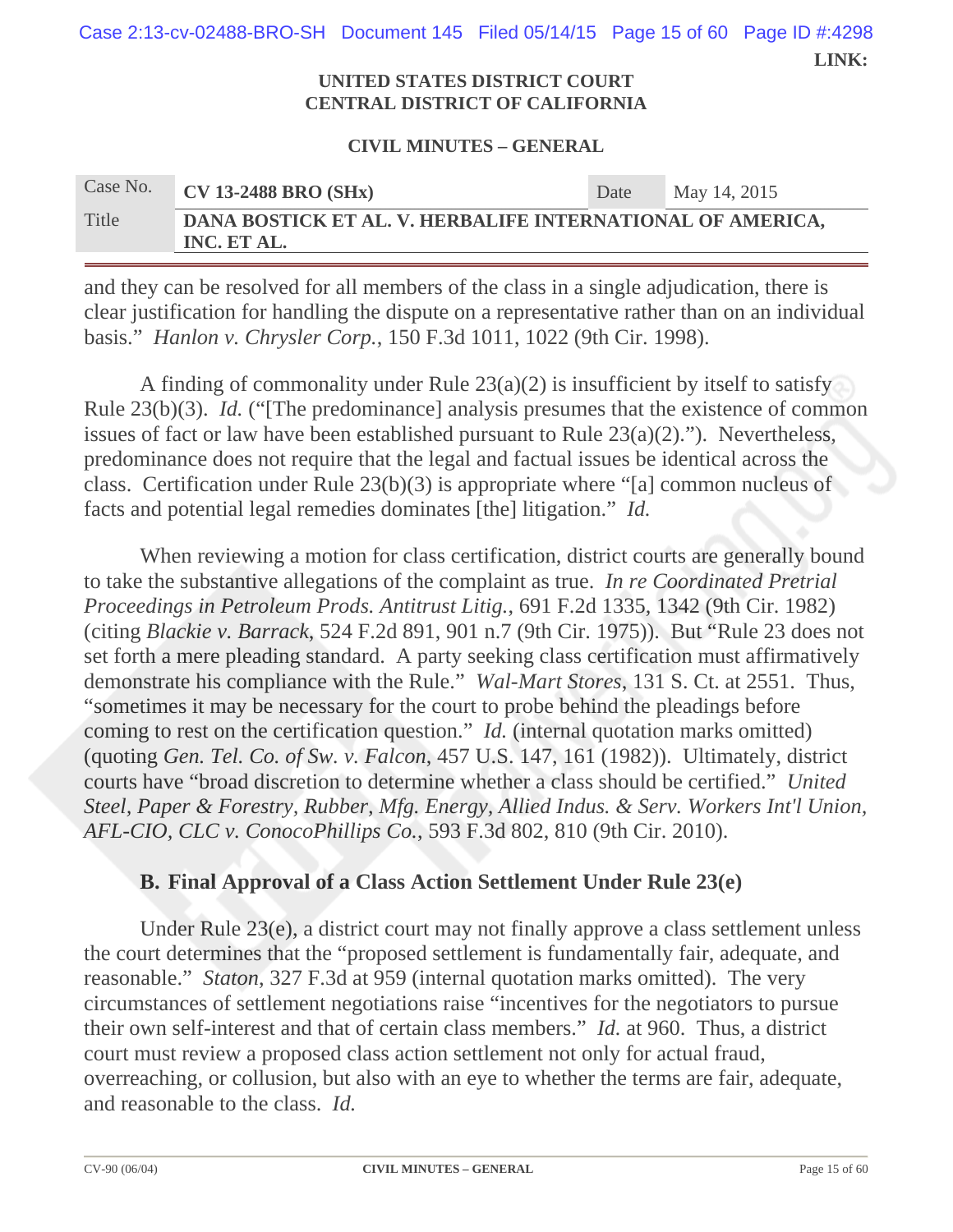and they can be resolved for all members of the class in a single adjudication, there is clear justification for handling the dispute on a representative rather than on an individual basis." *Hanlon v. Chrysler Corp.*, 150 F.3d 1011, 1022 (9th Cir. 1998).

A finding of commonality under Rule 23(a)(2) is insufficient by itself to satisfy Rule 23(b)(3). *Id.* ("[The predominance] analysis presumes that the existence of common issues of fact or law have been established pursuant to Rule 23(a)(2)."). Nevertheless, predominance does not require that the legal and factual issues be identical across the class. Certification under Rule 23(b)(3) is appropriate where "[a] common nucleus of facts and potential legal remedies dominates [the] litigation." *Id.*

When reviewing a motion for class certification, district courts are generally bound to take the substantive allegations of the complaint as true. *In re Coordinated Pretrial Proceedings in Petroleum Prods. Antitrust Litig.*, 691 F.2d 1335, 1342 (9th Cir. 1982) (citing *Blackie v. Barrack*, 524 F.2d 891, 901 n.7 (9th Cir. 1975)). But "Rule 23 does not set forth a mere pleading standard. A party seeking class certification must affirmatively demonstrate his compliance with the Rule." *Wal-Mart Stores*, 131 S. Ct. at 2551. Thus, "sometimes it may be necessary for the court to probe behind the pleadings before coming to rest on the certification question." *Id.* (internal quotation marks omitted) (quoting *Gen. Tel. Co. of Sw. v. Falcon*, 457 U.S. 147, 161 (1982)). Ultimately, district courts have "broad discretion to determine whether a class should be certified." *United Steel, Paper & Forestry, Rubber, Mfg. Energy, Allied Indus. & Serv. Workers Int'l Union, AFL-CIO, CLC v. ConocoPhillips Co.*, 593 F.3d 802, 810 (9th Cir. 2010).

## B. Final Approval of a Class Action Settlement Under Rule 23(e)

Under Rule 23(e), a district court may not finally approve a class settlement unless the court determines that the "proposed settlement is fundamentally fair, adequate, and reasonable." *Staton*, 327 F.3d at 959 (internal quotation marks omitted). The very circumstances of settlement negotiations raise "incentives for the negotiators to pursue their own self-interest and that of certain class members." *Id.* at 960. Thus, a district court must review a proposed class action settlement not only for actual fraud, overreaching, or collusion, but also with an eye to whether the terms are fair, adequate, and reasonable to the class. *Id.*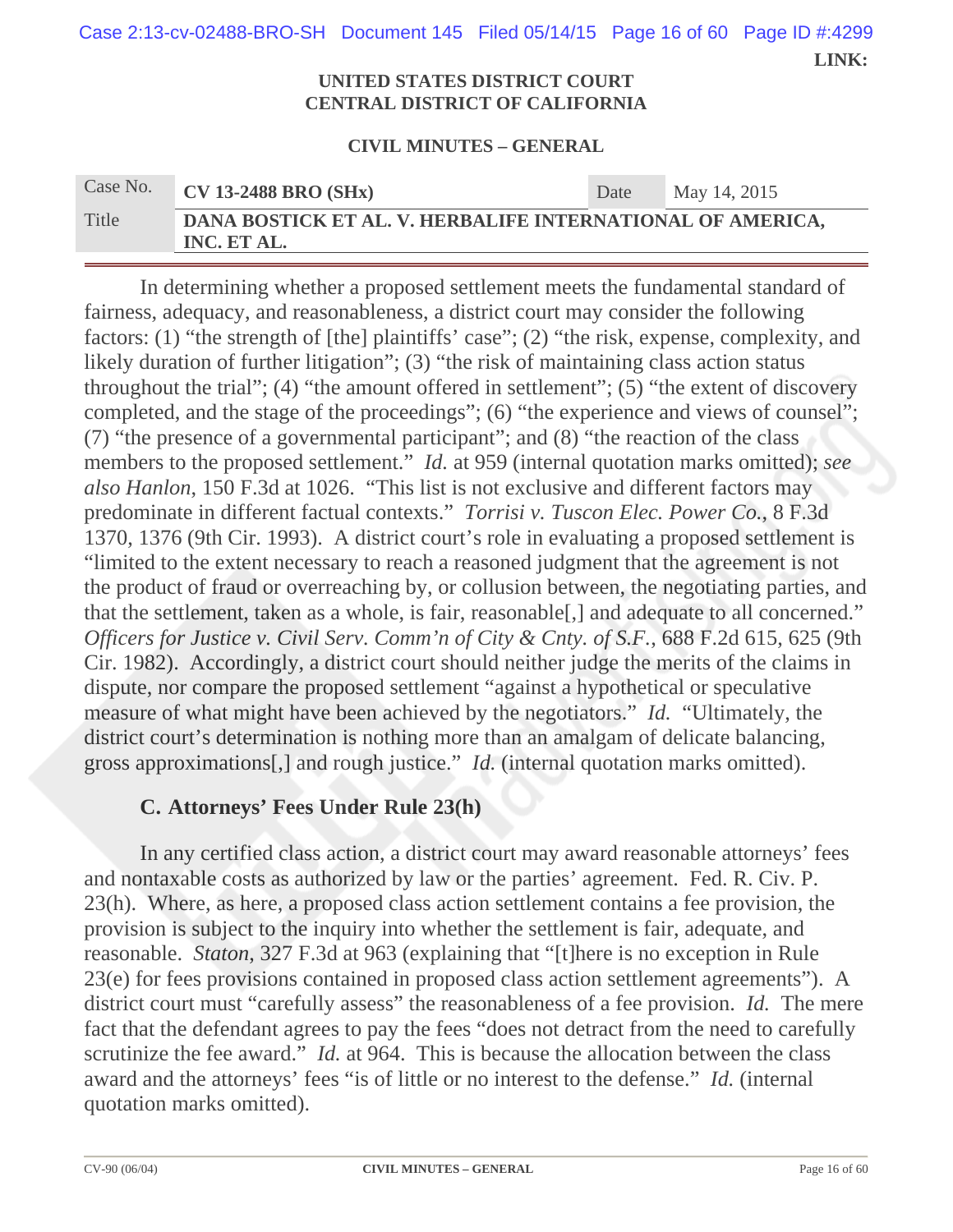In determining whether a proposed settlement meets the fundamental standard of fairness, adequacy, and reasonableness, a district court may consider the following factors: (1) "the strength of [the] plaintiffs' case"; (2) "the risk, expense, complexity, and likely duration of further litigation"; (3) "the risk of maintaining class action status throughout the trial"; (4) "the amount offered in settlement"; (5) "the extent of discovery completed, and the stage of the proceedings"; (6) "the experience and views of counsel"; (7) "the presence of a governmental participant"; and (8) "the reaction of the class members to the proposed settlement." *Id.* at 959 (internal quotation marks omitted); *see also Hanlon*, 150 F.3d at 1026. "This list is not exclusive and different factors may predominate in different factual contexts." *Torrisi v. Tuscon Elec. Power Co.*, 8 F.3d 1370, 1376 (9th Cir. 1993). A district court's role in evaluating a proposed settlement is "limited to the extent necessary to reach a reasoned judgment that the agreement is not the product of fraud or overreaching by, or collusion between, the negotiating parties, and that the settlement, taken as a whole, is fair, reasonable[,] and adequate to all concerned." *Officers for Justice v. Civil Serv. Comm'n of City & Cnty. of S.F.*, 688 F.2d 615, 625 (9th Cir. 1982). Accordingly, a district court should neither judge the merits of the claims in dispute, nor compare the proposed settlement "against a hypothetical or speculative measure of what might have been achieved by the negotiators." *Id.* "Ultimately, the district court's determination is nothing more than an amalgam of delicate balancing, gross approximations[,] and rough justice." *Id.* (internal quotation marks omitted).

### C. Attorneys' Fees Under Rule 23(h)

In any certified class action, a district court may award reasonable attorneys' fees and nontaxable costs as authorized by law or the parties' agreement. Fed. R. Civ. P. 23(h). Where, as here, a proposed class action settlement contains a fee provision, the provision is subject to the inquiry into whether the settlement is fair, adequate, and reasonable. *Staton*, 327 F.3d at 963 (explaining that "[t]here is no exception in Rule 23(e) for fees provisions contained in proposed class action settlement agreements"). A district court must "carefully assess" the reasonableness of a fee provision. *Id.* The mere fact that the defendant agrees to pay the fees "does not detract from the need to carefully scrutinize the fee award." *Id.* at 964. This is because the allocation between the class award and the attorneys' fees "is of little or no interest to the defense." *Id.* (internal quotation marks omitted).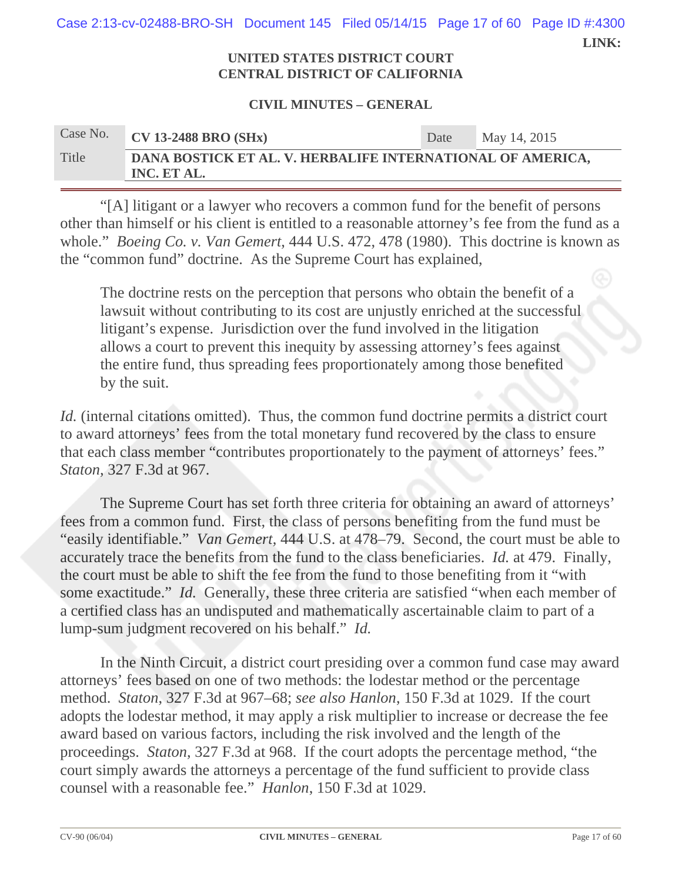"[A] litigant or a lawyer who recovers a common fund for the benefit of persons other than himself or his client is entitled to a reasonable attorney's fee from the fund as a whole." *Boeing Co. v. Van Gemert*, 444 U.S. 472, 478 (1980). This doctrine is known as the "common fund" doctrine. As the Supreme Court has explained,

> The doctrine rests on the perception that persons who obtain the benefit of a lawsuit without contributing to its cost are unjustly enriched at the successful litigant's expense. Jurisdiction over the fund involved in the litigation allows a court to prevent this inequity by assessing attorney's fees against the entire fund, thus spreading fees proportionately among those benefited by the suit.

*Id.* (internal citations omitted). Thus, the common fund doctrine permits a district court to award attorneys' fees from the total monetary fund recovered by the class to ensure that each class member "contributes proportionately to the payment of attorneys' fees." *Staton*, 327 F.3d at 967.

The Supreme Court has set forth three criteria for obtaining an award of attorneys' fees from a common fund. First, the class of persons benefiting from the fund must be "easily identifiable." *Van Gemert*, 444 U.S. at 478–79. Second, the court must be able to accurately trace the benefits from the fund to the class beneficiaries. *Id.* at 479. Finally, the court must be able to shift the fee from the fund to those benefiting from it "with some exactitude." *Id.* Generally, these three criteria are satisfied "when each member of a certified class has an undisputed and mathematically ascertainable claim to part of a lump-sum judgment recovered on his behalf." *Id.*

In the Ninth Circuit, a district court presiding over a common fund case may award attorneys' fees based on one of two methods: the lodestar method or the percentage method. *Staton*, 327 F.3d at 967–68; *see also Hanlon*, 150 F.3d at 1029. If the court adopts the lodestar method, it may apply a risk multiplier to increase or decrease the fee award based on various factors, including the risk involved and the length of the proceedings. *Staton*, 327 F.3d at 968. If the court adopts the percentage method, "the court simply awards the attorneys a percentage of the fund sufficient to provide class counsel with a reasonable fee." *Hanlon*, 150 F.3d at 1029.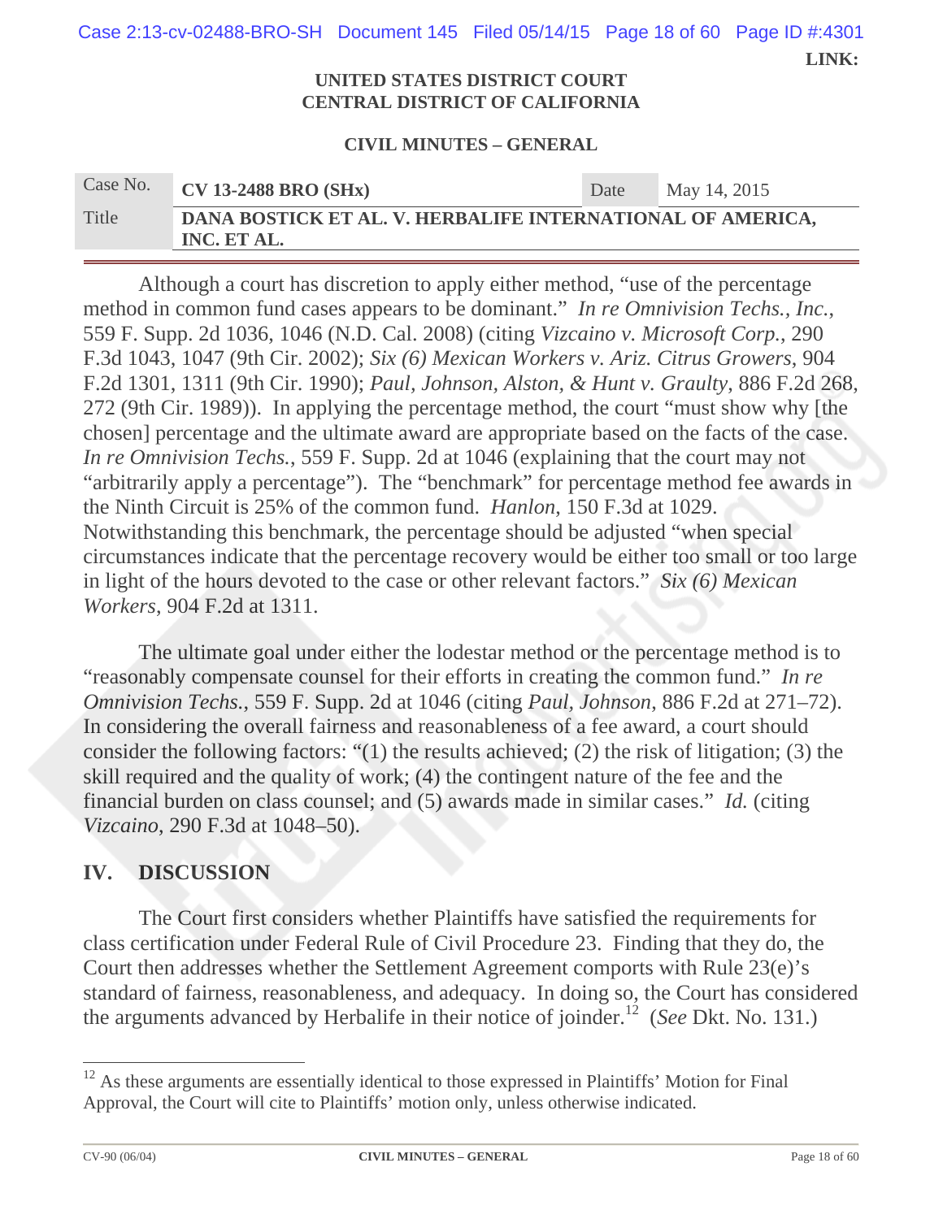Although a court has discretion to apply either method, "use of the percentage method in common fund cases appears to be dominant." *In re Omnivision Techs., Inc.*, 559 F. Supp. 2d 1036, 1046 (N.D. Cal. 2008) (citing *Vizcaino v. Microsoft Corp.*, 290 F.3d 1043, 1047 (9th Cir. 2002); *Six (6) Mexican Workers v. Ariz. Citrus Growers*, 904 F.2d 1301, 1311 (9th Cir. 1990); *Paul, Johnson, Alston, & Hunt v. Graulty*, 886 F.2d 268, 272 (9th Cir. 1989)). In applying the percentage method, the court "must show why [the chosen] percentage and the ultimate award are appropriate based on the facts of the case. *In re Omnivision Techs.*, 559 F. Supp. 2d at 1046 (explaining that the court may not "arbitrarily apply a percentage"). The "benchmark" for percentage method fee awards in the Ninth Circuit is 25% of the common fund. *Hanlon*, 150 F.3d at 1029. Notwithstanding this benchmark, the percentage should be adjusted "when special circumstances indicate that the percentage recovery would be either too small or too large in light of the hours devoted to the case or other relevant factors." *Six (6) Mexican Workers*, 904 F.2d at 1311.

The ultimate goal under either the lodestar method or the percentage method is to "reasonably compensate counsel for their efforts in creating the common fund." *In re Omnivision Techs.*, 559 F. Supp. 2d at 1046 (citing *Paul, Johnson*, 886 F.2d at 271–72). In considering the overall fairness and reasonableness of a fee award, a court should consider the following factors: "(1) the results achieved; (2) the risk of litigation; (3) the skill required and the quality of work; (4) the contingent nature of the fee and the financial burden on class counsel; and (5) awards made in similar cases." *Id.* (citing *Vizcaino*, 290 F.3d at 1048–50).

## IV. DISCUSSION

The Court first considers whether Plaintiffs have satisfied the requirements for class certification under Federal Rule of Civil Procedure 23. Finding that they do, the Court then addresses whether the Settlement Agreement comports with Rule 23(e)'s standard of fairness, reasonableness, and adequacy. In doing so, the Court has considered the arguments advanced by Herbalife in their notice of joinder.[12] (*See* Dkt. No. 131.)

---

[12] As these arguments are essentially identical to those expressed in Plaintiffs' Motion for Final Approval, the Court will cite to Plaintiffs' motion only, unless otherwise indicated.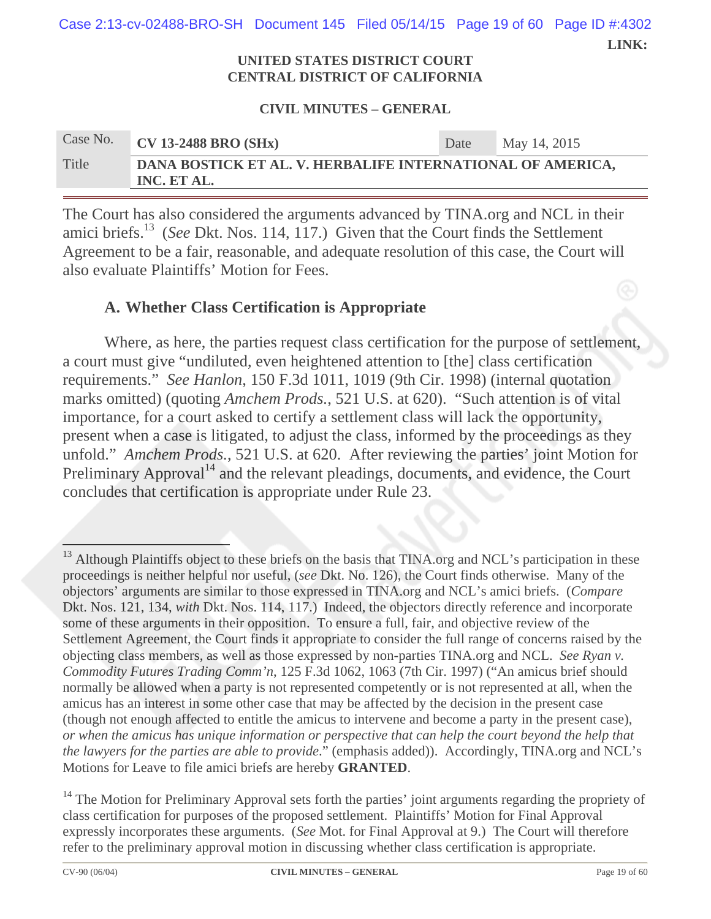The Court has also considered the arguments advanced by TINA.org and NCL in their amici briefs.[13] (*See* Dkt. Nos. 114, 117.) Given that the Court finds the Settlement Agreement to be a fair, reasonable, and adequate resolution of this case, the Court will also evaluate Plaintiffs' Motion for Fees.

### A. Whether Class Certification is Appropriate

Where, as here, the parties request class certification for the purpose of settlement, a court must give "undiluted, even heightened attention to [the] class certification requirements." *See Hanlon*, 150 F.3d 1011, 1019 (9th Cir. 1998) (internal quotation marks omitted) (quoting *Amchem Prods.*, 521 U.S. at 620). "Such attention is of vital importance, for a court asked to certify a settlement class will lack the opportunity, present when a case is litigated, to adjust the class, informed by the proceedings as they unfold." *Amchem Prods.*, 521 U.S. at 620. After reviewing the parties' joint Motion for Preliminary Approval[14] and the relevant pleadings, documents, and evidence, the Court concludes that certification is appropriate under Rule 23.

---

[13] Although Plaintiffs object to these briefs on the basis that TINA.org and NCL's participation in these proceedings is neither helpful nor useful, (*see* Dkt. No. 126), the Court finds otherwise. Many of the objectors' arguments are similar to those expressed in TINA.org and NCL's amici briefs. (*Compare* Dkt. Nos. 121, 134, *with* Dkt. Nos. 114, 117.) Indeed, the objectors directly reference and incorporate some of these arguments in their opposition. To ensure a full, fair, and objective review of the Settlement Agreement, the Court finds it appropriate to consider the full range of concerns raised by the objecting class members, as well as those expressed by non-parties TINA.org and NCL. *See Ryan v. Commodity Futures Trading Comm'n*, 125 F.3d 1062, 1063 (7th Cir. 1997) ("An amicus brief should normally be allowed when a party is not represented competently or is not represented at all, when the amicus has an interest in some other case that may be affected by the decision in the present case (though not enough affected to entitle the amicus to intervene and become a party in the present case), *or when the amicus has unique information or perspective that can help the court beyond the help that the lawyers for the parties are able to provide*." (emphasis added)). Accordingly, TINA.org and NCL's Motions for Leave to file amici briefs are hereby **GRANTED**.

[14] The Motion for Preliminary Approval sets forth the parties' joint arguments regarding the propriety of class certification for purposes of the proposed settlement. Plaintiffs' Motion for Final Approval expressly incorporates these arguments. (*See* Mot. for Final Approval at 9.) The Court will therefore refer to the preliminary approval motion in discussing whether class certification is appropriate.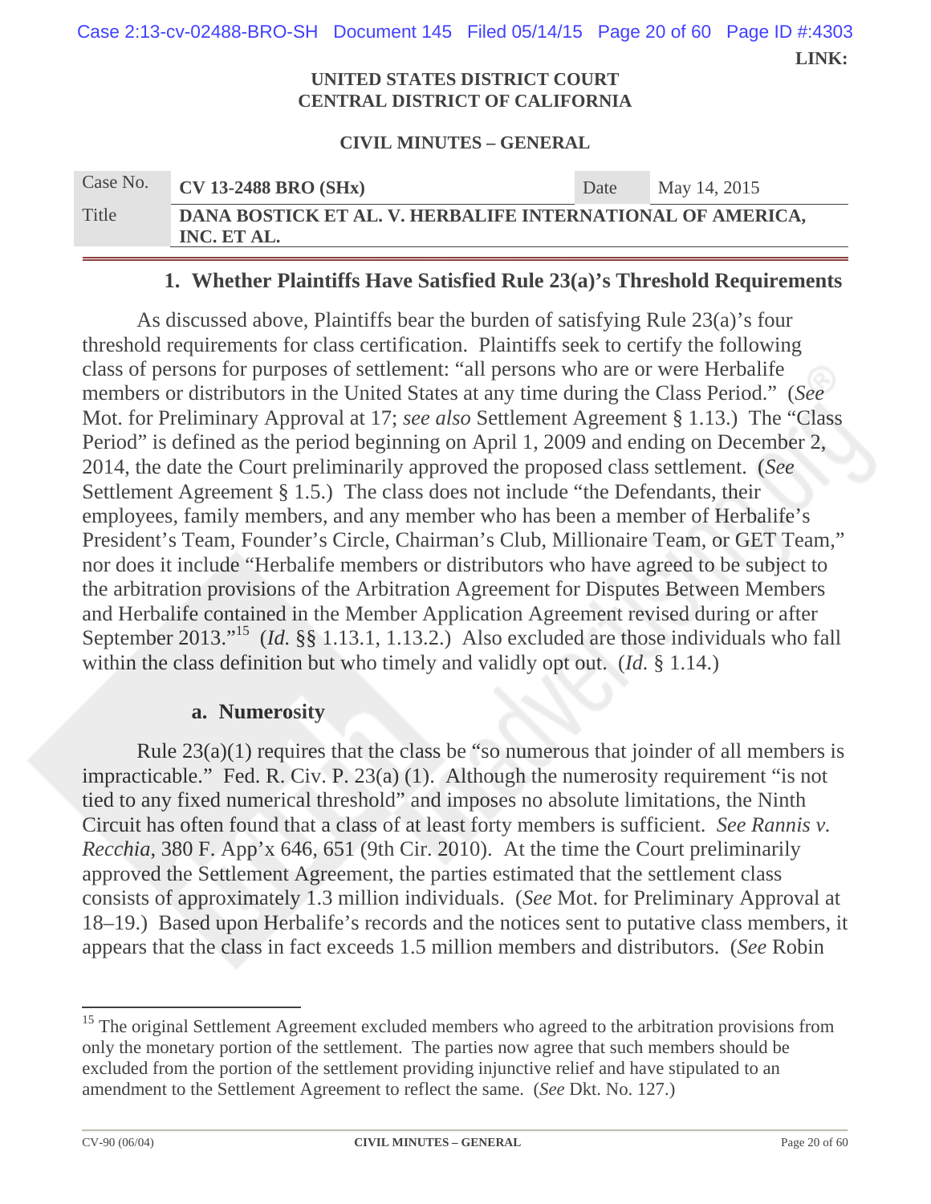### 1. Whether Plaintiffs Have Satisfied Rule 23(a)'s Threshold Requirements

As discussed above, Plaintiffs bear the burden of satisfying Rule 23(a)'s four threshold requirements for class certification. Plaintiffs seek to certify the following class of persons for purposes of settlement: "all persons who are or were Herbalife members or distributors in the United States at any time during the Class Period." (*See* Mot. for Preliminary Approval at 17; *see also* Settlement Agreement § 1.13.) The "Class Period" is defined as the period beginning on April 1, 2009 and ending on December 2, 2014, the date the Court preliminarily approved the proposed class settlement. (*See* Settlement Agreement § 1.5.) The class does not include "the Defendants, their employees, family members, and any member who has been a member of Herbalife's President's Team, Founder's Circle, Chairman's Club, Millionaire Team, or GET Team," nor does it include "Herbalife members or distributors who have agreed to be subject to the arbitration provisions of the Arbitration Agreement for Disputes Between Members and Herbalife contained in the Member Application Agreement revised during or after September 2013."[15] (*Id.* §§ 1.13.1, 1.13.2.) Also excluded are those individuals who fall within the class definition but who timely and validly opt out. (*Id.* § 1.14.)

#### a. Numerosity

Rule 23(a)(1) requires that the class be "so numerous that joinder of all members is impracticable." Fed. R. Civ. P. 23(a) (1). Although the numerosity requirement "is not tied to any fixed numerical threshold" and imposes no absolute limitations, the Ninth Circuit has often found that a class of at least forty members is sufficient. *See Rannis v. Recchia*, 380 F. App'x 646, 651 (9th Cir. 2010). At the time the Court preliminarily approved the Settlement Agreement, the parties estimated that the settlement class consists of approximately 1.3 million individuals. (*See* Mot. for Preliminary Approval at 18–19.) Based upon Herbalife's records and the notices sent to putative class members, it appears that the class in fact exceeds 1.5 million members and distributors. (*See* Robin

---

[15] The original Settlement Agreement excluded members who agreed to the arbitration provisions from only the monetary portion of the settlement. The parties now agree that such members should be excluded from the portion of the settlement providing injunctive relief and have stipulated to an amendment to the Settlement Agreement to reflect the same. (*See* Dkt. No. 127.)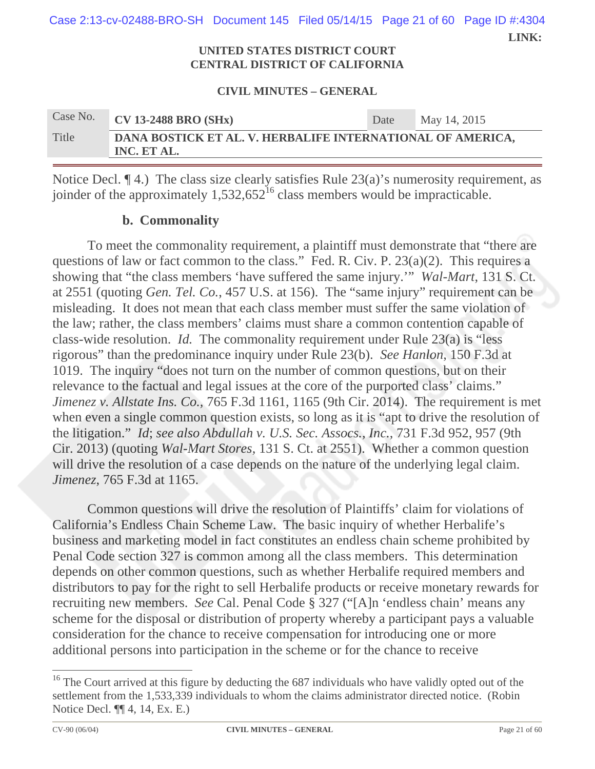Notice Decl. ¶ 4.) The class size clearly satisfies Rule 23(a)'s numerosity requirement, as joinder of the approximately 1,532,652[16] class members would be impracticable.

### b. Commonality

To meet the commonality requirement, a plaintiff must demonstrate that "there are questions of law or fact common to the class." Fed. R. Civ. P. 23(a)(2). This requires a showing that "the class members 'have suffered the same injury.'" *Wal-Mart*, 131 S. Ct. at 2551 (quoting *Gen. Tel. Co.*, 457 U.S. at 156). The "same injury" requirement can be misleading. It does not mean that each class member must suffer the same violation of the law; rather, the class members' claims must share a common contention capable of class-wide resolution. *Id.* The commonality requirement under Rule 23(a) is "less rigorous" than the predominance inquiry under Rule 23(b). *See Hanlon*, 150 F.3d at 1019. The inquiry "does not turn on the number of common questions, but on their relevance to the factual and legal issues at the core of the purported class' claims." *Jimenez v. Allstate Ins. Co.*, 765 F.3d 1161, 1165 (9th Cir. 2014). The requirement is met when even a single common question exists, so long as it is "apt to drive the resolution of the litigation." *Id*; *see also Abdullah v. U.S. Sec. Assocs., Inc.*, 731 F.3d 952, 957 (9th Cir. 2013) (quoting *Wal-Mart Stores*, 131 S. Ct. at 2551). Whether a common question will drive the resolution of a case depends on the nature of the underlying legal claim. *Jimenez*, 765 F.3d at 1165.

Common questions will drive the resolution of Plaintiffs' claim for violations of California's Endless Chain Scheme Law. The basic inquiry of whether Herbalife's business and marketing model in fact constitutes an endless chain scheme prohibited by Penal Code section 327 is common among all the class members. This determination depends on other common questions, such as whether Herbalife required members and distributors to pay for the right to sell Herbalife products or receive monetary rewards for recruiting new members. *See* Cal. Penal Code § 327 ("[A]n 'endless chain' means any scheme for the disposal or distribution of property whereby a participant pays a valuable consideration for the chance to receive compensation for introducing one or more additional persons into participation in the scheme or for the chance to receive

---

[16] The Court arrived at this figure by deducting the 687 individuals who have validly opted out of the settlement from the 1,533,339 individuals to whom the claims administrator directed notice. (Robin Notice Decl. ¶¶ 4, 14, Ex. E.)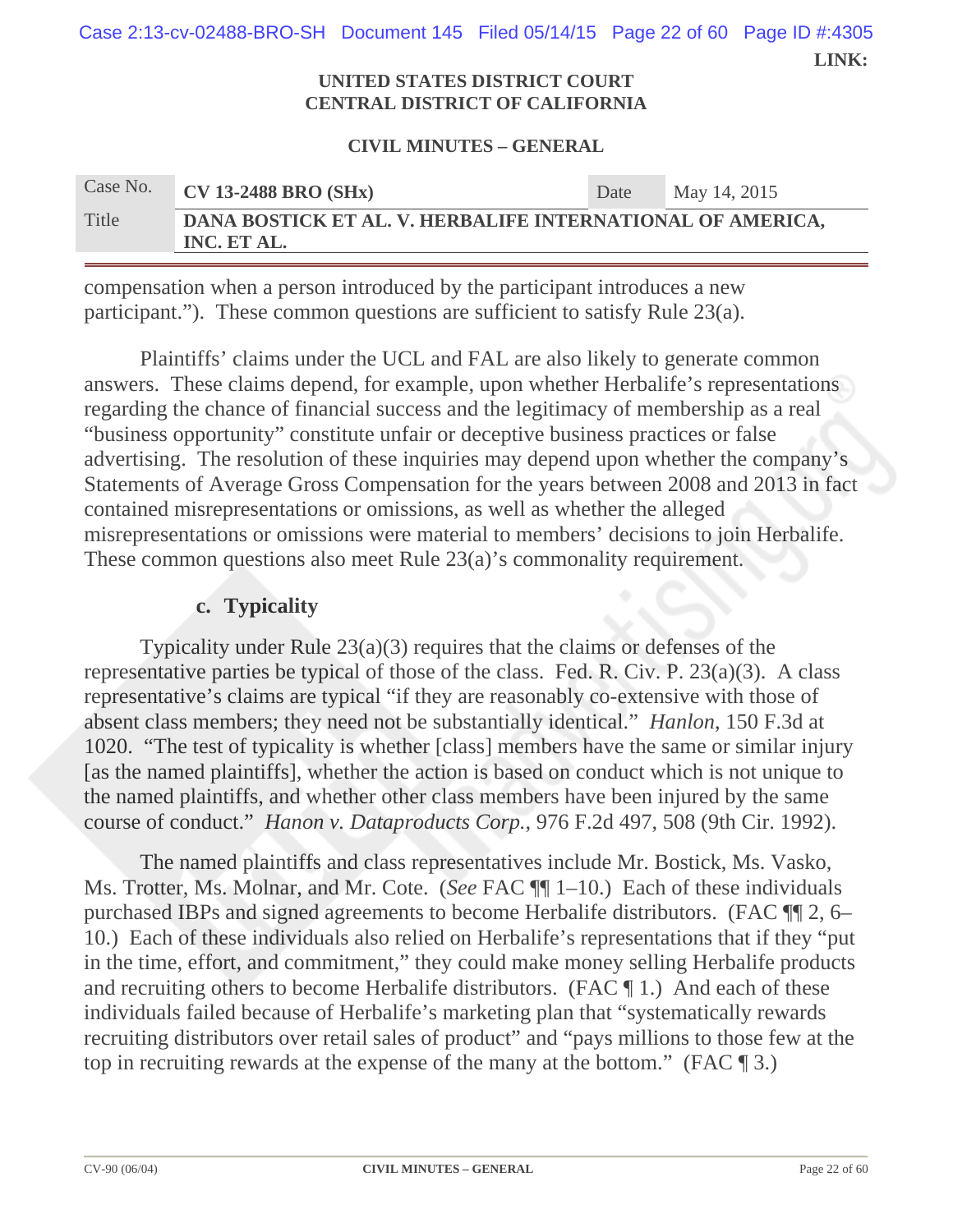compensation when a person introduced by the participant introduces a new participant."). These common questions are sufficient to satisfy Rule 23(a).

Plaintiffs' claims under the UCL and FAL are also likely to generate common answers. These claims depend, for example, upon whether Herbalife's representations regarding the chance of financial success and the legitimacy of membership as a real "business opportunity" constitute unfair or deceptive business practices or false advertising. The resolution of these inquiries may depend upon whether the company's Statements of Average Gross Compensation for the years between 2008 and 2013 in fact contained misrepresentations or omissions, as well as whether the alleged misrepresentations or omissions were material to members' decisions to join Herbalife. These common questions also meet Rule 23(a)'s commonality requirement.

### c. Typicality

Typicality under Rule 23(a)(3) requires that the claims or defenses of the representative parties be typical of those of the class. Fed. R. Civ. P. 23(a)(3). A class representative's claims are typical "if they are reasonably co-extensive with those of absent class members; they need not be substantially identical." *Hanlon*, 150 F.3d at 1020. "The test of typicality is whether [class] members have the same or similar injury [as the named plaintiffs], whether the action is based on conduct which is not unique to the named plaintiffs, and whether other class members have been injured by the same course of conduct." *Hanon v. Dataproducts Corp.*, 976 F.2d 497, 508 (9th Cir. 1992).

The named plaintiffs and class representatives include Mr. Bostick, Ms. Vasko, Ms. Trotter, Ms. Molnar, and Mr. Cote. (*See* FAC ¶¶ 1–10.) Each of these individuals purchased IBPs and signed agreements to become Herbalife distributors. (FAC ¶¶ 2, 6–10.) Each of these individuals also relied on Herbalife's representations that if they "put in the time, effort, and commitment," they could make money selling Herbalife products and recruiting others to become Herbalife distributors. (FAC ¶ 1.) And each of these individuals failed because of Herbalife's marketing plan that "systematically rewards recruiting distributors over retail sales of product" and "pays millions to those few at the top in recruiting rewards at the expense of the many at the bottom." (FAC ¶ 3.)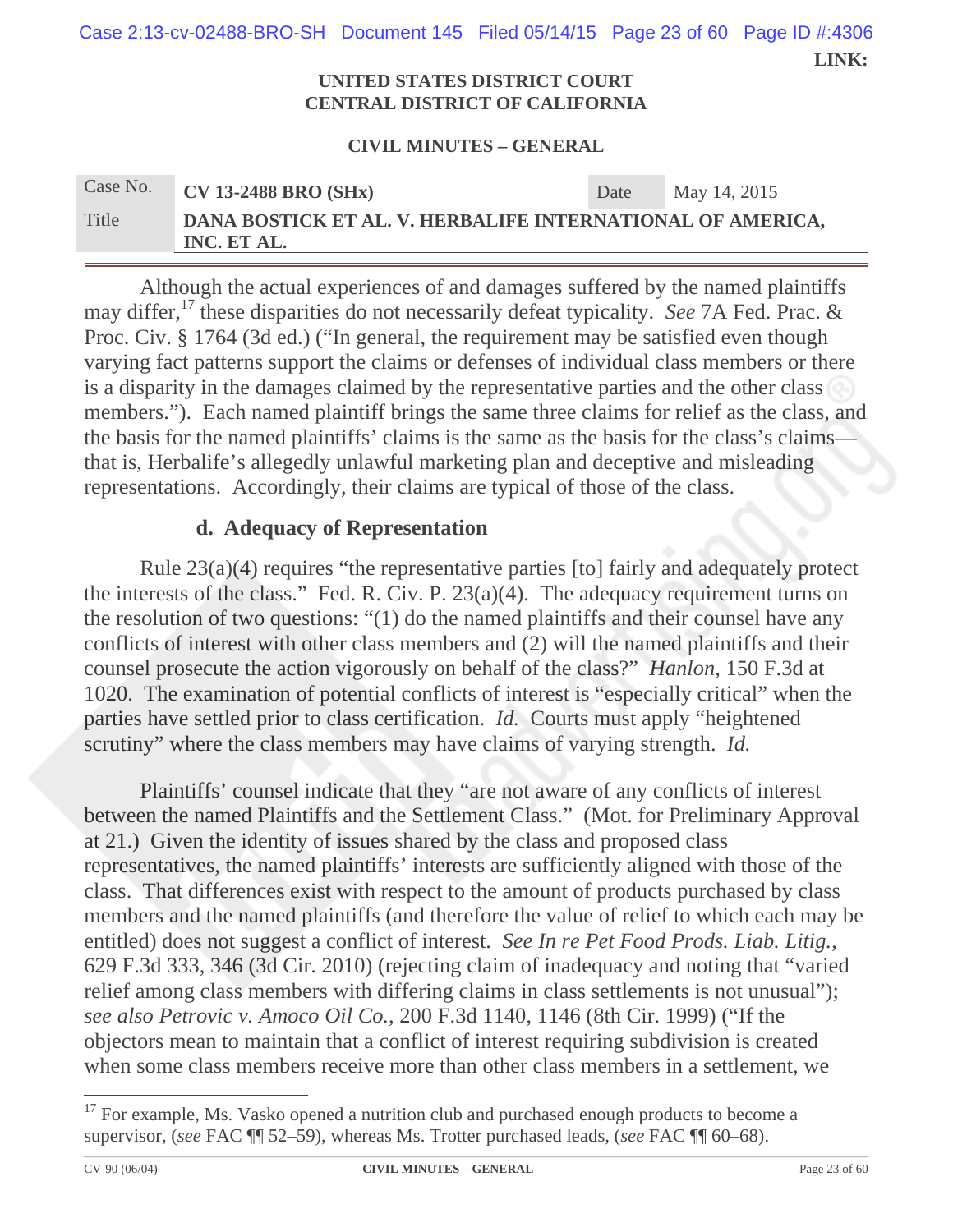Although the actual experiences of and damages suffered by the named plaintiffs may differ,[17] these disparities do not necessarily defeat typicality. *See* 7A Fed. Prac. & Proc. Civ. § 1764 (3d ed.) ("In general, the requirement may be satisfied even though varying fact patterns support the claims or defenses of individual class members or there is a disparity in the damages claimed by the representative parties and the other class members."). Each named plaintiff brings the same three claims for relief as the class, and the basis for the named plaintiffs' claims is the same as the basis for the class's claims—that is, Herbalife's allegedly unlawful marketing plan and deceptive and misleading representations. Accordingly, their claims are typical of those of the class.

### d. Adequacy of Representation

Rule 23(a)(4) requires "the representative parties [to] fairly and adequately protect the interests of the class." Fed. R. Civ. P. 23(a)(4). The adequacy requirement turns on the resolution of two questions: "(1) do the named plaintiffs and their counsel have any conflicts of interest with other class members and (2) will the named plaintiffs and their counsel prosecute the action vigorously on behalf of the class?" *Hanlon*, 150 F.3d at 1020. The examination of potential conflicts of interest is "especially critical" when the parties have settled prior to class certification. *Id.* Courts must apply "heightened scrutiny" where the class members may have claims of varying strength. *Id.*

Plaintiffs' counsel indicate that they "are not aware of any conflicts of interest between the named Plaintiffs and the Settlement Class." (Mot. for Preliminary Approval at 21.) Given the identity of issues shared by the class and proposed class representatives, the named plaintiffs' interests are sufficiently aligned with those of the class. That differences exist with respect to the amount of products purchased by class members and the named plaintiffs (and therefore the value of relief to which each may be entitled) does not suggest a conflict of interest. *See In re Pet Food Prods. Liab. Litig.*, 629 F.3d 333, 346 (3d Cir. 2010) (rejecting claim of inadequacy and noting that "varied relief among class members with differing claims in class settlements is not unusual"); *see also Petrovic v. Amoco Oil Co.*, 200 F.3d 1140, 1146 (8th Cir. 1999) ("If the objectors mean to maintain that a conflict of interest requiring subdivision is created when some class members receive more than other class members in a settlement, we

---

[17] For example, Ms. Vasko opened a nutrition club and purchased enough products to become a supervisor, (*see* FAC ¶¶ 52–59), whereas Ms. Trotter purchased leads, (*see* FAC ¶¶ 60–68).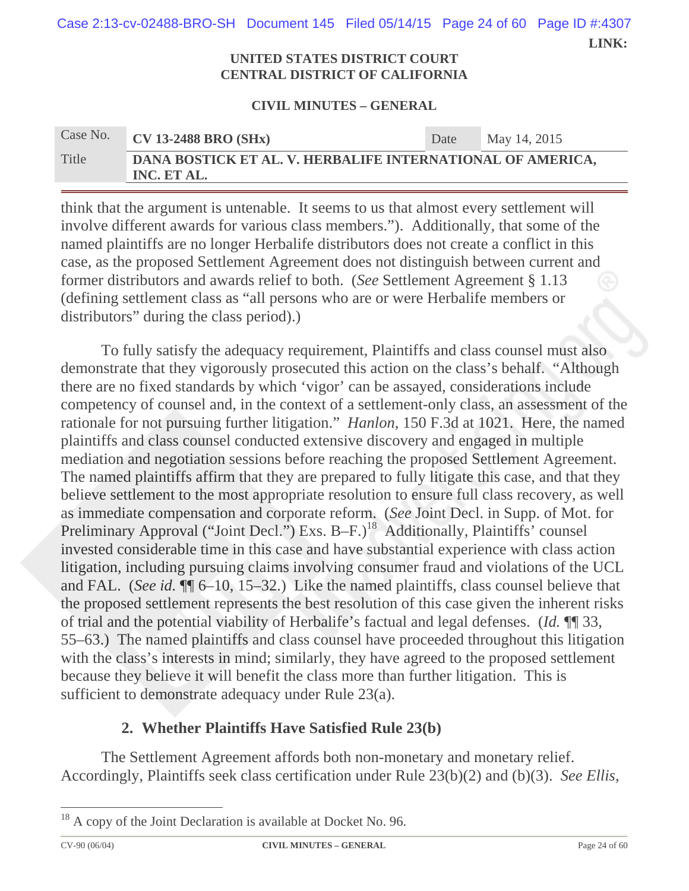think that the argument is untenable. It seems to us that almost every settlement will involve different awards for various class members."). Additionally, that some of the named plaintiffs are no longer Herbalife distributors does not create a conflict in this case, as the proposed Settlement Agreement does not distinguish between current and former distributors and awards relief to both. (*See* Settlement Agreement § 1.13 (defining settlement class as "all persons who are or were Herbalife members or distributors" during the class period).)

To fully satisfy the adequacy requirement, Plaintiffs and class counsel must also demonstrate that they vigorously prosecuted this action on the class's behalf. "Although there are no fixed standards by which 'vigor' can be assayed, considerations include competency of counsel and, in the context of a settlement-only class, an assessment of the rationale for not pursuing further litigation." *Hanlon*, 150 F.3d at 1021. Here, the named plaintiffs and class counsel conducted extensive discovery and engaged in multiple mediation and negotiation sessions before reaching the proposed Settlement Agreement. The named plaintiffs affirm that they are prepared to fully litigate this case, and that they believe settlement to the most appropriate resolution to ensure full class recovery, as well as immediate compensation and corporate reform. (*See* Joint Decl. in Supp. of Mot. for Preliminary Approval ("Joint Decl.") Exs. B–F.)[18] Additionally, Plaintiffs' counsel invested considerable time in this case and have substantial experience with class action litigation, including pursuing claims involving consumer fraud and violations of the UCL and FAL. (*See id.* ¶¶ 6–10, 15–32.) Like the named plaintiffs, class counsel believe that the proposed settlement represents the best resolution of this case given the inherent risks of trial and the potential viability of Herbalife's factual and legal defenses. (*Id.* ¶¶ 33, 55–63.) The named plaintiffs and class counsel have proceeded throughout this litigation with the class's interests in mind; similarly, they have agreed to the proposed settlement because they believe it will benefit the class more than further litigation. This is sufficient to demonstrate adequacy under Rule 23(a).

### 2. Whether Plaintiffs Have Satisfied Rule 23(b)

The Settlement Agreement affords both non-monetary and monetary relief. Accordingly, Plaintiffs seek class certification under Rule 23(b)(2) and (b)(3). *See Ellis*,

---

[18] A copy of the Joint Declaration is available at Docket No. 96.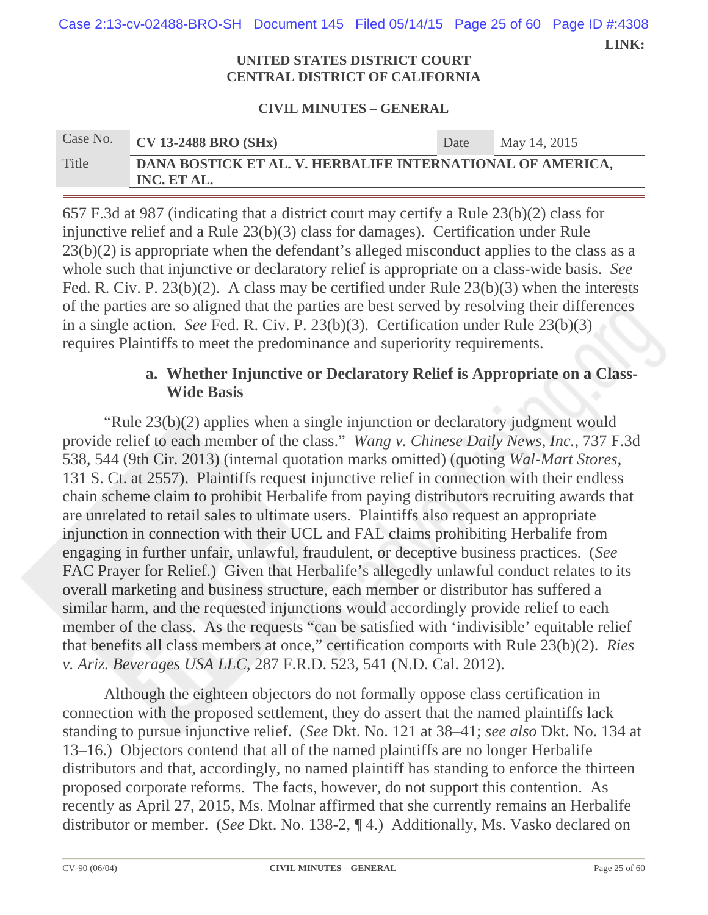657 F.3d at 987 (indicating that a district court may certify a Rule 23(b)(2) class for injunctive relief and a Rule 23(b)(3) class for damages). Certification under Rule 23(b)(2) is appropriate when the defendant's alleged misconduct applies to the class as a whole such that injunctive or declaratory relief is appropriate on a class-wide basis. *See* Fed. R. Civ. P. 23(b)(2). A class may be certified under Rule 23(b)(3) when the interests of the parties are so aligned that the parties are best served by resolving their differences in a single action. *See* Fed. R. Civ. P. 23(b)(3). Certification under Rule 23(b)(3) requires Plaintiffs to meet the predominance and superiority requirements.

**a. Whether Injunctive or Declaratory Relief is Appropriate on a Class-Wide Basis**

"Rule 23(b)(2) applies when a single injunction or declaratory judgment would provide relief to each member of the class." *Wang v. Chinese Daily News, Inc.*, 737 F.3d 538, 544 (9th Cir. 2013) (internal quotation marks omitted) (quoting *Wal-Mart Stores*, 131 S. Ct. at 2557). Plaintiffs request injunctive relief in connection with their endless chain scheme claim to prohibit Herbalife from paying distributors recruiting awards that are unrelated to retail sales to ultimate users. Plaintiffs also request an appropriate injunction in connection with their UCL and FAL claims prohibiting Herbalife from engaging in further unfair, unlawful, fraudulent, or deceptive business practices. (*See* FAC Prayer for Relief.) Given that Herbalife's allegedly unlawful conduct relates to its overall marketing and business structure, each member or distributor has suffered a similar harm, and the requested injunctions would accordingly provide relief to each member of the class. As the requests "can be satisfied with 'indivisible' equitable relief that benefits all class members at once," certification comports with Rule 23(b)(2). *Ries v. Ariz. Beverages USA LLC*, 287 F.R.D. 523, 541 (N.D. Cal. 2012).

Although the eighteen objectors do not formally oppose class certification in connection with the proposed settlement, they do assert that the named plaintiffs lack standing to pursue injunctive relief. (*See* Dkt. No. 121 at 38–41; *see also* Dkt. No. 134 at 13–16.) Objectors contend that all of the named plaintiffs are no longer Herbalife distributors and that, accordingly, no named plaintiff has standing to enforce the thirteen proposed corporate reforms. The facts, however, do not support this contention. As recently as April 27, 2015, Ms. Molnar affirmed that she currently remains an Herbalife distributor or member. (*See* Dkt. No. 138-2, ¶ 4.) Additionally, Ms. Vasko declared on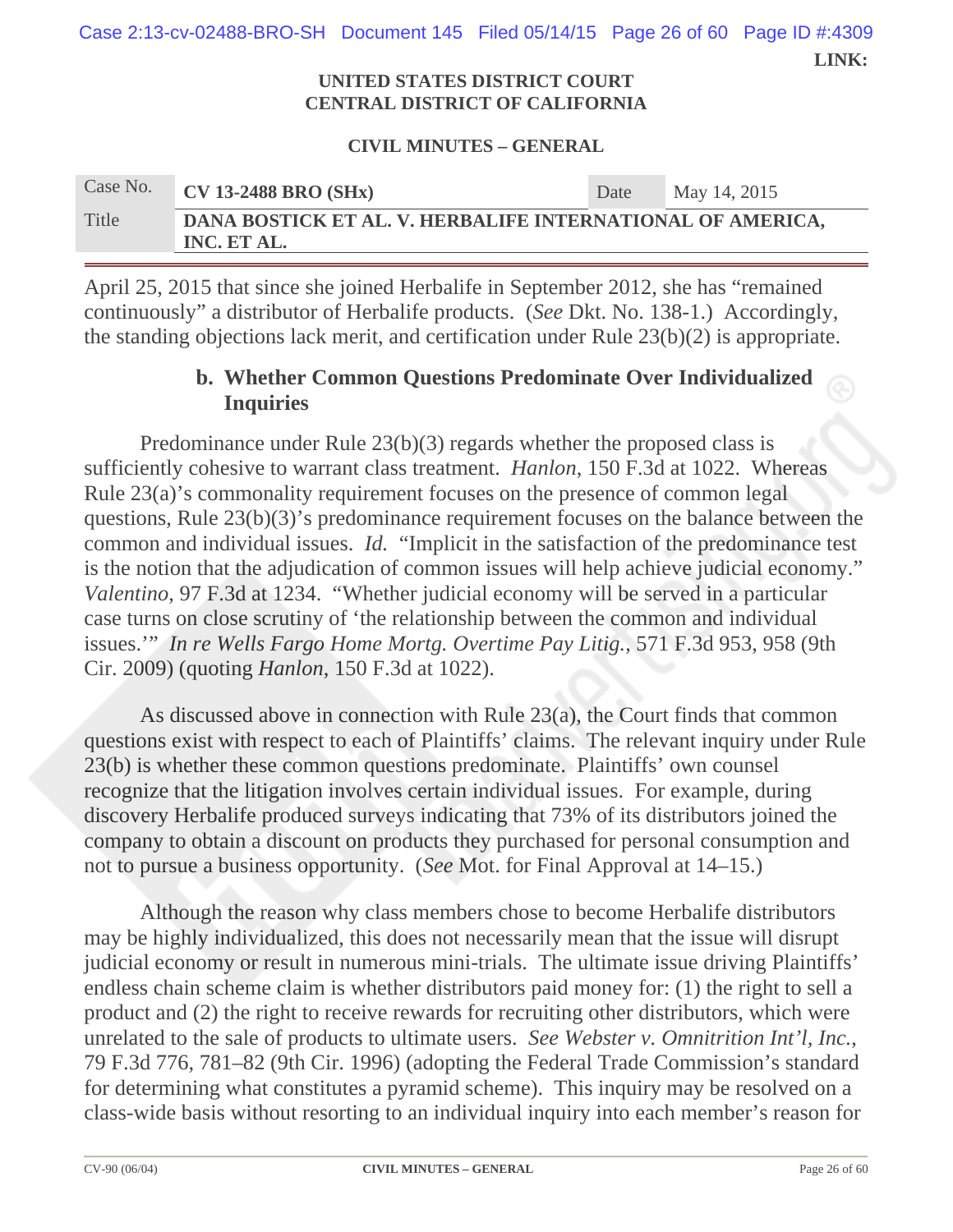April 25, 2015 that since she joined Herbalife in September 2012, she has "remained continuously" a distributor of Herbalife products. (*See* Dkt. No. 138-1.) Accordingly, the standing objections lack merit, and certification under Rule 23(b)(2) is appropriate.

### b. Whether Common Questions Predominate Over Individualized Inquiries

Predominance under Rule 23(b)(3) regards whether the proposed class is sufficiently cohesive to warrant class treatment. *Hanlon*, 150 F.3d at 1022. Whereas Rule 23(a)'s commonality requirement focuses on the presence of common legal questions, Rule 23(b)(3)'s predominance requirement focuses on the balance between the common and individual issues. *Id.* "Implicit in the satisfaction of the predominance test is the notion that the adjudication of common issues will help achieve judicial economy." *Valentino*, 97 F.3d at 1234. "Whether judicial economy will be served in a particular case turns on close scrutiny of 'the relationship between the common and individual issues.'" *In re Wells Fargo Home Mortg. Overtime Pay Litig.*, 571 F.3d 953, 958 (9th Cir. 2009) (quoting *Hanlon*, 150 F.3d at 1022).

As discussed above in connection with Rule 23(a), the Court finds that common questions exist with respect to each of Plaintiffs' claims. The relevant inquiry under Rule 23(b) is whether these common questions predominate. Plaintiffs' own counsel recognize that the litigation involves certain individual issues. For example, during discovery Herbalife produced surveys indicating that 73% of its distributors joined the company to obtain a discount on products they purchased for personal consumption and not to pursue a business opportunity. (*See* Mot. for Final Approval at 14–15.)

Although the reason why class members chose to become Herbalife distributors may be highly individualized, this does not necessarily mean that the issue will disrupt judicial economy or result in numerous mini-trials. The ultimate issue driving Plaintiffs' endless chain scheme claim is whether distributors paid money for: (1) the right to sell a product and (2) the right to receive rewards for recruiting other distributors, which were unrelated to the sale of products to ultimate users. *See Webster v. Omnitrition Int'l, Inc.*, 79 F.3d 776, 781–82 (9th Cir. 1996) (adopting the Federal Trade Commission's standard for determining what constitutes a pyramid scheme). This inquiry may be resolved on a class-wide basis without resorting to an individual inquiry into each member's reason for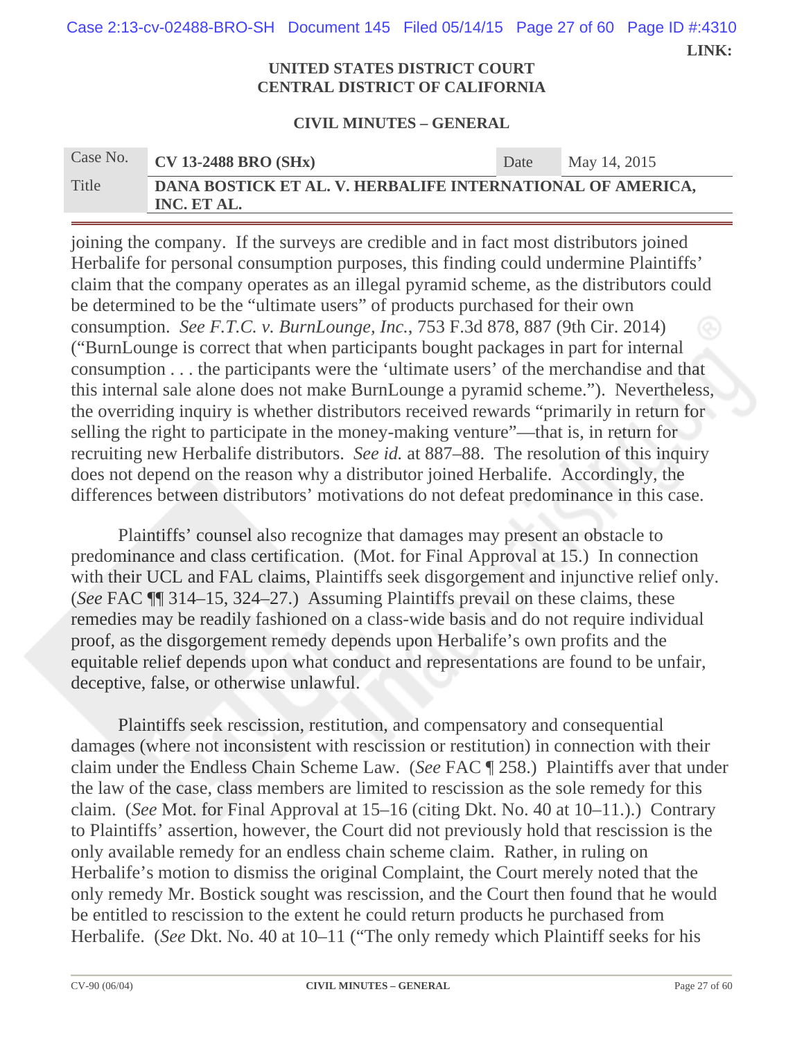joining the company. If the surveys are credible and in fact most distributors joined Herbalife for personal consumption purposes, this finding could undermine Plaintiffs' claim that the company operates as an illegal pyramid scheme, as the distributors could be determined to be the "ultimate users" of products purchased for their own consumption. *See F.T.C. v. BurnLounge, Inc.*, 753 F.3d 878, 887 (9th Cir. 2014) ("BurnLounge is correct that when participants bought packages in part for internal consumption . . . the participants were the 'ultimate users' of the merchandise and that this internal sale alone does not make BurnLounge a pyramid scheme."). Nevertheless, the overriding inquiry is whether distributors received rewards "primarily in return for selling the right to participate in the money-making venture"—that is, in return for recruiting new Herbalife distributors. *See id.* at 887–88. The resolution of this inquiry does not depend on the reason why a distributor joined Herbalife. Accordingly, the differences between distributors' motivations do not defeat predominance in this case.

Plaintiffs' counsel also recognize that damages may present an obstacle to predominance and class certification. (Mot. for Final Approval at 15.) In connection with their UCL and FAL claims, Plaintiffs seek disgorgement and injunctive relief only. (*See* FAC ¶¶ 314–15, 324–27.) Assuming Plaintiffs prevail on these claims, these remedies may be readily fashioned on a class-wide basis and do not require individual proof, as the disgorgement remedy depends upon Herbalife's own profits and the equitable relief depends upon what conduct and representations are found to be unfair, deceptive, false, or otherwise unlawful.

Plaintiffs seek rescission, restitution, and compensatory and consequential damages (where not inconsistent with rescission or restitution) in connection with their claim under the Endless Chain Scheme Law. (*See* FAC ¶ 258.) Plaintiffs aver that under the law of the case, class members are limited to rescission as the sole remedy for this claim. (*See* Mot. for Final Approval at 15–16 (citing Dkt. No. 40 at 10–11.).) Contrary to Plaintiffs' assertion, however, the Court did not previously hold that rescission is the only available remedy for an endless chain scheme claim. Rather, in ruling on Herbalife's motion to dismiss the original Complaint, the Court merely noted that the only remedy Mr. Bostick sought was rescission, and the Court then found that he would be entitled to rescission to the extent he could return products he purchased from Herbalife. (*See* Dkt. No. 40 at 10–11 ("The only remedy which Plaintiff seeks for his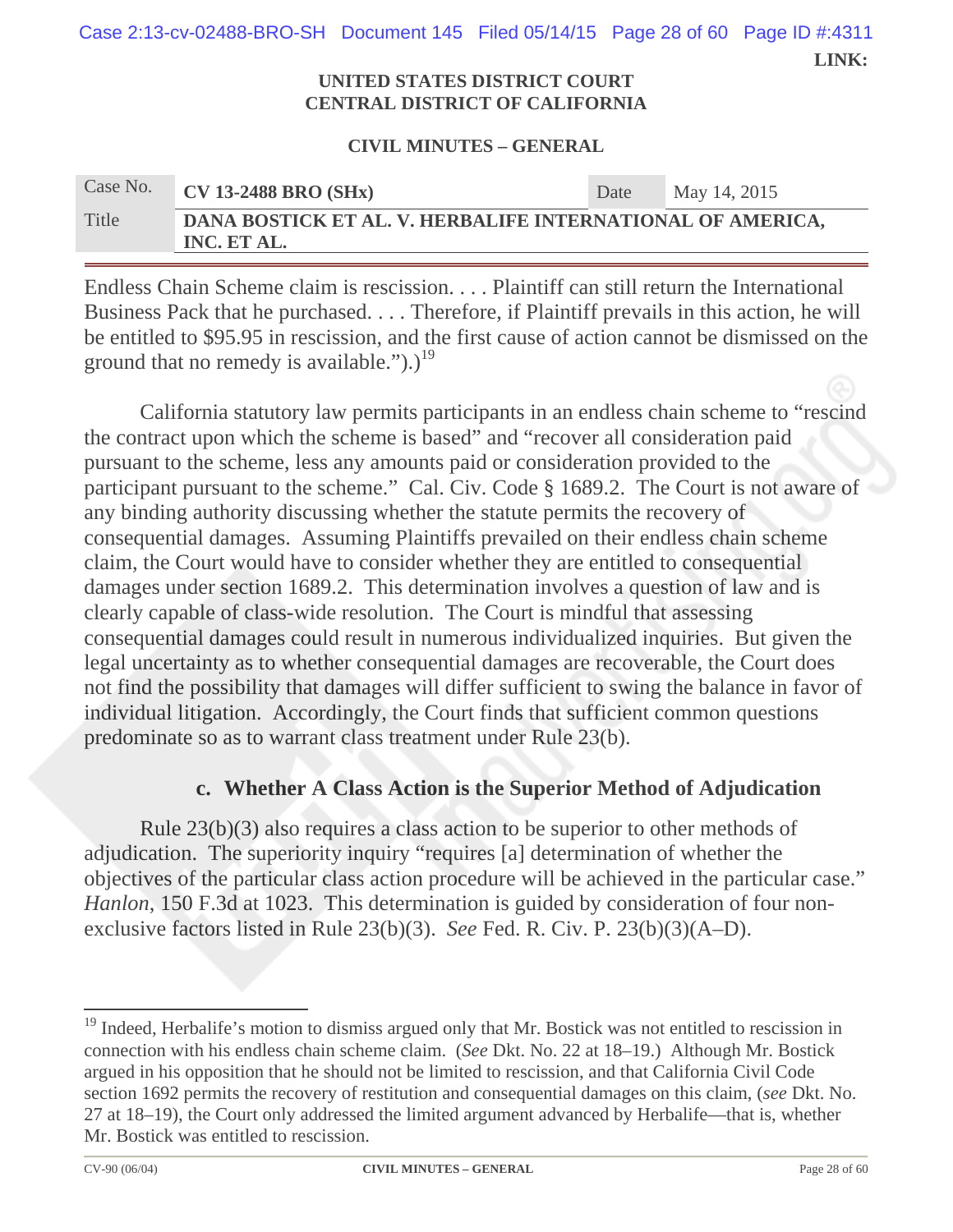Endless Chain Scheme claim is rescission. . . . Plaintiff can still return the International Business Pack that he purchased. . . . Therefore, if Plaintiff prevails in this action, he will be entitled to $95.95 in rescission, and the first cause of action cannot be dismissed on the ground that no remedy is available.").)[19]

California statutory law permits participants in an endless chain scheme to "rescind the contract upon which the scheme is based" and "recover all consideration paid pursuant to the scheme, less any amounts paid or consideration provided to the participant pursuant to the scheme." Cal. Civ. Code § 1689.2. The Court is not aware of any binding authority discussing whether the statute permits the recovery of consequential damages. Assuming Plaintiffs prevailed on their endless chain scheme claim, the Court would have to consider whether they are entitled to consequential damages under section 1689.2. This determination involves a question of law and is clearly capable of class-wide resolution. The Court is mindful that assessing consequential damages could result in numerous individualized inquiries. But given the legal uncertainty as to whether consequential damages are recoverable, the Court does not find the possibility that damages will differ sufficient to swing the balance in favor of individual litigation. Accordingly, the Court finds that sufficient common questions predominate so as to warrant class treatment under Rule 23(b).

### c. Whether A Class Action is the Superior Method of Adjudication

Rule 23(b)(3) also requires a class action to be superior to other methods of adjudication. The superiority inquiry "requires [a] determination of whether the objectives of the particular class action procedure will be achieved in the particular case." *Hanlon*, 150 F.3d at 1023. This determination is guided by consideration of four non-exclusive factors listed in Rule 23(b)(3). *See* Fed. R. Civ. P. 23(b)(3)(A–D).

---

[19] Indeed, Herbalife's motion to dismiss argued only that Mr. Bostick was not entitled to rescission in connection with his endless chain scheme claim. (*See* Dkt. No. 22 at 18–19.) Although Mr. Bostick argued in his opposition that he should not be limited to rescission, and that California Civil Code section 1692 permits the recovery of restitution and consequential damages on this claim, (*see* Dkt. No. 27 at 18–19), the Court only addressed the limited argument advanced by Herbalife—that is, whether Mr. Bostick was entitled to rescission.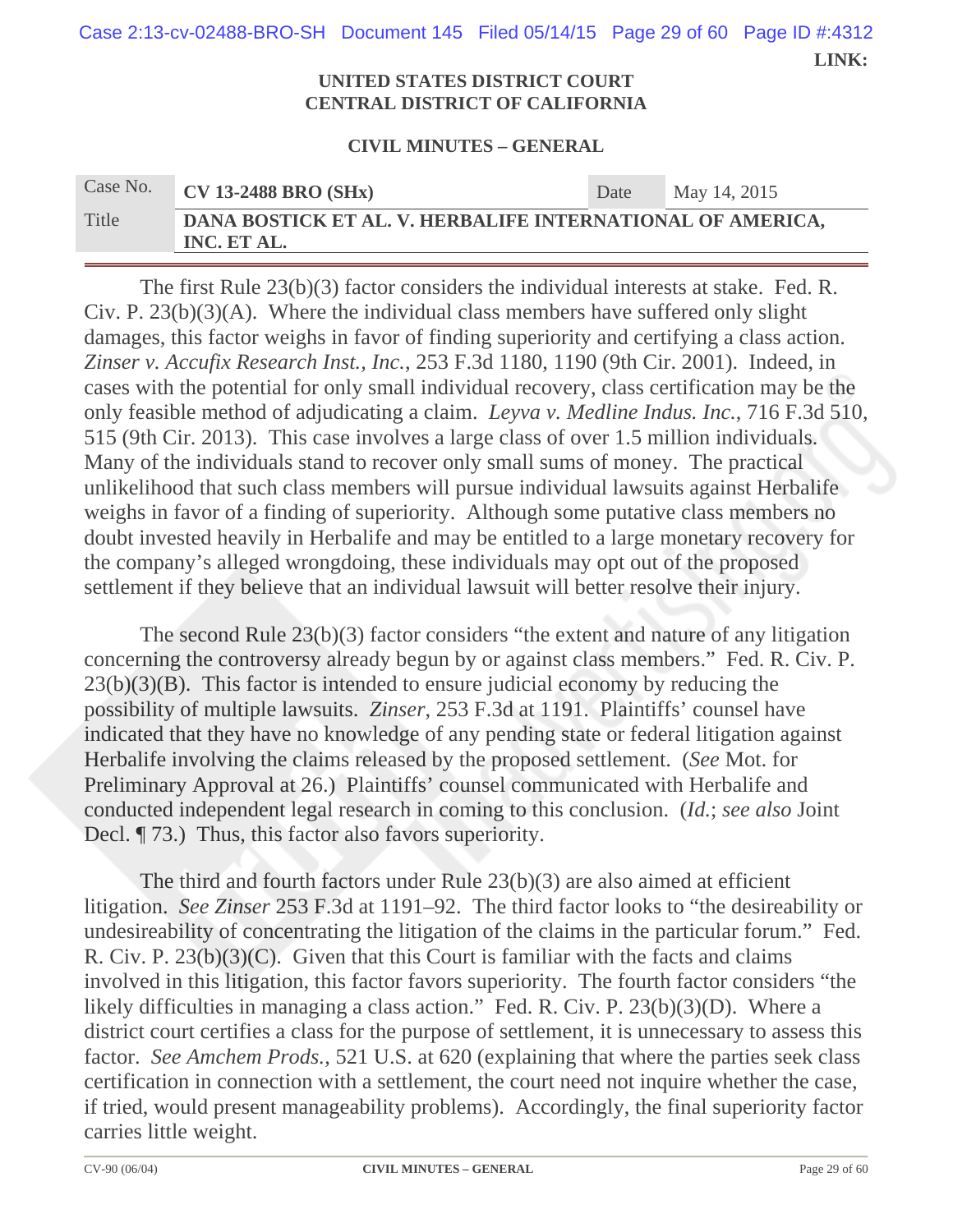The first Rule 23(b)(3) factor considers the individual interests at stake. Fed. R. Civ. P. 23(b)(3)(A). Where the individual class members have suffered only slight damages, this factor weighs in favor of finding superiority and certifying a class action. *Zinser v. Accufix Research Inst., Inc.*, 253 F.3d 1180, 1190 (9th Cir. 2001). Indeed, in cases with the potential for only small individual recovery, class certification may be the only feasible method of adjudicating a claim. *Leyva v. Medline Indus. Inc.*, 716 F.3d 510, 515 (9th Cir. 2013). This case involves a large class of over 1.5 million individuals. Many of the individuals stand to recover only small sums of money. The practical unlikelihood that such class members will pursue individual lawsuits against Herbalife weighs in favor of a finding of superiority. Although some putative class members no doubt invested heavily in Herbalife and may be entitled to a large monetary recovery for the company's alleged wrongdoing, these individuals may opt out of the proposed settlement if they believe that an individual lawsuit will better resolve their injury.

The second Rule 23(b)(3) factor considers "the extent and nature of any litigation concerning the controversy already begun by or against class members." Fed. R. Civ. P. 23(b)(3)(B). This factor is intended to ensure judicial economy by reducing the possibility of multiple lawsuits. *Zinser*, 253 F.3d at 1191. Plaintiffs' counsel have indicated that they have no knowledge of any pending state or federal litigation against Herbalife involving the claims released by the proposed settlement. (*See* Mot. for Preliminary Approval at 26.) Plaintiffs' counsel communicated with Herbalife and conducted independent legal research in coming to this conclusion. (*Id.*; *see also* Joint Decl. ¶ 73.) Thus, this factor also favors superiority.

The third and fourth factors under Rule 23(b)(3) are also aimed at efficient litigation. *See Zinser* 253 F.3d at 1191–92. The third factor looks to "the desireability or undesireability of concentrating the litigation of the claims in the particular forum." Fed. R. Civ. P. 23(b)(3)(C). Given that this Court is familiar with the facts and claims involved in this litigation, this factor favors superiority. The fourth factor considers "the likely difficulties in managing a class action." Fed. R. Civ. P. 23(b)(3)(D). Where a district court certifies a class for the purpose of settlement, it is unnecessary to assess this factor. *See Amchem Prods.*, 521 U.S. at 620 (explaining that where the parties seek class certification in connection with a settlement, the court need not inquire whether the case, if tried, would present manageability problems). Accordingly, the final superiority factor carries little weight.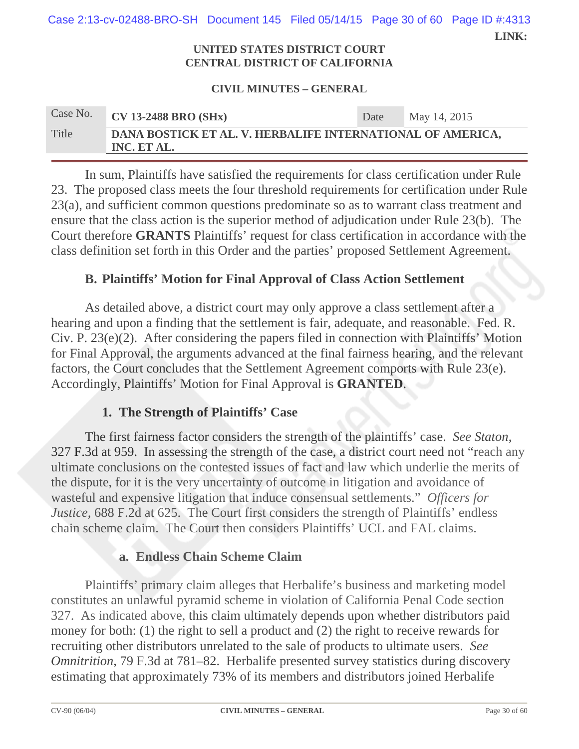In sum, Plaintiffs have satisfied the requirements for class certification under Rule 23. The proposed class meets the four threshold requirements for certification under Rule 23(a), and sufficient common questions predominate so as to warrant class treatment and ensure that the class action is the superior method of adjudication under Rule 23(b). The Court therefore **GRANTS** Plaintiffs' request for class certification in accordance with the class definition set forth in this Order and the parties' proposed Settlement Agreement.

### B. Plaintiffs' Motion for Final Approval of Class Action Settlement

As detailed above, a district court may only approve a class settlement after a hearing and upon a finding that the settlement is fair, adequate, and reasonable. Fed. R. Civ. P. 23(e)(2). After considering the papers filed in connection with Plaintiffs' Motion for Final Approval, the arguments advanced at the final fairness hearing, and the relevant factors, the Court concludes that the Settlement Agreement comports with Rule 23(e). Accordingly, Plaintiffs' Motion for Final Approval is **GRANTED**.

#### 1. The Strength of Plaintiffs' Case

The first fairness factor considers the strength of the plaintiffs' case. *See Staton*, 327 F.3d at 959. In assessing the strength of the case, a district court need not "reach any ultimate conclusions on the contested issues of fact and law which underlie the merits of the dispute, for it is the very uncertainty of outcome in litigation and avoidance of wasteful and expensive litigation that induce consensual settlements." *Officers for Justice*, 688 F.2d at 625. The Court first considers the strength of Plaintiffs' endless chain scheme claim. The Court then considers Plaintiffs' UCL and FAL claims.

##### a. Endless Chain Scheme Claim

Plaintiffs' primary claim alleges that Herbalife's business and marketing model constitutes an unlawful pyramid scheme in violation of California Penal Code section 327. As indicated above, this claim ultimately depends upon whether distributors paid money for both: (1) the right to sell a product and (2) the right to receive rewards for recruiting other distributors unrelated to the sale of products to ultimate users. *See Omnitrition*, 79 F.3d at 781–82. Herbalife presented survey statistics during discovery estimating that approximately 73% of its members and distributors joined Herbalife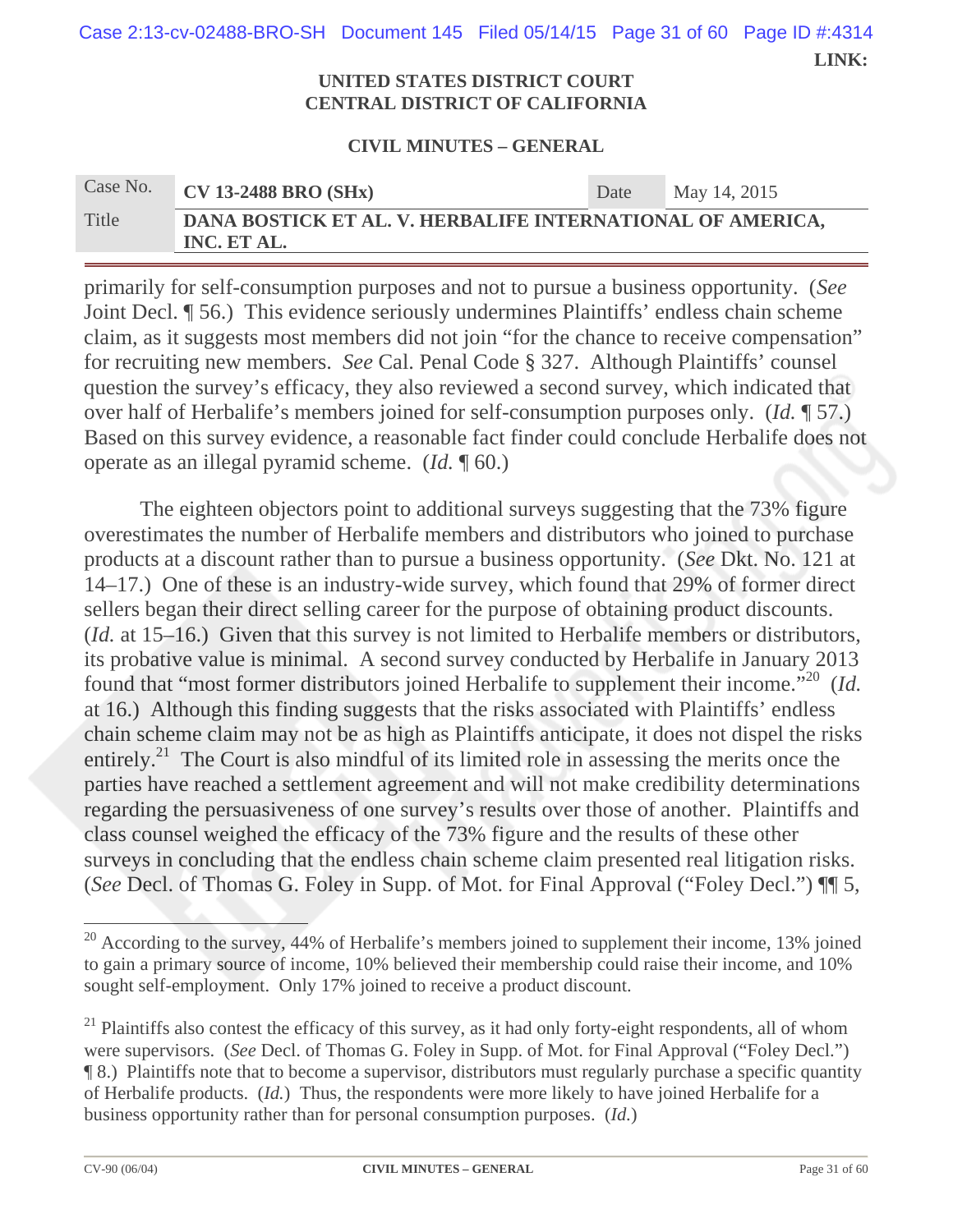primarily for self-consumption purposes and not to pursue a business opportunity. (*See* Joint Decl. ¶ 56.) This evidence seriously undermines Plaintiffs' endless chain scheme claim, as it suggests most members did not join "for the chance to receive compensation" for recruiting new members. *See* Cal. Penal Code § 327. Although Plaintiffs' counsel question the survey's efficacy, they also reviewed a second survey, which indicated that over half of Herbalife's members joined for self-consumption purposes only. (*Id.* ¶ 57.) Based on this survey evidence, a reasonable fact finder could conclude Herbalife does not operate as an illegal pyramid scheme. (*Id.* ¶ 60.)

The eighteen objectors point to additional surveys suggesting that the 73% figure overestimates the number of Herbalife members and distributors who joined to purchase products at a discount rather than to pursue a business opportunity. (*See* Dkt. No. 121 at 14–17.) One of these is an industry-wide survey, which found that 29% of former direct sellers began their direct selling career for the purpose of obtaining product discounts. (*Id.* at 15–16.) Given that this survey is not limited to Herbalife members or distributors, its probative value is minimal. A second survey conducted by Herbalife in January 2013 found that "most former distributors joined Herbalife to supplement their income."[20] (*Id.* at 16.) Although this finding suggests that the risks associated with Plaintiffs' endless chain scheme claim may not be as high as Plaintiffs anticipate, it does not dispel the risks entirely.[21] The Court is also mindful of its limited role in assessing the merits once the parties have reached a settlement agreement and will not make credibility determinations regarding the persuasiveness of one survey's results over those of another. Plaintiffs and class counsel weighed the efficacy of the 73% figure and the results of these other surveys in concluding that the endless chain scheme claim presented real litigation risks. (*See* Decl. of Thomas G. Foley in Supp. of Mot. for Final Approval ("Foley Decl.") ¶¶ 5,

---

[20] According to the survey, 44% of Herbalife's members joined to supplement their income, 13% joined to gain a primary source of income, 10% believed their membership could raise their income, and 10% sought self-employment. Only 17% joined to receive a product discount.

[21] Plaintiffs also contest the efficacy of this survey, as it had only forty-eight respondents, all of whom were supervisors. (*See* Decl. of Thomas G. Foley in Supp. of Mot. for Final Approval ("Foley Decl.") ¶ 8.) Plaintiffs note that to become a supervisor, distributors must regularly purchase a specific quantity of Herbalife products. (*Id.*) Thus, the respondents were more likely to have joined Herbalife for a business opportunity rather than for personal consumption purposes. (*Id.*)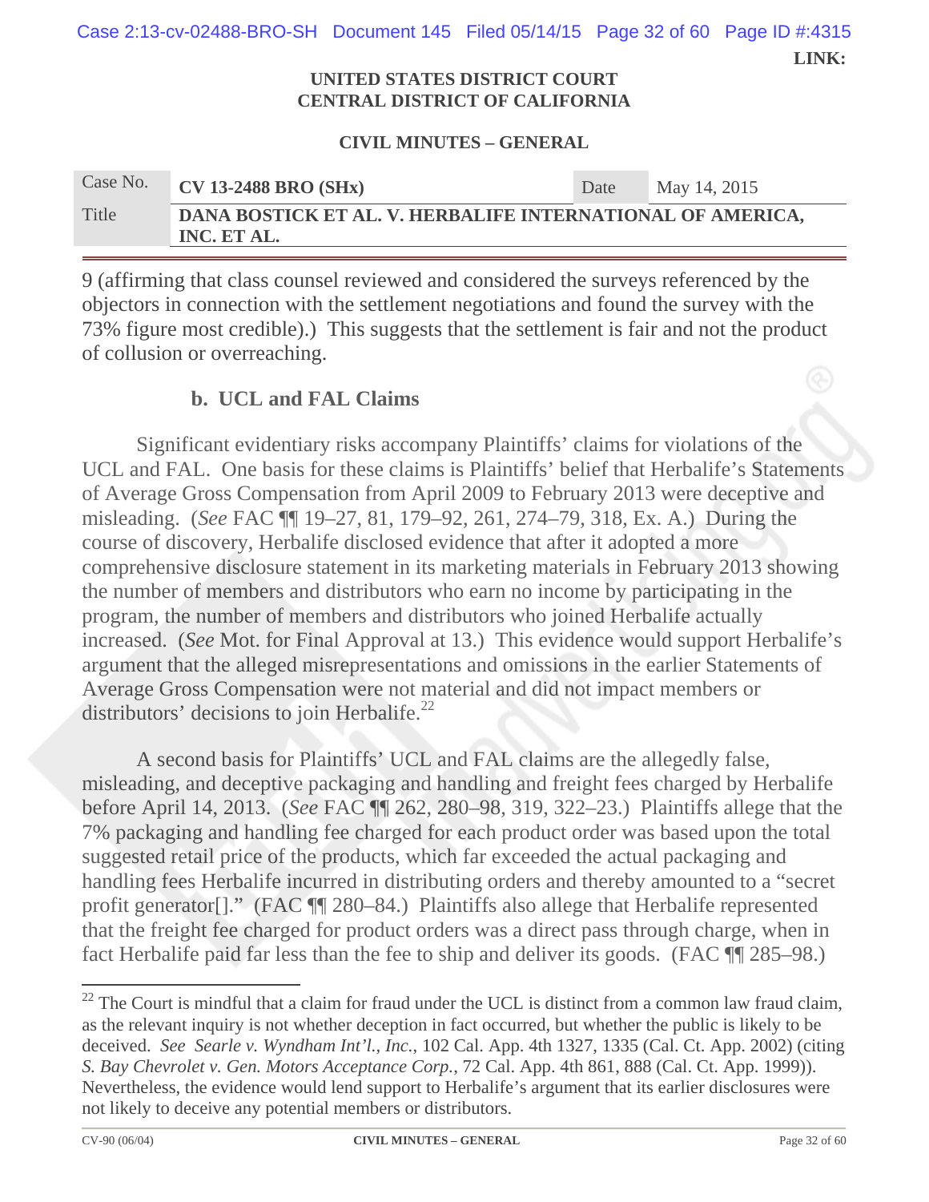9 (affirming that class counsel reviewed and considered the surveys referenced by the objectors in connection with the settlement negotiations and found the survey with the 73% figure most credible).) This suggests that the settlement is fair and not the product of collusion or overreaching.

### b. UCL and FAL Claims

Significant evidentiary risks accompany Plaintiffs' claims for violations of the UCL and FAL. One basis for these claims is Plaintiffs' belief that Herbalife's Statements of Average Gross Compensation from April 2009 to February 2013 were deceptive and misleading. (*See* FAC ¶¶ 19–27, 81, 179–92, 261, 274–79, 318, Ex. A.) During the course of discovery, Herbalife disclosed evidence that after it adopted a more comprehensive disclosure statement in its marketing materials in February 2013 showing the number of members and distributors who earn no income by participating in the program, the number of members and distributors who joined Herbalife actually increased. (*See* Mot. for Final Approval at 13.) This evidence would support Herbalife's argument that the alleged misrepresentations and omissions in the earlier Statements of Average Gross Compensation were not material and did not impact members or distributors' decisions to join Herbalife.[22]

A second basis for Plaintiffs' UCL and FAL claims are the allegedly false, misleading, and deceptive packaging and handling and freight fees charged by Herbalife before April 14, 2013. (*See* FAC ¶¶ 262, 280–98, 319, 322–23.) Plaintiffs allege that the 7% packaging and handling fee charged for each product order was based upon the total suggested retail price of the products, which far exceeded the actual packaging and handling fees Herbalife incurred in distributing orders and thereby amounted to a "secret profit generator[]." (FAC ¶¶ 280–84.) Plaintiffs also allege that Herbalife represented that the freight fee charged for product orders was a direct pass through charge, when in fact Herbalife paid far less than the fee to ship and deliver its goods. (FAC ¶¶ 285–98.)

---

[22] The Court is mindful that a claim for fraud under the UCL is distinct from a common law fraud claim, as the relevant inquiry is not whether deception in fact occurred, but whether the public is likely to be deceived. *See Searle v. Wyndham Int'l., Inc.*, 102 Cal. App. 4th 1327, 1335 (Cal. Ct. App. 2002) (citing *S. Bay Chevrolet v. Gen. Motors Acceptance Corp.*, 72 Cal. App. 4th 861, 888 (Cal. Ct. App. 1999)). Nevertheless, the evidence would lend support to Herbalife's argument that its earlier disclosures were not likely to deceive any potential members or distributors.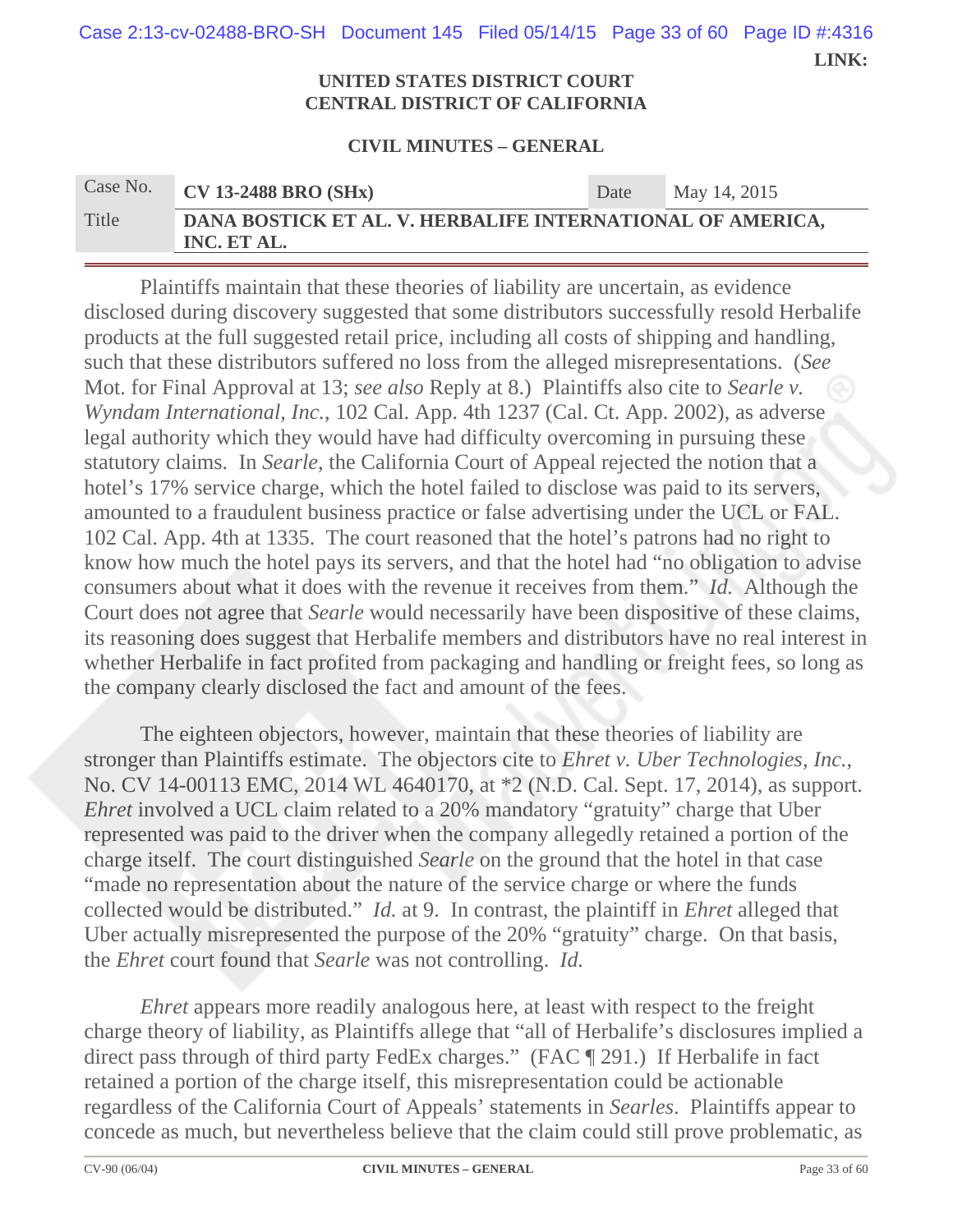Plaintiffs maintain that these theories of liability are uncertain, as evidence disclosed during discovery suggested that some distributors successfully resold Herbalife products at the full suggested retail price, including all costs of shipping and handling, such that these distributors suffered no loss from the alleged misrepresentations. (*See* Mot. for Final Approval at 13; *see also* Reply at 8.) Plaintiffs also cite to *Searle v. Wyndam International, Inc.*, 102 Cal. App. 4th 1237 (Cal. Ct. App. 2002), as adverse legal authority which they would have had difficulty overcoming in pursuing these statutory claims. In *Searle*, the California Court of Appeal rejected the notion that a hotel's 17% service charge, which the hotel failed to disclose was paid to its servers, amounted to a fraudulent business practice or false advertising under the UCL or FAL. 102 Cal. App. 4th at 1335. The court reasoned that the hotel's patrons had no right to know how much the hotel pays its servers, and that the hotel had "no obligation to advise consumers about what it does with the revenue it receives from them." *Id.* Although the Court does not agree that *Searle* would necessarily have been dispositive of these claims, its reasoning does suggest that Herbalife members and distributors have no real interest in whether Herbalife in fact profited from packaging and handling or freight fees, so long as the company clearly disclosed the fact and amount of the fees.

The eighteen objectors, however, maintain that these theories of liability are stronger than Plaintiffs estimate. The objectors cite to *Ehret v. Uber Technologies, Inc.*, No. CV 14-00113 EMC, 2014 WL 4640170, at *2 (N.D. Cal. Sept. 17, 2014), as support. *Ehret* involved a UCL claim related to a 20% mandatory "gratuity" charge that Uber represented was paid to the driver when the company allegedly retained a portion of the charge itself. The court distinguished *Searle* on the ground that the hotel in that case "made no representation about the nature of the service charge or where the funds collected would be distributed." *Id.* at 9. In contrast, the plaintiff in *Ehret* alleged that Uber actually misrepresented the purpose of the 20% "gratuity" charge. On that basis, the *Ehret* court found that *Searle* was not controlling. *Id.*

*Ehret* appears more readily analogous here, at least with respect to the freight charge theory of liability, as Plaintiffs allege that "all of Herbalife's disclosures implied a direct pass through of third party FedEx charges." (FAC ¶ 291.) If Herbalife in fact retained a portion of the charge itself, this misrepresentation could be actionable regardless of the California Court of Appeals' statements in *Searles*. Plaintiffs appear to concede as much, but nevertheless believe that the claim could still prove problematic, as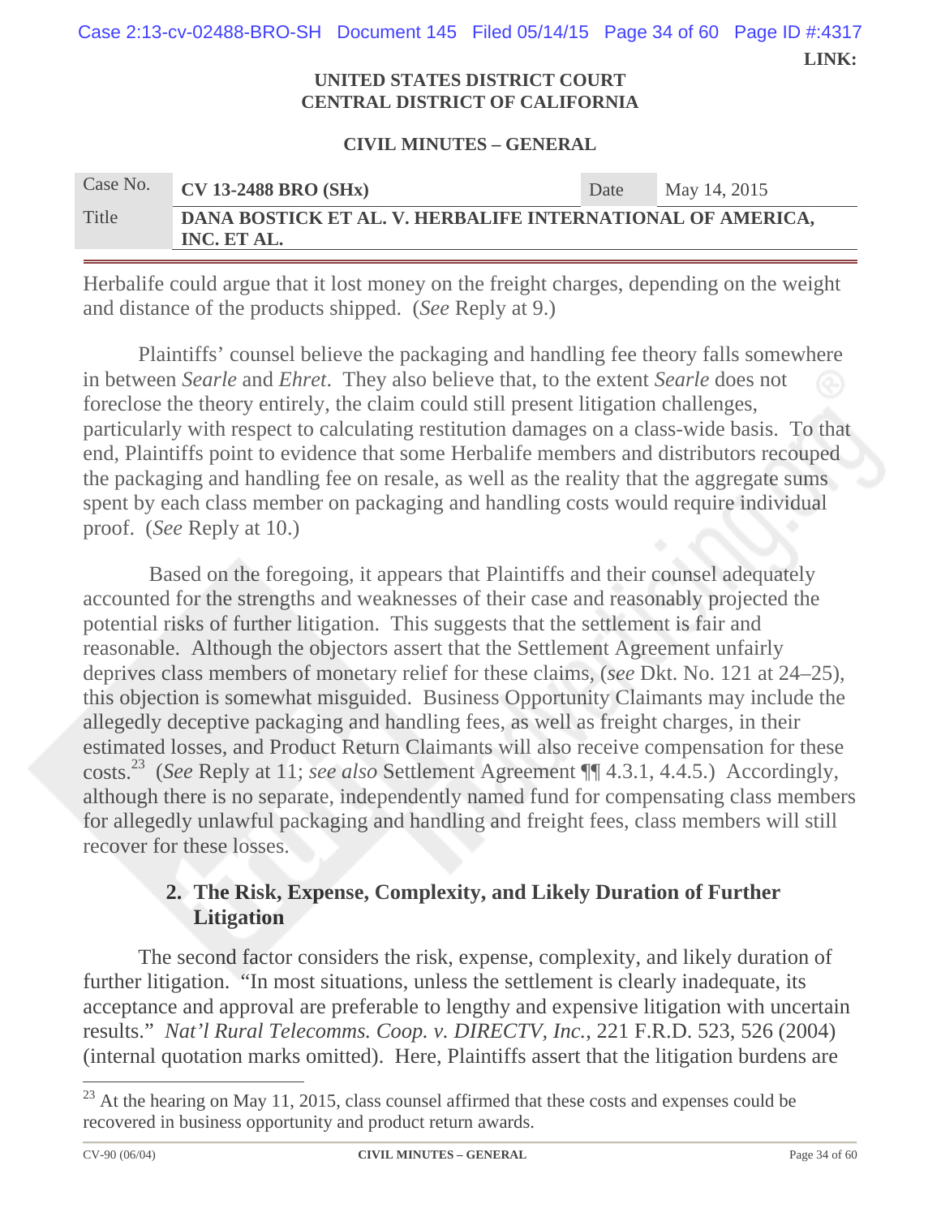Herbalife could argue that it lost money on the freight charges, depending on the weight and distance of the products shipped. (*See* Reply at 9.)

Plaintiffs' counsel believe the packaging and handling fee theory falls somewhere in between *Searle* and *Ehret*. They also believe that, to the extent *Searle* does not foreclose the theory entirely, the claim could still present litigation challenges, particularly with respect to calculating restitution damages on a class-wide basis. To that end, Plaintiffs point to evidence that some Herbalife members and distributors recouped the packaging and handling fee on resale, as well as the reality that the aggregate sums spent by each class member on packaging and handling costs would require individual proof. (*See* Reply at 10.)

Based on the foregoing, it appears that Plaintiffs and their counsel adequately accounted for the strengths and weaknesses of their case and reasonably projected the potential risks of further litigation. This suggests that the settlement is fair and reasonable. Although the objectors assert that the Settlement Agreement unfairly deprives class members of monetary relief for these claims, (*see* Dkt. No. 121 at 24–25), this objection is somewhat misguided. Business Opportunity Claimants may include the allegedly deceptive packaging and handling fees, as well as freight charges, in their estimated losses, and Product Return Claimants will also receive compensation for these costs.[23] (*See* Reply at 11; *see also* Settlement Agreement ¶¶ 4.3.1, 4.4.5.) Accordingly, although there is no separate, independently named fund for compensating class members for allegedly unlawful packaging and handling and freight fees, class members will still recover for these losses.

### 2. The Risk, Expense, Complexity, and Likely Duration of Further Litigation

The second factor considers the risk, expense, complexity, and likely duration of further litigation. "In most situations, unless the settlement is clearly inadequate, its acceptance and approval are preferable to lengthy and expensive litigation with uncertain results." *Nat'l Rural Telecomms. Coop. v. DIRECTV, Inc.*, 221 F.R.D. 523, 526 (2004) (internal quotation marks omitted). Here, Plaintiffs assert that the litigation burdens are

---

[23] At the hearing on May 11, 2015, class counsel affirmed that these costs and expenses could be recovered in business opportunity and product return awards.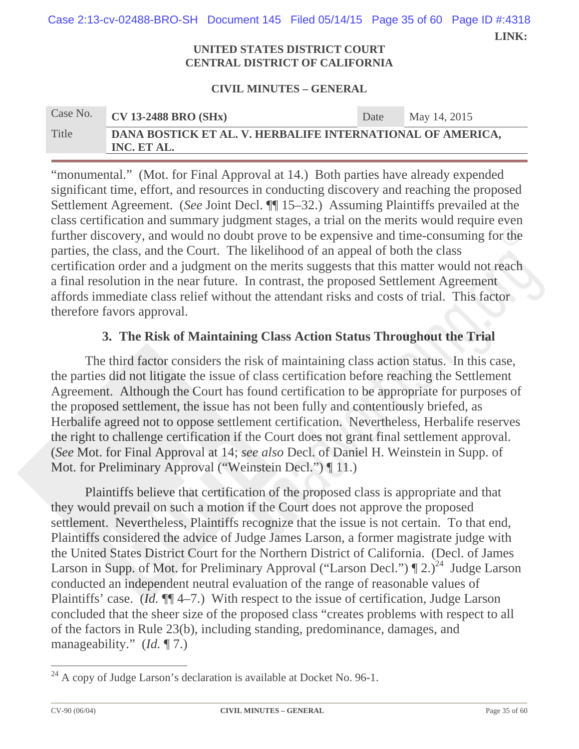"monumental." (Mot. for Final Approval at 14.) Both parties have already expended significant time, effort, and resources in conducting discovery and reaching the proposed Settlement Agreement. (*See* Joint Decl. ¶¶ 15–32.) Assuming Plaintiffs prevailed at the class certification and summary judgment stages, a trial on the merits would require even further discovery, and would no doubt prove to be expensive and time-consuming for the parties, the class, and the Court. The likelihood of an appeal of both the class certification order and a judgment on the merits suggests that this matter would not reach a final resolution in the near future. In contrast, the proposed Settlement Agreement affords immediate class relief without the attendant risks and costs of trial. This factor therefore favors approval.

### 3. The Risk of Maintaining Class Action Status Throughout the Trial

The third factor considers the risk of maintaining class action status. In this case, the parties did not litigate the issue of class certification before reaching the Settlement Agreement. Although the Court has found certification to be appropriate for purposes of the proposed settlement, the issue has not been fully and contentiously briefed, as Herbalife agreed not to oppose settlement certification. Nevertheless, Herbalife reserves the right to challenge certification if the Court does not grant final settlement approval. (*See* Mot. for Final Approval at 14; *see also* Decl. of Daniel H. Weinstein in Supp. of Mot. for Preliminary Approval ("Weinstein Decl.") ¶ 11.)

Plaintiffs believe that certification of the proposed class is appropriate and that they would prevail on such a motion if the Court does not approve the proposed settlement. Nevertheless, Plaintiffs recognize that the issue is not certain. To that end, Plaintiffs considered the advice of Judge James Larson, a former magistrate judge with the United States District Court for the Northern District of California. (Decl. of James Larson in Supp. of Mot. for Preliminary Approval ("Larson Decl.") ¶ 2.)[24] Judge Larson conducted an independent neutral evaluation of the range of reasonable values of Plaintiffs' case. (*Id.* ¶¶ 4–7.) With respect to the issue of certification, Judge Larson concluded that the sheer size of the proposed class "creates problems with respect to all of the factors in Rule 23(b), including standing, predominance, damages, and manageability." (*Id.* ¶ 7.)

---

[24] A copy of Judge Larson's declaration is available at Docket No. 96-1.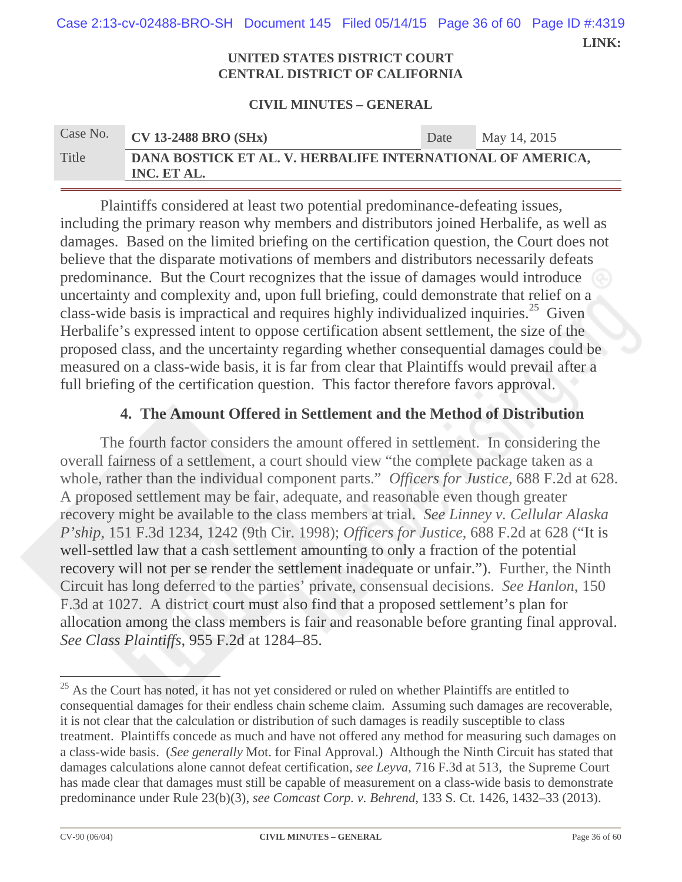Plaintiffs considered at least two potential predominance-defeating issues, including the primary reason why members and distributors joined Herbalife, as well as damages. Based on the limited briefing on the certification question, the Court does not believe that the disparate motivations of members and distributors necessarily defeats predominance. But the Court recognizes that the issue of damages would introduce uncertainty and complexity and, upon full briefing, could demonstrate that relief on a class-wide basis is impractical and requires highly individualized inquiries.[25] Given Herbalife's expressed intent to oppose certification absent settlement, the size of the proposed class, and the uncertainty regarding whether consequential damages could be measured on a class-wide basis, it is far from clear that Plaintiffs would prevail after a full briefing of the certification question. This factor therefore favors approval.

### 4. The Amount Offered in Settlement and the Method of Distribution

The fourth factor considers the amount offered in settlement. In considering the overall fairness of a settlement, a court should view "the complete package taken as a whole, rather than the individual component parts." *Officers for Justice*, 688 F.2d at 628. A proposed settlement may be fair, adequate, and reasonable even though greater recovery might be available to the class members at trial. *See Linney v. Cellular Alaska P'ship*, 151 F.3d 1234, 1242 (9th Cir. 1998); *Officers for Justice*, 688 F.2d at 628 ("It is well-settled law that a cash settlement amounting to only a fraction of the potential recovery will not per se render the settlement inadequate or unfair."). Further, the Ninth Circuit has long deferred to the parties' private, consensual decisions. *See Hanlon*, 150 F.3d at 1027. A district court must also find that a proposed settlement's plan for allocation among the class members is fair and reasonable before granting final approval. *See Class Plaintiffs*, 955 F.2d at 1284–85.

---

[25] As the Court has noted, it has not yet considered or ruled on whether Plaintiffs are entitled to consequential damages for their endless chain scheme claim. Assuming such damages are recoverable, it is not clear that the calculation or distribution of such damages is readily susceptible to class treatment. Plaintiffs concede as much and have not offered any method for measuring such damages on a class-wide basis. (*See generally* Mot. for Final Approval.) Although the Ninth Circuit has stated that damages calculations alone cannot defeat certification, *see Leyva*, 716 F.3d at 513, the Supreme Court has made clear that damages must still be capable of measurement on a class-wide basis to demonstrate predominance under Rule 23(b)(3), *see Comcast Corp. v. Behrend*, 133 S. Ct. 1426, 1432–33 (2013).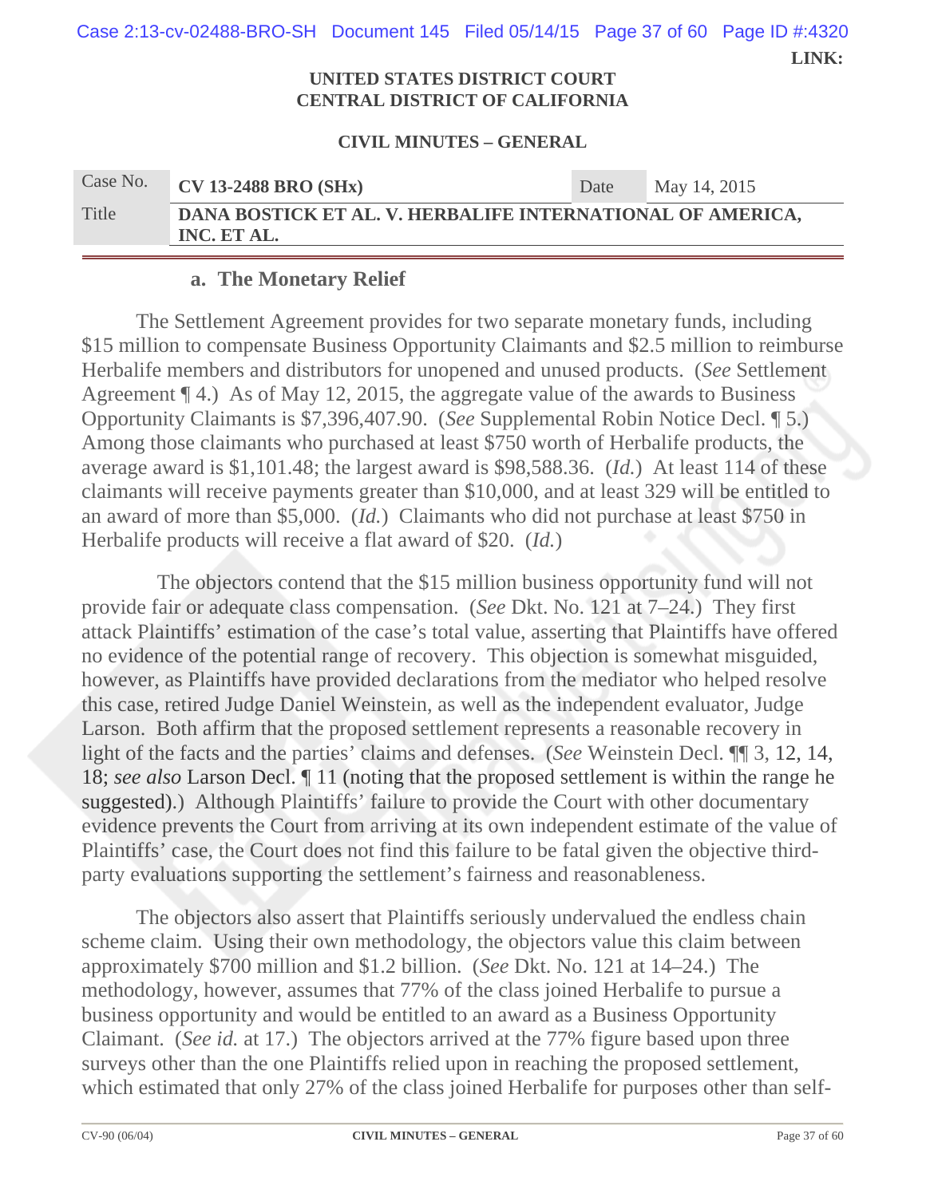**a. The Monetary Relief**

The Settlement Agreement provides for two separate monetary funds, including $15 million to compensate Business Opportunity Claimants and $2.5 million to reimburse Herbalife members and distributors for unopened and unused products. (*See* Settlement Agreement ¶ 4.) As of May 12, 2015, the aggregate value of the awards to Business Opportunity Claimants is $7,396,407.90. (*See* Supplemental Robin Notice Decl. ¶ 5.) Among those claimants who purchased at least $750 worth of Herbalife products, the average award is $1,101.48; the largest award is $98,588.36. (*Id.*) At least 114 of these claimants will receive payments greater than $10,000, and at least 329 will be entitled to an award of more than $5,000. (*Id.*) Claimants who did not purchase at least $750 in Herbalife products will receive a flat award of $20. (*Id.*)

The objectors contend that the $15 million business opportunity fund will not provide fair or adequate class compensation. (*See* Dkt. No. 121 at 7–24.) They first attack Plaintiffs' estimation of the case's total value, asserting that Plaintiffs have offered no evidence of the potential range of recovery. This objection is somewhat misguided, however, as Plaintiffs have provided declarations from the mediator who helped resolve this case, retired Judge Daniel Weinstein, as well as the independent evaluator, Judge Larson. Both affirm that the proposed settlement represents a reasonable recovery in light of the facts and the parties' claims and defenses. (*See* Weinstein Decl. ¶¶ 3, 12, 14, 18; *see also* Larson Decl. ¶ 11 (noting that the proposed settlement is within the range he suggested).) Although Plaintiffs' failure to provide the Court with other documentary evidence prevents the Court from arriving at its own independent estimate of the value of Plaintiffs' case, the Court does not find this failure to be fatal given the objective third-party evaluations supporting the settlement's fairness and reasonableness.

The objectors also assert that Plaintiffs seriously undervalued the endless chain scheme claim. Using their own methodology, the objectors value this claim between approximately $700 million and $1.2 billion. (*See* Dkt. No. 121 at 14–24.) The methodology, however, assumes that 77% of the class joined Herbalife to pursue a business opportunity and would be entitled to an award as a Business Opportunity Claimant. (*See id.* at 17.) The objectors arrived at the 77% figure based upon three surveys other than the one Plaintiffs relied upon in reaching the proposed settlement, which estimated that only 27% of the class joined Herbalife for purposes other than self-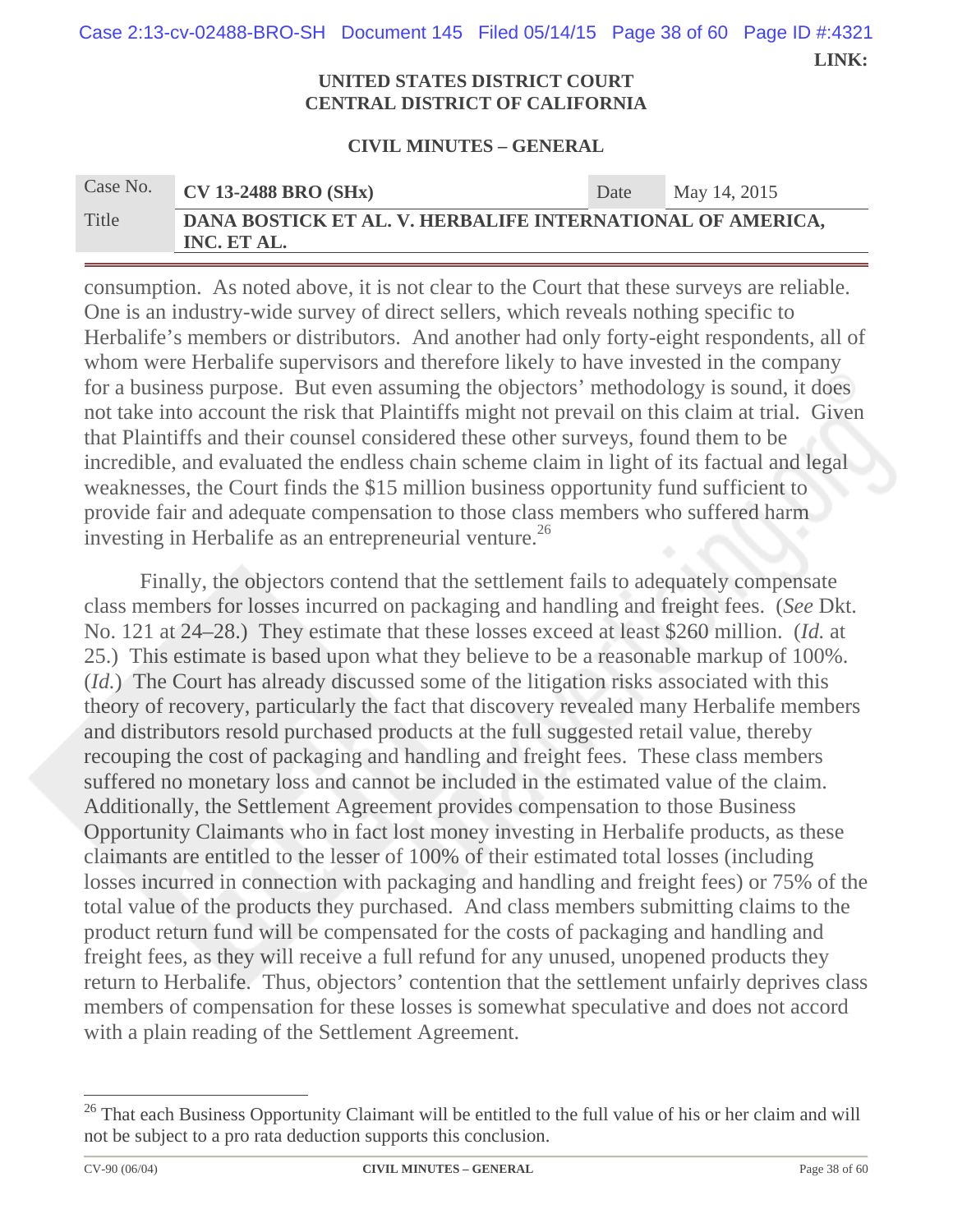consumption. As noted above, it is not clear to the Court that these surveys are reliable. One is an industry-wide survey of direct sellers, which reveals nothing specific to Herbalife's members or distributors. And another had only forty-eight respondents, all of whom were Herbalife supervisors and therefore likely to have invested in the company for a business purpose. But even assuming the objectors' methodology is sound, it does not take into account the risk that Plaintiffs might not prevail on this claim at trial. Given that Plaintiffs and their counsel considered these other surveys, found them to be incredible, and evaluated the endless chain scheme claim in light of its factual and legal weaknesses, the Court finds the $15 million business opportunity fund sufficient to provide fair and adequate compensation to those class members who suffered harm investing in Herbalife as an entrepreneurial venture.[26]

Finally, the objectors contend that the settlement fails to adequately compensate class members for losses incurred on packaging and handling and freight fees. (*See* Dkt. No. 121 at 24–28.) They estimate that these losses exceed at least $260 million. (*Id.* at 25.) This estimate is based upon what they believe to be a reasonable markup of 100%. (*Id.*) The Court has already discussed some of the litigation risks associated with this theory of recovery, particularly the fact that discovery revealed many Herbalife members and distributors resold purchased products at the full suggested retail value, thereby recouping the cost of packaging and handling and freight fees. These class members suffered no monetary loss and cannot be included in the estimated value of the claim. Additionally, the Settlement Agreement provides compensation to those Business Opportunity Claimants who in fact lost money investing in Herbalife products, as these claimants are entitled to the lesser of 100% of their estimated total losses (including losses incurred in connection with packaging and handling and freight fees) or 75% of the total value of the products they purchased. And class members submitting claims to the product return fund will be compensated for the costs of packaging and handling and freight fees, as they will receive a full refund for any unused, unopened products they return to Herbalife. Thus, objectors' contention that the settlement unfairly deprives class members of compensation for these losses is somewhat speculative and does not accord with a plain reading of the Settlement Agreement.

---

[26] That each Business Opportunity Claimant will be entitled to the full value of his or her claim and will not be subject to a pro rata deduction supports this conclusion.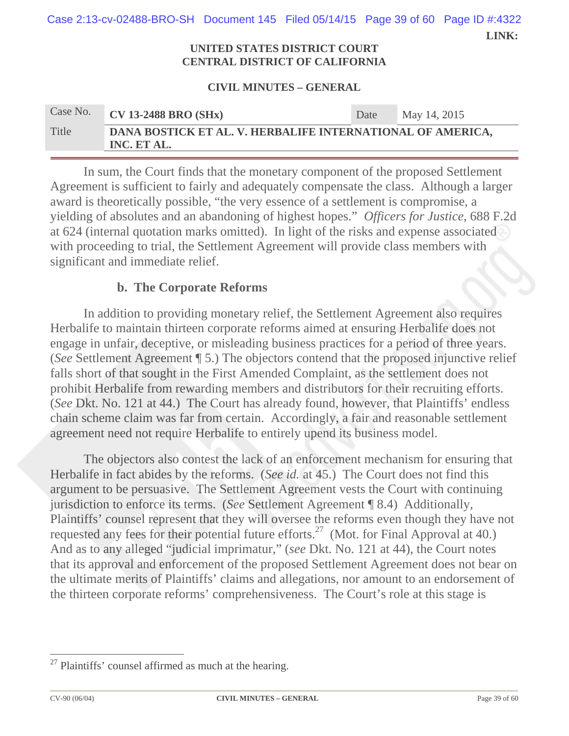In sum, the Court finds that the monetary component of the proposed Settlement Agreement is sufficient to fairly and adequately compensate the class. Although a larger award is theoretically possible, "the very essence of a settlement is compromise, a yielding of absolutes and an abandoning of highest hopes." *Officers for Justice*, 688 F.2d at 624 (internal quotation marks omitted). In light of the risks and expense associated with proceeding to trial, the Settlement Agreement will provide class members with significant and immediate relief.

### b. The Corporate Reforms

In addition to providing monetary relief, the Settlement Agreement also requires Herbalife to maintain thirteen corporate reforms aimed at ensuring Herbalife does not engage in unfair, deceptive, or misleading business practices for a period of three years. (*See* Settlement Agreement ¶ 5.) The objectors contend that the proposed injunctive relief falls short of that sought in the First Amended Complaint, as the settlement does not prohibit Herbalife from rewarding members and distributors for their recruiting efforts. (*See* Dkt. No. 121 at 44.) The Court has already found, however, that Plaintiffs' endless chain scheme claim was far from certain. Accordingly, a fair and reasonable settlement agreement need not require Herbalife to entirely upend its business model.

The objectors also contest the lack of an enforcement mechanism for ensuring that Herbalife in fact abides by the reforms. (*See id.* at 45.) The Court does not find this argument to be persuasive. The Settlement Agreement vests the Court with continuing jurisdiction to enforce its terms. (*See* Settlement Agreement ¶ 8.4) Additionally, Plaintiffs' counsel represent that they will oversee the reforms even though they have not requested any fees for their potential future efforts.[27] (Mot. for Final Approval at 40.) And as to any alleged "judicial imprimatur," (*see* Dkt. No. 121 at 44), the Court notes that its approval and enforcement of the proposed Settlement Agreement does not bear on the ultimate merits of Plaintiffs' claims and allegations, nor amount to an endorsement of the thirteen corporate reforms' comprehensiveness. The Court's role at this stage is

---

[27] Plaintiffs' counsel affirmed as much at the hearing.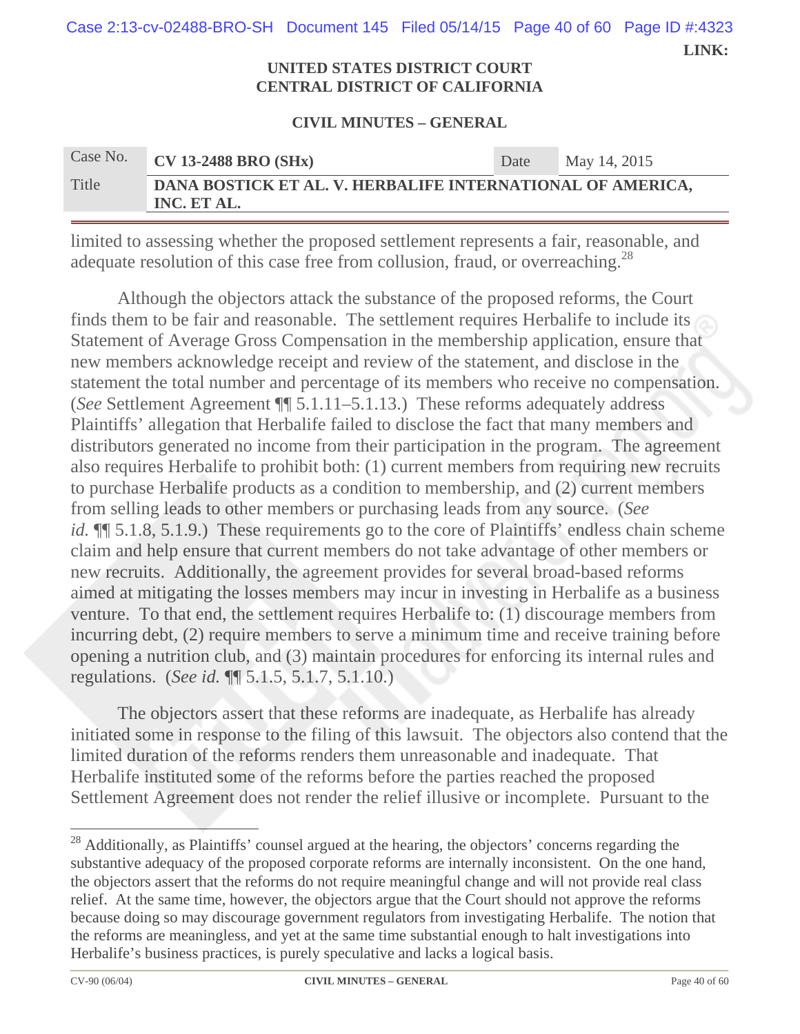limited to assessing whether the proposed settlement represents a fair, reasonable, and adequate resolution of this case free from collusion, fraud, or overreaching.[28]

Although the objectors attack the substance of the proposed reforms, the Court finds them to be fair and reasonable. The settlement requires Herbalife to include its Statement of Average Gross Compensation in the membership application, ensure that new members acknowledge receipt and review of the statement, and disclose in the statement the total number and percentage of its members who receive no compensation. (*See* Settlement Agreement ¶¶ 5.1.11–5.1.13.) These reforms adequately address Plaintiffs' allegation that Herbalife failed to disclose the fact that many members and distributors generated no income from their participation in the program. The agreement also requires Herbalife to prohibit both: (1) current members from requiring new recruits to purchase Herbalife products as a condition to membership, and (2) current members from selling leads to other members or purchasing leads from any source. (*See id.* ¶¶ 5.1.8, 5.1.9.) These requirements go to the core of Plaintiffs' endless chain scheme claim and help ensure that current members do not take advantage of other members or new recruits. Additionally, the agreement provides for several broad-based reforms aimed at mitigating the losses members may incur in investing in Herbalife as a business venture. To that end, the settlement requires Herbalife to: (1) discourage members from incurring debt, (2) require members to serve a minimum time and receive training before opening a nutrition club, and (3) maintain procedures for enforcing its internal rules and regulations. (*See id.* ¶¶ 5.1.5, 5.1.7, 5.1.10.)

The objectors assert that these reforms are inadequate, as Herbalife has already initiated some in response to the filing of this lawsuit. The objectors also contend that the limited duration of the reforms renders them unreasonable and inadequate. That Herbalife instituted some of the reforms before the parties reached the proposed Settlement Agreement does not render the relief illusive or incomplete. Pursuant to the

---

[28] Additionally, as Plaintiffs' counsel argued at the hearing, the objectors' concerns regarding the substantive adequacy of the proposed corporate reforms are internally inconsistent. On the one hand, the objectors assert that the reforms do not require meaningful change and will not provide real class relief. At the same time, however, the objectors argue that the Court should not approve the reforms because doing so may discourage government regulators from investigating Herbalife. The notion that the reforms are meaningless, and yet at the same time substantial enough to halt investigations into Herbalife's business practices, is purely speculative and lacks a logical basis.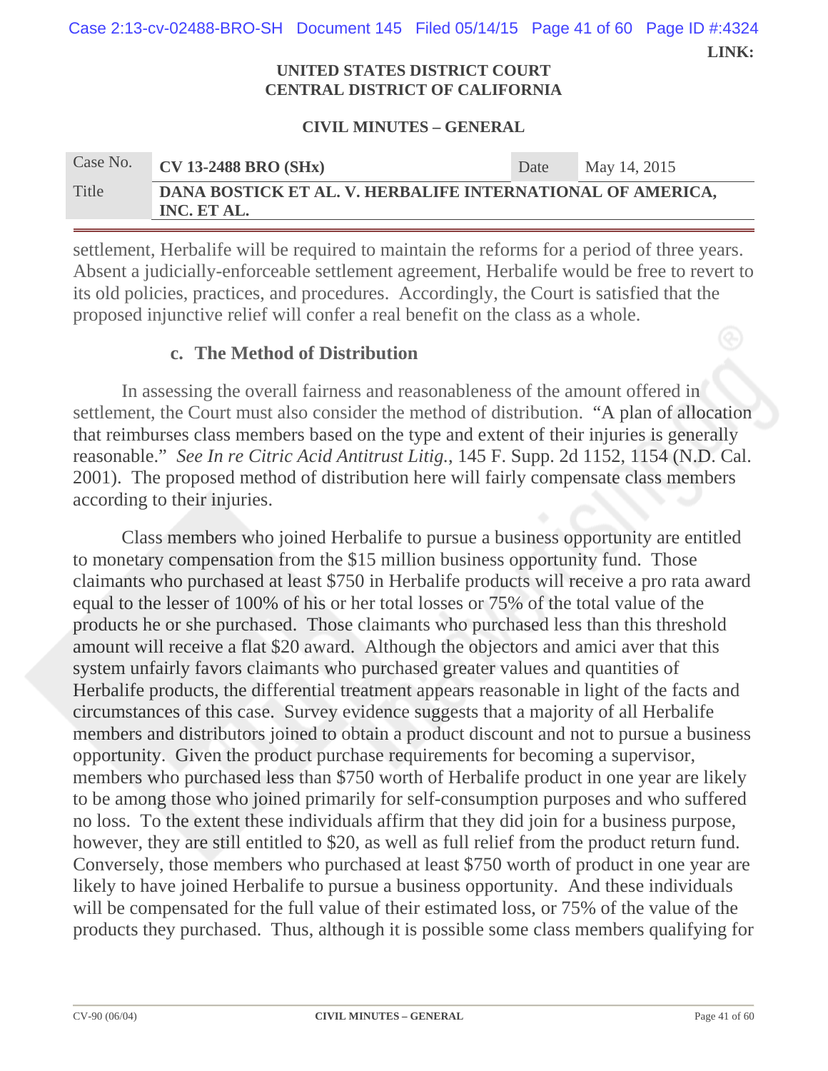settlement, Herbalife will be required to maintain the reforms for a period of three years. Absent a judicially-enforceable settlement agreement, Herbalife would be free to revert to its old policies, practices, and procedures. Accordingly, the Court is satisfied that the proposed injunctive relief will confer a real benefit on the class as a whole.

### c. The Method of Distribution

In assessing the overall fairness and reasonableness of the amount offered in settlement, the Court must also consider the method of distribution. "A plan of allocation that reimburses class members based on the type and extent of their injuries is generally reasonable." *See In re Citric Acid Antitrust Litig.*, 145 F. Supp. 2d 1152, 1154 (N.D. Cal. 2001). The proposed method of distribution here will fairly compensate class members according to their injuries.

Class members who joined Herbalife to pursue a business opportunity are entitled to monetary compensation from the $15 million business opportunity fund. Those claimants who purchased at least $750 in Herbalife products will receive a pro rata award equal to the lesser of 100% of his or her total losses or 75% of the total value of the products he or she purchased. Those claimants who purchased less than this threshold amount will receive a flat $20 award. Although the objectors and amici aver that this system unfairly favors claimants who purchased greater values and quantities of Herbalife products, the differential treatment appears reasonable in light of the facts and circumstances of this case. Survey evidence suggests that a majority of all Herbalife members and distributors joined to obtain a product discount and not to pursue a business opportunity. Given the product purchase requirements for becoming a supervisor, members who purchased less than $750 worth of Herbalife product in one year are likely to be among those who joined primarily for self-consumption purposes and who suffered no loss. To the extent these individuals affirm that they did join for a business purpose, however, they are still entitled to $20, as well as full relief from the product return fund. Conversely, those members who purchased at least $750 worth of product in one year are likely to have joined Herbalife to pursue a business opportunity. And these individuals will be compensated for the full value of their estimated loss, or 75% of the value of the products they purchased. Thus, although it is possible some class members qualifying for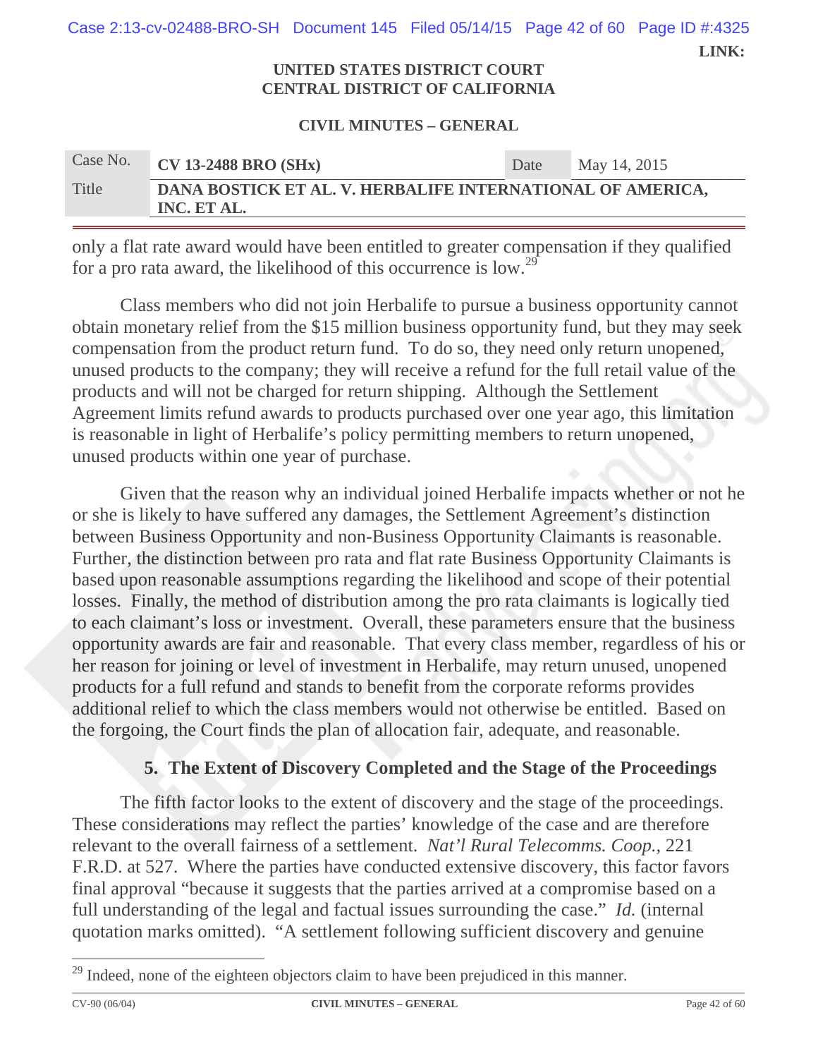only a flat rate award would have been entitled to greater compensation if they qualified for a pro rata award, the likelihood of this occurrence is low.[29]

Class members who did not join Herbalife to pursue a business opportunity cannot obtain monetary relief from the $15 million business opportunity fund, but they may seek compensation from the product return fund. To do so, they need only return unopened, unused products to the company; they will receive a refund for the full retail value of the products and will not be charged for return shipping. Although the Settlement Agreement limits refund awards to products purchased over one year ago, this limitation is reasonable in light of Herbalife's policy permitting members to return unopened, unused products within one year of purchase.

Given that the reason why an individual joined Herbalife impacts whether or not he or she is likely to have suffered any damages, the Settlement Agreement's distinction between Business Opportunity and non-Business Opportunity Claimants is reasonable. Further, the distinction between pro rata and flat rate Business Opportunity Claimants is based upon reasonable assumptions regarding the likelihood and scope of their potential losses. Finally, the method of distribution among the pro rata claimants is logically tied to each claimant's loss or investment. Overall, these parameters ensure that the business opportunity awards are fair and reasonable. That every class member, regardless of his or her reason for joining or level of investment in Herbalife, may return unused, unopened products for a full refund and stands to benefit from the corporate reforms provides additional relief to which the class members would not otherwise be entitled. Based on the forgoing, the Court finds the plan of allocation fair, adequate, and reasonable.

### 5. The Extent of Discovery Completed and the Stage of the Proceedings

The fifth factor looks to the extent of discovery and the stage of the proceedings. These considerations may reflect the parties' knowledge of the case and are therefore relevant to the overall fairness of a settlement. *Nat'l Rural Telecomms. Coop.*, 221 F.R.D. at 527. Where the parties have conducted extensive discovery, this factor favors final approval "because it suggests that the parties arrived at a compromise based on a full understanding of the legal and factual issues surrounding the case." *Id.* (internal quotation marks omitted). "A settlement following sufficient discovery and genuine

---

[29] Indeed, none of the eighteen objectors claim to have been prejudiced in this manner.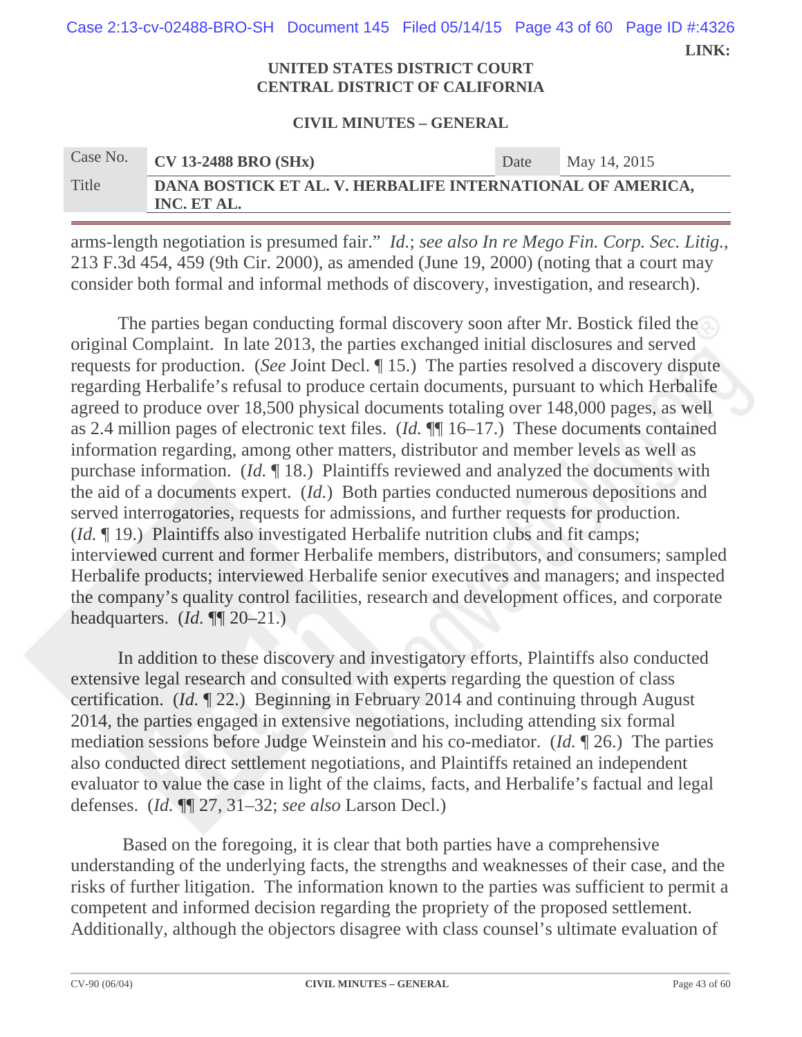arms-length negotiation is presumed fair." *Id.*; *see also In re Mego Fin. Corp. Sec. Litig.*, 213 F.3d 454, 459 (9th Cir. 2000), as amended (June 19, 2000) (noting that a court may consider both formal and informal methods of discovery, investigation, and research).

The parties began conducting formal discovery soon after Mr. Bostick filed the original Complaint. In late 2013, the parties exchanged initial disclosures and served requests for production. (*See* Joint Decl. ¶ 15.) The parties resolved a discovery dispute regarding Herbalife's refusal to produce certain documents, pursuant to which Herbalife agreed to produce over 18,500 physical documents totaling over 148,000 pages, as well as 2.4 million pages of electronic text files. (*Id.* ¶¶ 16–17.) These documents contained information regarding, among other matters, distributor and member levels as well as purchase information. (*Id.* ¶ 18.) Plaintiffs reviewed and analyzed the documents with the aid of a documents expert. (*Id.*) Both parties conducted numerous depositions and served interrogatories, requests for admissions, and further requests for production. (*Id.* ¶ 19.) Plaintiffs also investigated Herbalife nutrition clubs and fit camps; interviewed current and former Herbalife members, distributors, and consumers; sampled Herbalife products; interviewed Herbalife senior executives and managers; and inspected the company's quality control facilities, research and development offices, and corporate headquarters. (*Id.* ¶¶ 20–21.)

In addition to these discovery and investigatory efforts, Plaintiffs also conducted extensive legal research and consulted with experts regarding the question of class certification. (*Id.* ¶ 22.) Beginning in February 2014 and continuing through August 2014, the parties engaged in extensive negotiations, including attending six formal mediation sessions before Judge Weinstein and his co-mediator. (*Id.* ¶ 26.) The parties also conducted direct settlement negotiations, and Plaintiffs retained an independent evaluator to value the case in light of the claims, facts, and Herbalife's factual and legal defenses. (*Id.* ¶¶ 27, 31–32; *see also* Larson Decl.)

Based on the foregoing, it is clear that both parties have a comprehensive understanding of the underlying facts, the strengths and weaknesses of their case, and the risks of further litigation. The information known to the parties was sufficient to permit a competent and informed decision regarding the propriety of the proposed settlement. Additionally, although the objectors disagree with class counsel's ultimate evaluation of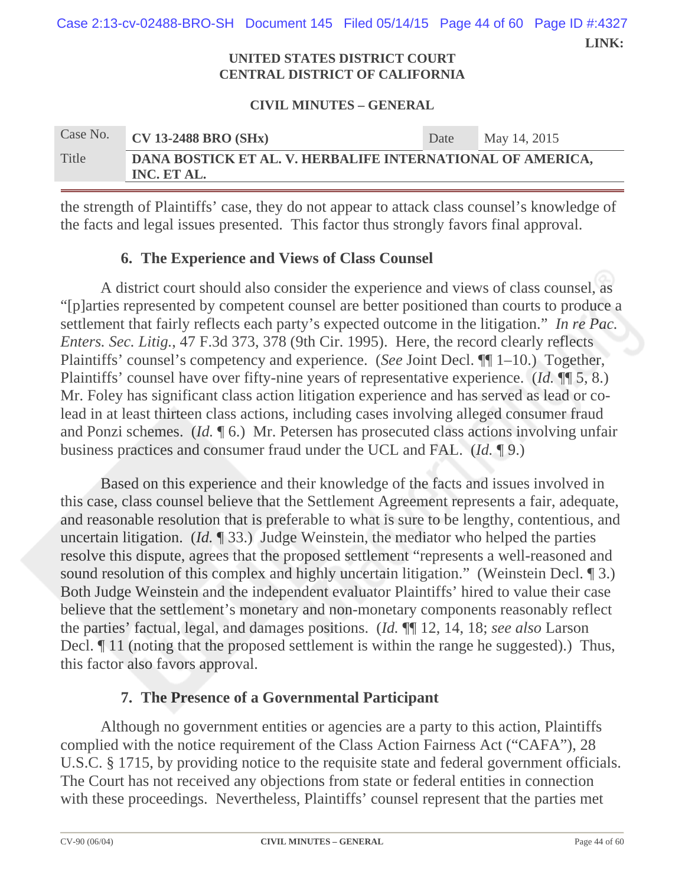the strength of Plaintiffs' case, they do not appear to attack class counsel's knowledge of the facts and legal issues presented. This factor thus strongly favors final approval.

### 6. The Experience and Views of Class Counsel

A district court should also consider the experience and views of class counsel, as "[p]arties represented by competent counsel are better positioned than courts to produce a settlement that fairly reflects each party's expected outcome in the litigation." *In re Pac. Enters. Sec. Litig.*, 47 F.3d 373, 378 (9th Cir. 1995). Here, the record clearly reflects Plaintiffs' counsel's competency and experience. (*See* Joint Decl. ¶¶ 1–10.) Together, Plaintiffs' counsel have over fifty-nine years of representative experience. (*Id.* ¶¶ 5, 8.) Mr. Foley has significant class action litigation experience and has served as lead or co-lead in at least thirteen class actions, including cases involving alleged consumer fraud and Ponzi schemes. (*Id.* ¶ 6.) Mr. Petersen has prosecuted class actions involving unfair business practices and consumer fraud under the UCL and FAL. (*Id.* ¶ 9.)

Based on this experience and their knowledge of the facts and issues involved in this case, class counsel believe that the Settlement Agreement represents a fair, adequate, and reasonable resolution that is preferable to what is sure to be lengthy, contentious, and uncertain litigation. (*Id.* ¶ 33.) Judge Weinstein, the mediator who helped the parties resolve this dispute, agrees that the proposed settlement "represents a well-reasoned and sound resolution of this complex and highly uncertain litigation." (Weinstein Decl. ¶ 3.) Both Judge Weinstein and the independent evaluator Plaintiffs' hired to value their case believe that the settlement's monetary and non-monetary components reasonably reflect the parties' factual, legal, and damages positions. (*Id.* ¶¶ 12, 14, 18; *see also* Larson Decl. ¶ 11 (noting that the proposed settlement is within the range he suggested).) Thus, this factor also favors approval.

### 7. The Presence of a Governmental Participant

Although no government entities or agencies are a party to this action, Plaintiffs complied with the notice requirement of the Class Action Fairness Act ("CAFA"), 28 U.S.C. § 1715, by providing notice to the requisite state and federal government officials. The Court has not received any objections from state or federal entities in connection with these proceedings. Nevertheless, Plaintiffs' counsel represent that the parties met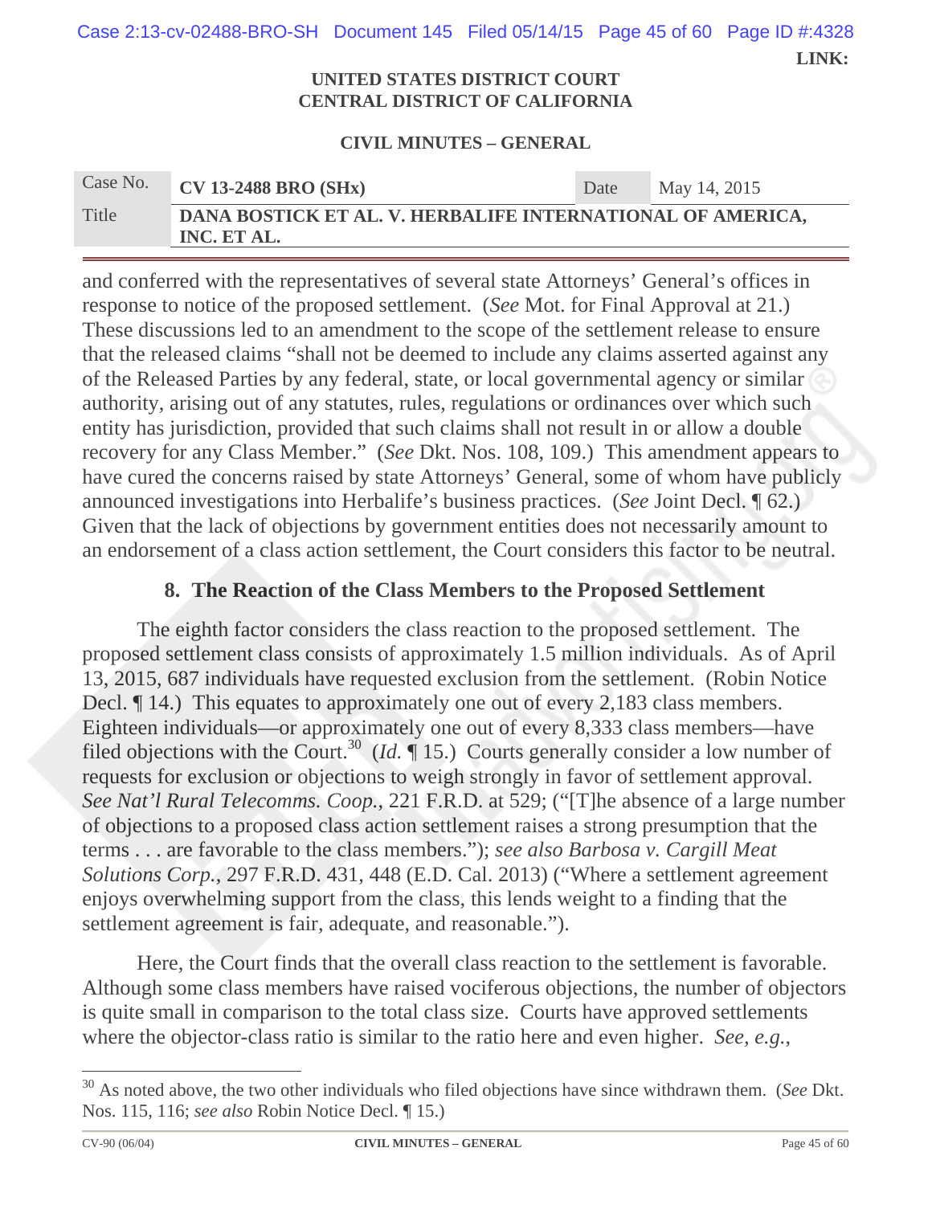and conferred with the representatives of several state Attorneys' General's offices in response to notice of the proposed settlement. (*See* Mot. for Final Approval at 21.) These discussions led to an amendment to the scope of the settlement release to ensure that the released claims "shall not be deemed to include any claims asserted against any of the Released Parties by any federal, state, or local governmental agency or similar authority, arising out of any statutes, rules, regulations or ordinances over which such entity has jurisdiction, provided that such claims shall not result in or allow a double recovery for any Class Member." (*See* Dkt. Nos. 108, 109.) This amendment appears to have cured the concerns raised by state Attorneys' General, some of whom have publicly announced investigations into Herbalife's business practices. (*See* Joint Decl. ¶ 62.) Given that the lack of objections by government entities does not necessarily amount to an endorsement of a class action settlement, the Court considers this factor to be neutral.

### 8. The Reaction of the Class Members to the Proposed Settlement

The eighth factor considers the class reaction to the proposed settlement. The proposed settlement class consists of approximately 1.5 million individuals. As of April 13, 2015, 687 individuals have requested exclusion from the settlement. (Robin Notice Decl. ¶ 14.) This equates to approximately one out of every 2,183 class members. Eighteen individuals—or approximately one out of every 8,333 class members—have filed objections with the Court.[30] (*Id.* ¶ 15.) Courts generally consider a low number of requests for exclusion or objections to weigh strongly in favor of settlement approval. *See Nat'l Rural Telecomms. Coop.*, 221 F.R.D. at 529; ("[T]he absence of a large number of objections to a proposed class action settlement raises a strong presumption that the terms . . . are favorable to the class members."); *see also Barbosa v. Cargill Meat Solutions Corp.*, 297 F.R.D. 431, 448 (E.D. Cal. 2013) ("Where a settlement agreement enjoys overwhelming support from the class, this lends weight to a finding that the settlement agreement is fair, adequate, and reasonable.").

Here, the Court finds that the overall class reaction to the settlement is favorable. Although some class members have raised vociferous objections, the number of objectors is quite small in comparison to the total class size. Courts have approved settlements where the objector-class ratio is similar to the ratio here and even higher. *See, e.g.*,

---

[30] As noted above, the two other individuals who filed objections have since withdrawn them. (*See* Dkt. Nos. 115, 116; *see also* Robin Notice Decl. ¶ 15.)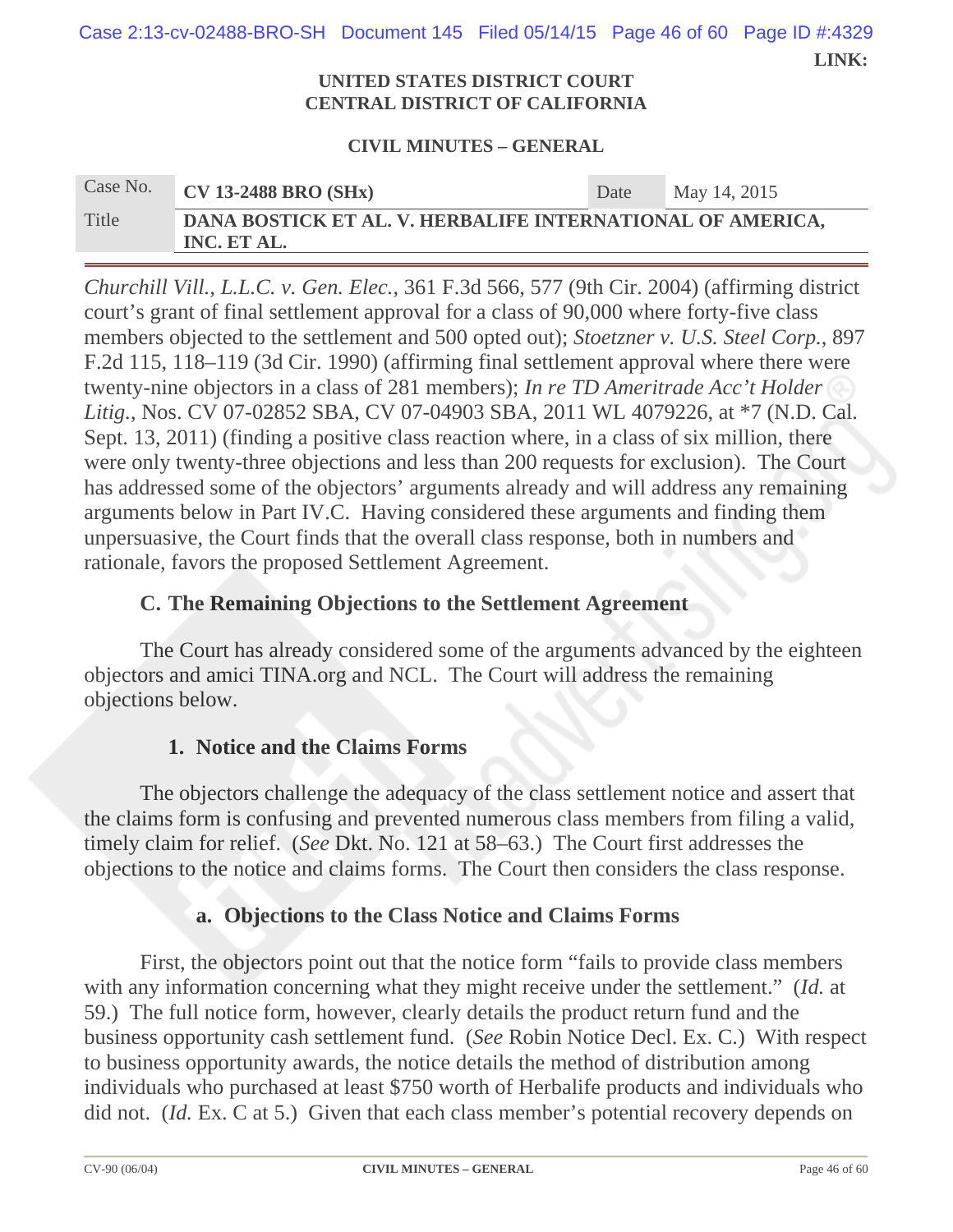*Churchill Vill., L.L.C. v. Gen. Elec.*, 361 F.3d 566, 577 (9th Cir. 2004) (affirming district court's grant of final settlement approval for a class of 90,000 where forty-five class members objected to the settlement and 500 opted out); *Stoetzner v. U.S. Steel Corp.*, 897 F.2d 115, 118–119 (3d Cir. 1990) (affirming final settlement approval where there were twenty-nine objectors in a class of 281 members); *In re TD Ameritrade Acc't Holder Litig.*, Nos. CV 07-02852 SBA, CV 07-04903 SBA, 2011 WL 4079226, at *7 (N.D. Cal. Sept. 13, 2011) (finding a positive class reaction where, in a class of six million, there were only twenty-three objections and less than 200 requests for exclusion). The Court has addressed some of the objectors' arguments already and will address any remaining arguments below in Part IV.C. Having considered these arguments and finding them unpersuasive, the Court finds that the overall class response, both in numbers and rationale, favors the proposed Settlement Agreement.

### C. The Remaining Objections to the Settlement Agreement

The Court has already considered some of the arguments advanced by the eighteen objectors and amici TINA.org and NCL. The Court will address the remaining objections below.

#### 1. Notice and the Claims Forms

The objectors challenge the adequacy of the class settlement notice and assert that the claims form is confusing and prevented numerous class members from filing a valid, timely claim for relief. (*See* Dkt. No. 121 at 58–63.) The Court first addresses the objections to the notice and claims forms. The Court then considers the class response.

##### a. Objections to the Class Notice and Claims Forms

First, the objectors point out that the notice form "fails to provide class members with any information concerning what they might receive under the settlement." (*Id.* at 59.) The full notice form, however, clearly details the product return fund and the business opportunity cash settlement fund. (*See* Robin Notice Decl. Ex. C.) With respect to business opportunity awards, the notice details the method of distribution among individuals who purchased at least $750 worth of Herbalife products and individuals who did not. (*Id.* Ex. C at 5.) Given that each class member's potential recovery depends on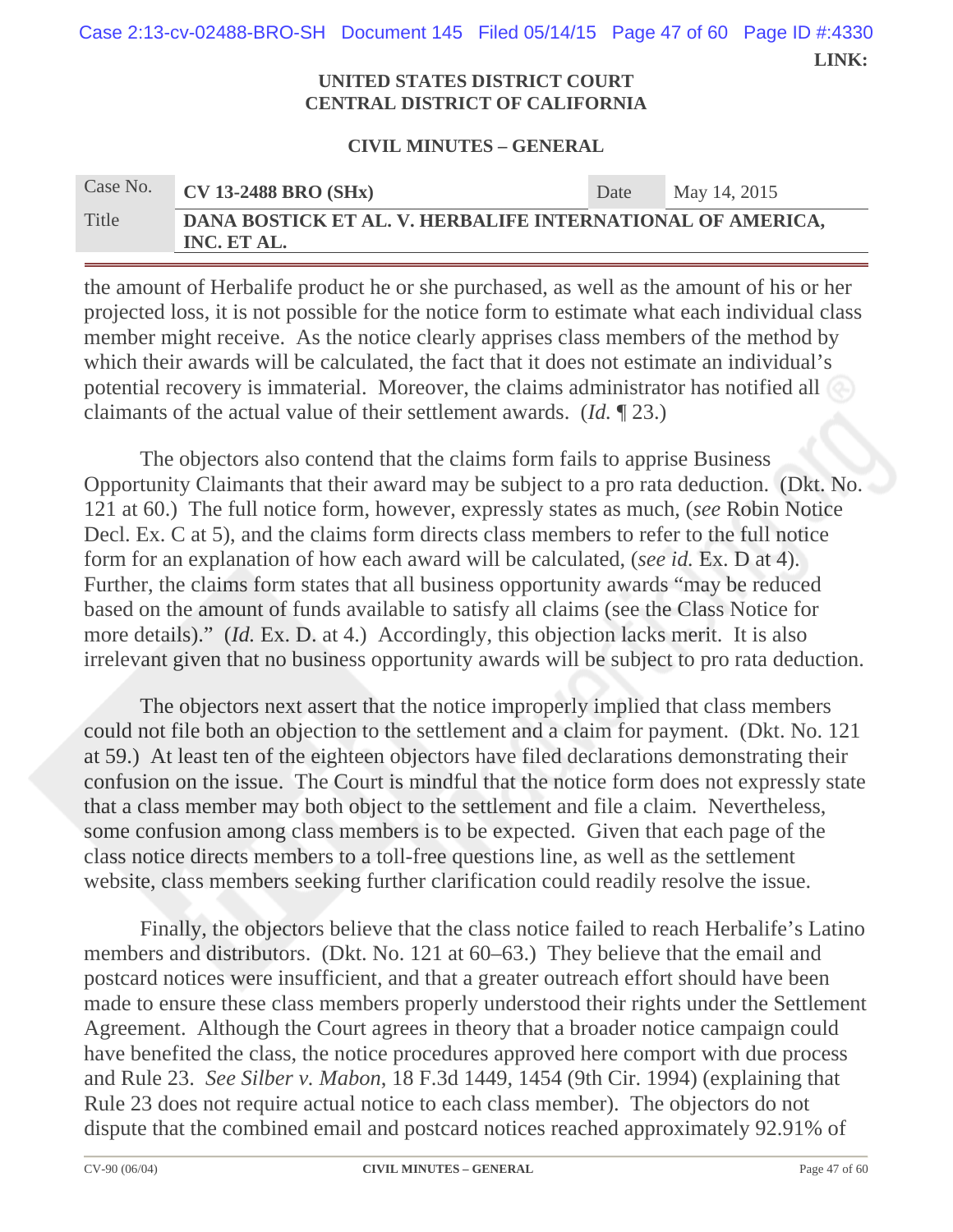the amount of Herbalife product he or she purchased, as well as the amount of his or her projected loss, it is not possible for the notice form to estimate what each individual class member might receive. As the notice clearly apprises class members of the method by which their awards will be calculated, the fact that it does not estimate an individual's potential recovery is immaterial. Moreover, the claims administrator has notified all claimants of the actual value of their settlement awards. (*Id.* ¶ 23.)

The objectors also contend that the claims form fails to apprise Business Opportunity Claimants that their award may be subject to a pro rata deduction. (Dkt. No. 121 at 60.) The full notice form, however, expressly states as much, (*see* Robin Notice Decl. Ex. C at 5), and the claims form directs class members to refer to the full notice form for an explanation of how each award will be calculated, (*see id.* Ex. D at 4). Further, the claims form states that all business opportunity awards "may be reduced based on the amount of funds available to satisfy all claims (see the Class Notice for more details)." (*Id.* Ex. D. at 4.) Accordingly, this objection lacks merit. It is also irrelevant given that no business opportunity awards will be subject to pro rata deduction.

The objectors next assert that the notice improperly implied that class members could not file both an objection to the settlement and a claim for payment. (Dkt. No. 121 at 59.) At least ten of the eighteen objectors have filed declarations demonstrating their confusion on the issue. The Court is mindful that the notice form does not expressly state that a class member may both object to the settlement and file a claim. Nevertheless, some confusion among class members is to be expected. Given that each page of the class notice directs members to a toll-free questions line, as well as the settlement website, class members seeking further clarification could readily resolve the issue.

Finally, the objectors believe that the class notice failed to reach Herbalife's Latino members and distributors. (Dkt. No. 121 at 60–63.) They believe that the email and postcard notices were insufficient, and that a greater outreach effort should have been made to ensure these class members properly understood their rights under the Settlement Agreement. Although the Court agrees in theory that a broader notice campaign could have benefited the class, the notice procedures approved here comport with due process and Rule 23. *See Silber v. Mabon*, 18 F.3d 1449, 1454 (9th Cir. 1994) (explaining that Rule 23 does not require actual notice to each class member). The objectors do not dispute that the combined email and postcard notices reached approximately 92.91% of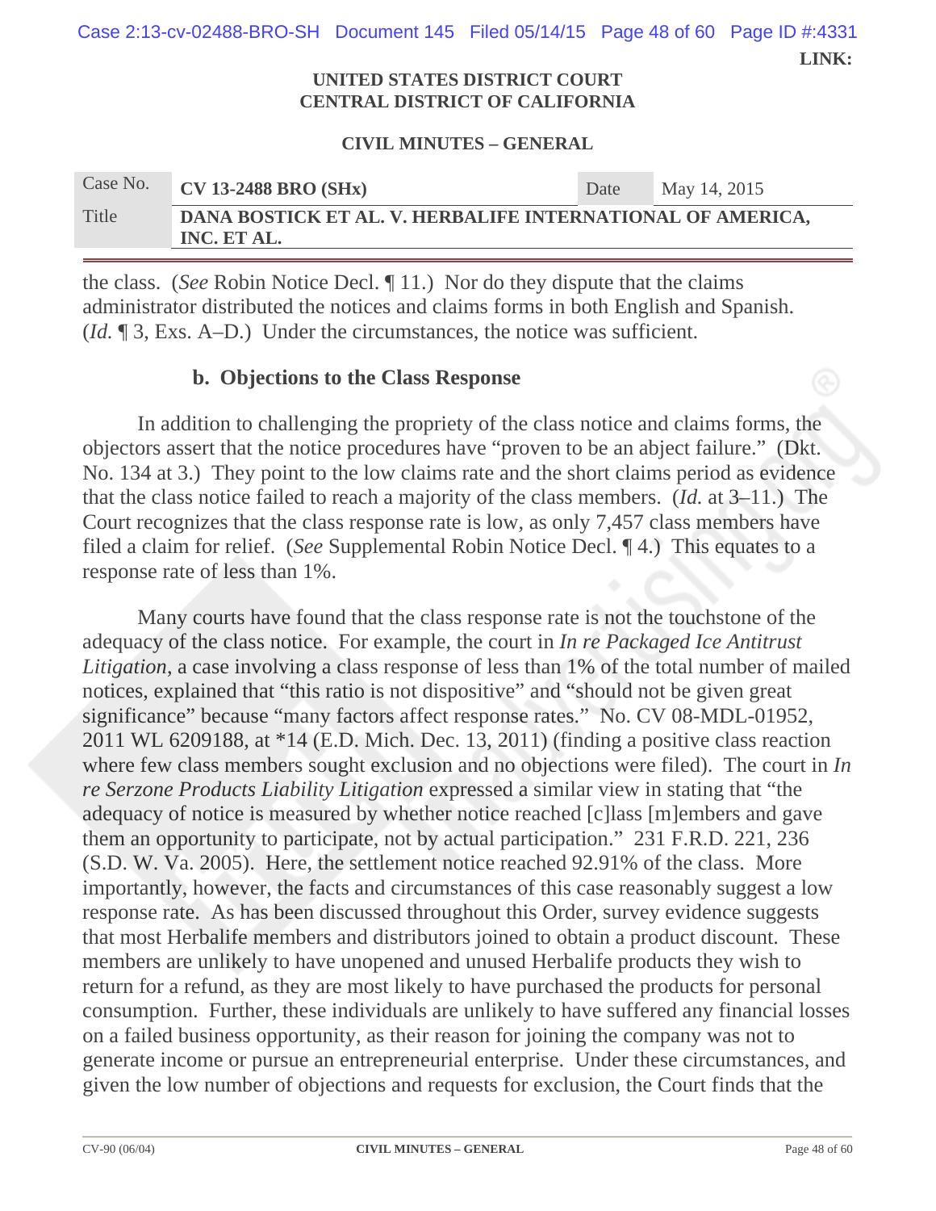the class. (*See* Robin Notice Decl. ¶ 11.) Nor do they dispute that the claims administrator distributed the notices and claims forms in both English and Spanish. (*Id.* ¶ 3, Exs. A–D.) Under the circumstances, the notice was sufficient.

**b. Objections to the Class Response**

In addition to challenging the propriety of the class notice and claims forms, the objectors assert that the notice procedures have "proven to be an abject failure." (Dkt. No. 134 at 3.) They point to the low claims rate and the short claims period as evidence that the class notice failed to reach a majority of the class members. (*Id.* at 3–11.) The Court recognizes that the class response rate is low, as only 7,457 class members have filed a claim for relief. (*See* Supplemental Robin Notice Decl. ¶ 4.) This equates to a response rate of less than 1%.

Many courts have found that the class response rate is not the touchstone of the adequacy of the class notice. For example, the court in *In re Packaged Ice Antitrust Litigation*, a case involving a class response of less than 1% of the total number of mailed notices, explained that "this ratio is not dispositive" and "should not be given great significance" because "many factors affect response rates." No. CV 08-MDL-01952, 2011 WL 6209188, at *14 (E.D. Mich. Dec. 13, 2011) (finding a positive class reaction where few class members sought exclusion and no objections were filed). The court in *In re Serzone Products Liability Litigation* expressed a similar view in stating that "the adequacy of notice is measured by whether notice reached [c]lass [m]embers and gave them an opportunity to participate, not by actual participation." 231 F.R.D. 221, 236 (S.D. W. Va. 2005). Here, the settlement notice reached 92.91% of the class. More importantly, however, the facts and circumstances of this case reasonably suggest a low response rate. As has been discussed throughout this Order, survey evidence suggests that most Herbalife members and distributors joined to obtain a product discount. These members are unlikely to have unopened and unused Herbalife products they wish to return for a refund, as they are most likely to have purchased the products for personal consumption. Further, these individuals are unlikely to have suffered any financial losses on a failed business opportunity, as their reason for joining the company was not to generate income or pursue an entrepreneurial enterprise. Under these circumstances, and given the low number of objections and requests for exclusion, the Court finds that the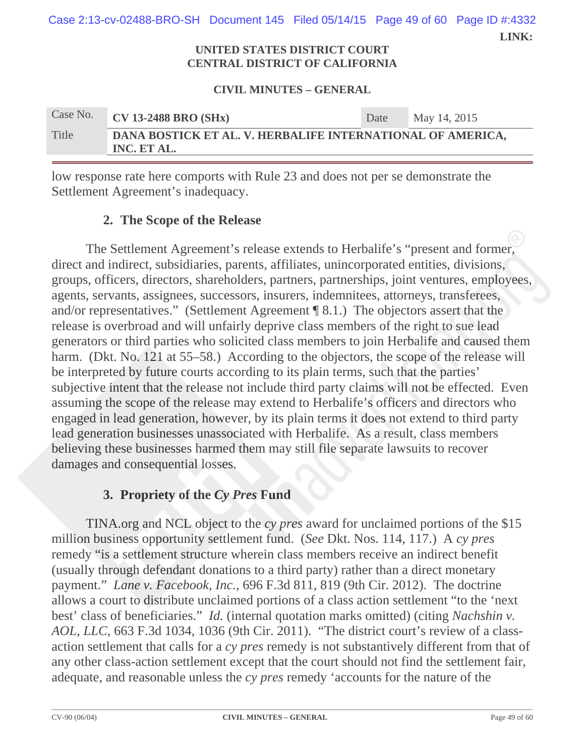low response rate here comports with Rule 23 and does not per se demonstrate the Settlement Agreement's inadequacy.

### 2. The Scope of the Release

The Settlement Agreement's release extends to Herbalife's "present and former, direct and indirect, subsidiaries, parents, affiliates, unincorporated entities, divisions, groups, officers, directors, shareholders, partners, partnerships, joint ventures, employees, agents, servants, assignees, successors, insurers, indemnitees, attorneys, transferees, and/or representatives." (Settlement Agreement ¶ 8.1.) The objectors assert that the release is overbroad and will unfairly deprive class members of the right to sue lead generators or third parties who solicited class members to join Herbalife and caused them harm. (Dkt. No. 121 at 55–58.) According to the objectors, the scope of the release will be interpreted by future courts according to its plain terms, such that the parties' subjective intent that the release not include third party claims will not be effected. Even assuming the scope of the release may extend to Herbalife's officers and directors who engaged in lead generation, however, by its plain terms it does not extend to third party lead generation businesses unassociated with Herbalife. As a result, class members believing these businesses harmed them may still file separate lawsuits to recover damages and consequential losses.

### 3. Propriety of the *Cy Pres* Fund

TINA.org and NCL object to the *cy pres* award for unclaimed portions of the $15 million business opportunity settlement fund. (*See* Dkt. Nos. 114, 117.) A *cy pres* remedy "is a settlement structure wherein class members receive an indirect benefit (usually through defendant donations to a third party) rather than a direct monetary payment." *Lane v. Facebook, Inc.*, 696 F.3d 811, 819 (9th Cir. 2012). The doctrine allows a court to distribute unclaimed portions of a class action settlement "to the 'next best' class of beneficiaries." *Id.* (internal quotation marks omitted) (citing *Nachshin v. AOL, LLC*, 663 F.3d 1034, 1036 (9th Cir. 2011). "The district court's review of a class-action settlement that calls for a *cy pres* remedy is not substantively different from that of any other class-action settlement except that the court should not find the settlement fair, adequate, and reasonable unless the *cy pres* remedy 'accounts for the nature of the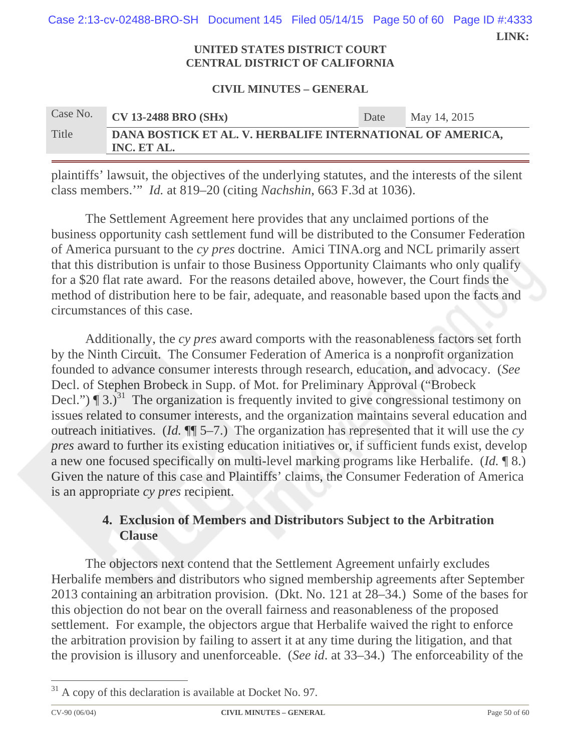plaintiffs' lawsuit, the objectives of the underlying statutes, and the interests of the silent class members.'" *Id.* at 819–20 (citing *Nachshin*, 663 F.3d at 1036).

The Settlement Agreement here provides that any unclaimed portions of the business opportunity cash settlement fund will be distributed to the Consumer Federation of America pursuant to the *cy pres* doctrine. Amici TINA.org and NCL primarily assert that this distribution is unfair to those Business Opportunity Claimants who only qualify for a $20 flat rate award. For the reasons detailed above, however, the Court finds the method of distribution here to be fair, adequate, and reasonable based upon the facts and circumstances of this case.

Additionally, the *cy pres* award comports with the reasonableness factors set forth by the Ninth Circuit. The Consumer Federation of America is a nonprofit organization founded to advance consumer interests through research, education, and advocacy. (*See* Decl. of Stephen Brobeck in Supp. of Mot. for Preliminary Approval ("Brobeck Decl.") ¶ 3.)[31] The organization is frequently invited to give congressional testimony on issues related to consumer interests, and the organization maintains several education and outreach initiatives. (*Id.* ¶¶ 5–7.) The organization has represented that it will use the *cy pres* award to further its existing education initiatives or, if sufficient funds exist, develop a new one focused specifically on multi-level marking programs like Herbalife. (*Id.* ¶ 8.) Given the nature of this case and Plaintiffs' claims, the Consumer Federation of America is an appropriate *cy pres* recipient.

### 4. Exclusion of Members and Distributors Subject to the Arbitration Clause

The objectors next contend that the Settlement Agreement unfairly excludes Herbalife members and distributors who signed membership agreements after September 2013 containing an arbitration provision. (Dkt. No. 121 at 28–34.) Some of the bases for this objection do not bear on the overall fairness and reasonableness of the proposed settlement. For example, the objectors argue that Herbalife waived the right to enforce the arbitration provision by failing to assert it at any time during the litigation, and that the provision is illusory and unenforceable. (*See id.* at 33–34.) The enforceability of the

---

[31] A copy of this declaration is available at Docket No. 97.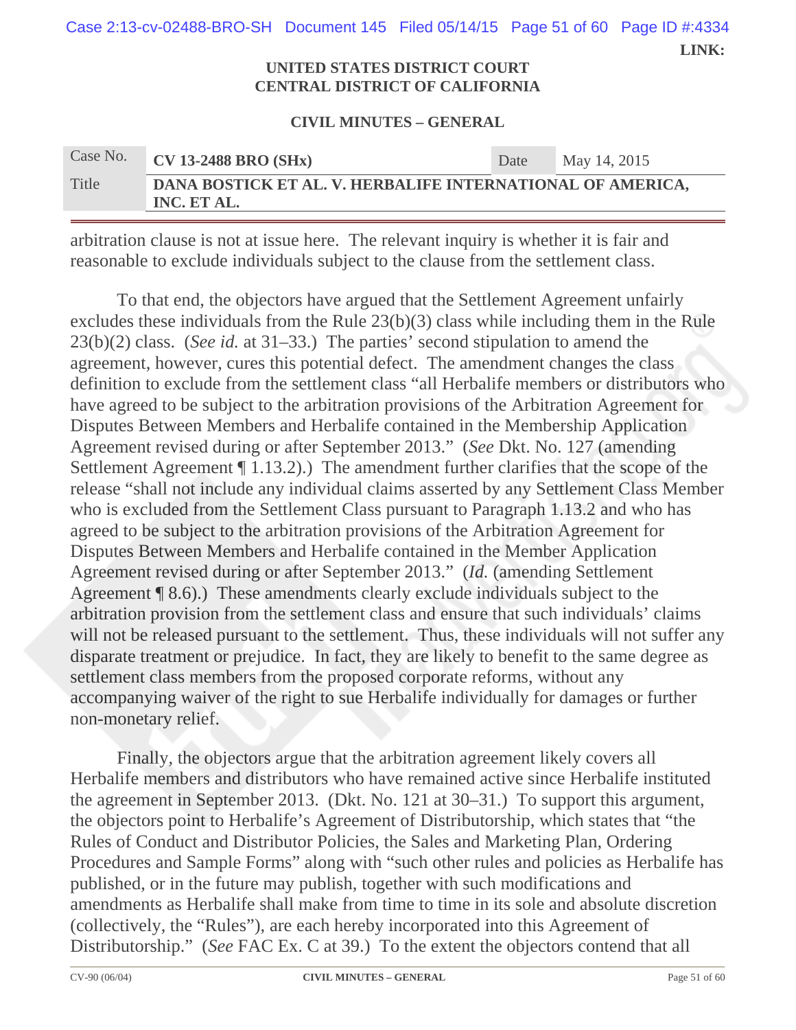arbitration clause is not at issue here. The relevant inquiry is whether it is fair and reasonable to exclude individuals subject to the clause from the settlement class.

To that end, the objectors have argued that the Settlement Agreement unfairly excludes these individuals from the Rule 23(b)(3) class while including them in the Rule 23(b)(2) class. (*See id.* at 31–33.) The parties' second stipulation to amend the agreement, however, cures this potential defect. The amendment changes the class definition to exclude from the settlement class "all Herbalife members or distributors who have agreed to be subject to the arbitration provisions of the Arbitration Agreement for Disputes Between Members and Herbalife contained in the Membership Application Agreement revised during or after September 2013." (*See* Dkt. No. 127 (amending Settlement Agreement ¶ 1.13.2).) The amendment further clarifies that the scope of the release "shall not include any individual claims asserted by any Settlement Class Member who is excluded from the Settlement Class pursuant to Paragraph 1.13.2 and who has agreed to be subject to the arbitration provisions of the Arbitration Agreement for Disputes Between Members and Herbalife contained in the Member Application Agreement revised during or after September 2013." (*Id.* (amending Settlement Agreement ¶ 8.6).) These amendments clearly exclude individuals subject to the arbitration provision from the settlement class and ensure that such individuals' claims will not be released pursuant to the settlement. Thus, these individuals will not suffer any disparate treatment or prejudice. In fact, they are likely to benefit to the same degree as settlement class members from the proposed corporate reforms, without any accompanying waiver of the right to sue Herbalife individually for damages or further non-monetary relief.

Finally, the objectors argue that the arbitration agreement likely covers all Herbalife members and distributors who have remained active since Herbalife instituted the agreement in September 2013. (Dkt. No. 121 at 30–31.) To support this argument, the objectors point to Herbalife's Agreement of Distributorship, which states that "the Rules of Conduct and Distributor Policies, the Sales and Marketing Plan, Ordering Procedures and Sample Forms" along with "such other rules and policies as Herbalife has published, or in the future may publish, together with such modifications and amendments as Herbalife shall make from time to time in its sole and absolute discretion (collectively, the "Rules"), are each hereby incorporated into this Agreement of Distributorship." (*See* FAC Ex. C at 39.) To the extent the objectors contend that all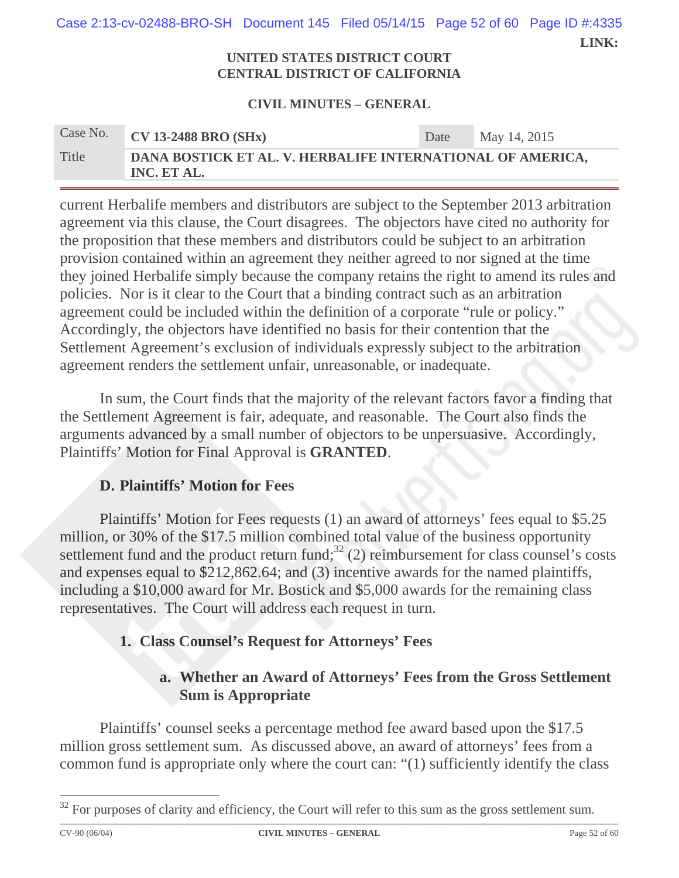current Herbalife members and distributors are subject to the September 2013 arbitration agreement via this clause, the Court disagrees. The objectors have cited no authority for the proposition that these members and distributors could be subject to an arbitration provision contained within an agreement they neither agreed to nor signed at the time they joined Herbalife simply because the company retains the right to amend its rules and policies. Nor is it clear to the Court that a binding contract such as an arbitration agreement could be included within the definition of a corporate "rule or policy." Accordingly, the objectors have identified no basis for their contention that the Settlement Agreement's exclusion of individuals expressly subject to the arbitration agreement renders the settlement unfair, unreasonable, or inadequate.

In sum, the Court finds that the majority of the relevant factors favor a finding that the Settlement Agreement is fair, adequate, and reasonable. The Court also finds the arguments advanced by a small number of objectors to be unpersuasive. Accordingly, Plaintiffs' Motion for Final Approval is **GRANTED**.

### D. Plaintiffs' Motion for Fees

Plaintiffs' Motion for Fees requests (1) an award of attorneys' fees equal to $5.25 million, or 30% of the $17.5 million combined total value of the business opportunity settlement fund and the product return fund;[32] (2) reimbursement for class counsel's costs and expenses equal to $212,862.64; and (3) incentive awards for the named plaintiffs, including a $10,000 award for Mr. Bostick and $5,000 awards for the remaining class representatives. The Court will address each request in turn.

#### 1. Class Counsel's Request for Attorneys' Fees

##### a. Whether an Award of Attorneys' Fees from the Gross Settlement Sum is Appropriate

Plaintiffs' counsel seeks a percentage method fee award based upon the $17.5 million gross settlement sum. As discussed above, an award of attorneys' fees from a common fund is appropriate only where the court can: "(1) sufficiently identify the class

---

[32] For purposes of clarity and efficiency, the Court will refer to this sum as the gross settlement sum.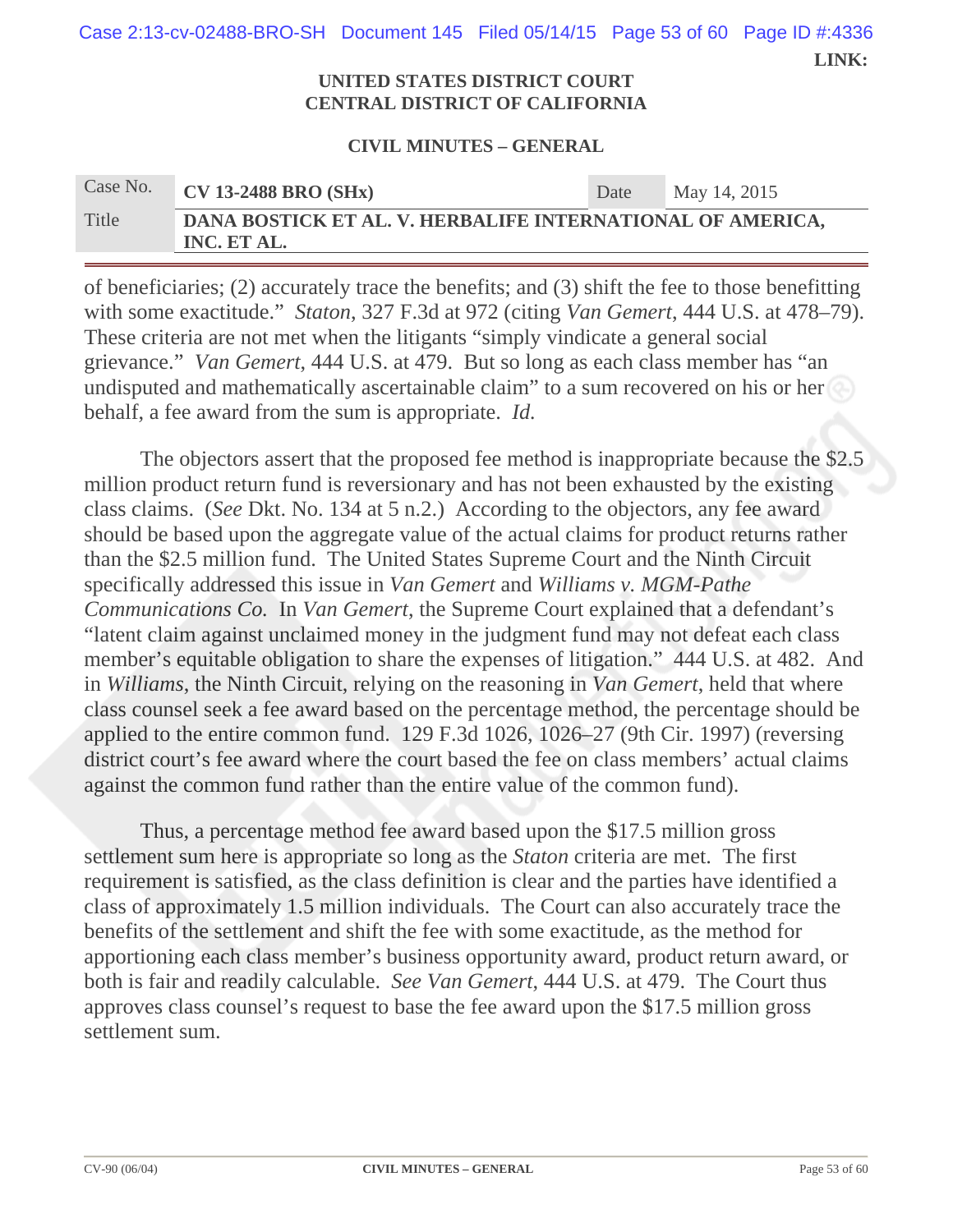of beneficiaries; (2) accurately trace the benefits; and (3) shift the fee to those benefitting with some exactitude." *Staton*, 327 F.3d at 972 (citing *Van Gemert*, 444 U.S. at 478–79). These criteria are not met when the litigants "simply vindicate a general social grievance." *Van Gemert*, 444 U.S. at 479. But so long as each class member has "an undisputed and mathematically ascertainable claim" to a sum recovered on his or her behalf, a fee award from the sum is appropriate. *Id.*

The objectors assert that the proposed fee method is inappropriate because the $2.5 million product return fund is reversionary and has not been exhausted by the existing class claims. (*See* Dkt. No. 134 at 5 n.2.) According to the objectors, any fee award should be based upon the aggregate value of the actual claims for product returns rather than the $2.5 million fund. The United States Supreme Court and the Ninth Circuit specifically addressed this issue in *Van Gemert* and *Williams v. MGM-Pathe Communications Co.* In *Van Gemert*, the Supreme Court explained that a defendant's "latent claim against unclaimed money in the judgment fund may not defeat each class member's equitable obligation to share the expenses of litigation." 444 U.S. at 482. And in *Williams*, the Ninth Circuit, relying on the reasoning in *Van Gemert*, held that where class counsel seek a fee award based on the percentage method, the percentage should be applied to the entire common fund. 129 F.3d 1026, 1026–27 (9th Cir. 1997) (reversing district court's fee award where the court based the fee on class members' actual claims against the common fund rather than the entire value of the common fund).

Thus, a percentage method fee award based upon the $17.5 million gross settlement sum here is appropriate so long as the *Staton* criteria are met. The first requirement is satisfied, as the class definition is clear and the parties have identified a class of approximately 1.5 million individuals. The Court can also accurately trace the benefits of the settlement and shift the fee with some exactitude, as the method for apportioning each class member's business opportunity award, product return award, or both is fair and readily calculable. *See Van Gemert*, 444 U.S. at 479. The Court thus approves class counsel's request to base the fee award upon the $17.5 million gross settlement sum.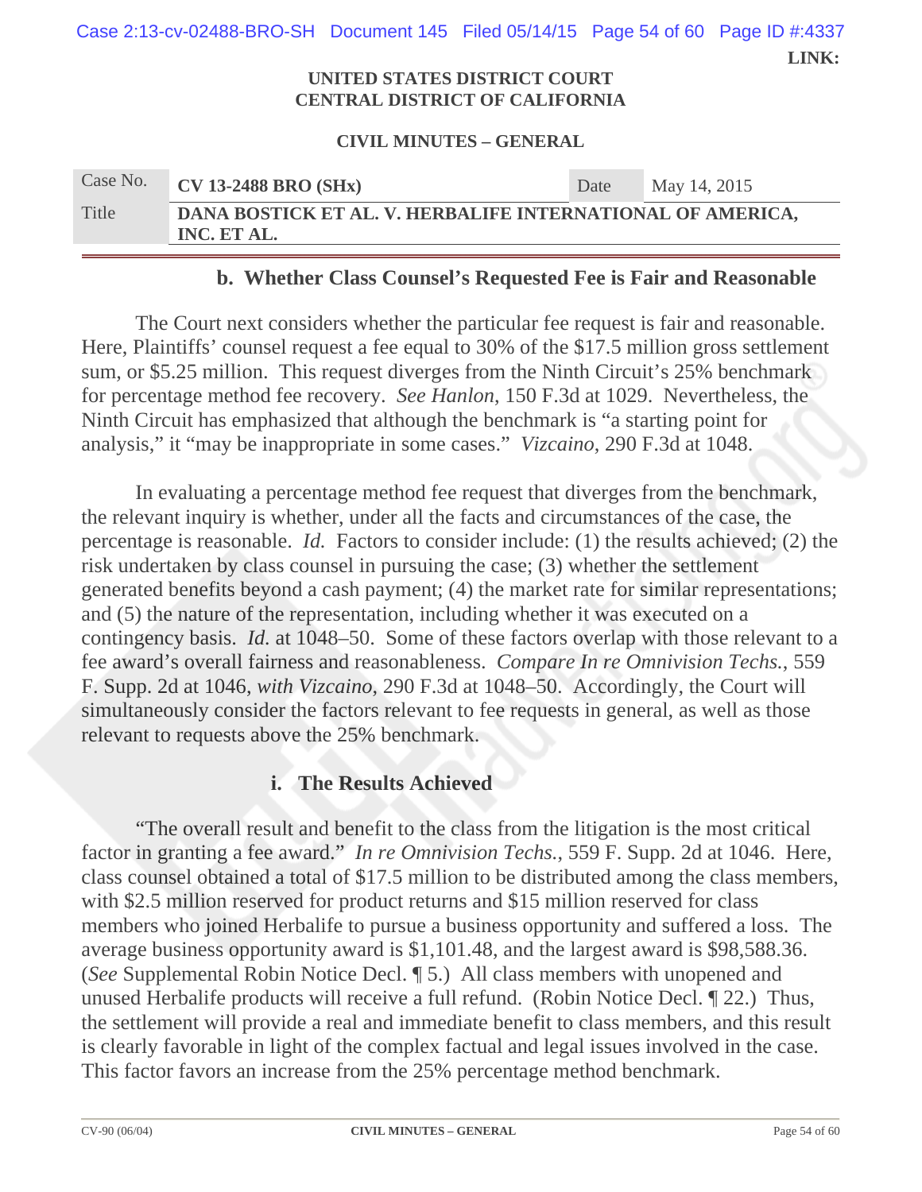#### b. Whether Class Counsel's Requested Fee is Fair and Reasonable

The Court next considers whether the particular fee request is fair and reasonable. Here, Plaintiffs' counsel request a fee equal to 30% of the $17.5 million gross settlement sum, or $5.25 million. This request diverges from the Ninth Circuit's 25% benchmark for percentage method fee recovery. *See Hanlon*, 150 F.3d at 1029. Nevertheless, the Ninth Circuit has emphasized that although the benchmark is "a starting point for analysis," it "may be inappropriate in some cases." *Vizcaino*, 290 F.3d at 1048.

In evaluating a percentage method fee request that diverges from the benchmark, the relevant inquiry is whether, under all the facts and circumstances of the case, the percentage is reasonable. *Id.* Factors to consider include: (1) the results achieved; (2) the risk undertaken by class counsel in pursuing the case; (3) whether the settlement generated benefits beyond a cash payment; (4) the market rate for similar representations; and (5) the nature of the representation, including whether it was executed on a contingency basis. *Id.* at 1048–50. Some of these factors overlap with those relevant to a fee award's overall fairness and reasonableness. *Compare In re Omnivision Techs.*, 559 F. Supp. 2d at 1046, *with Vizcaino*, 290 F.3d at 1048–50. Accordingly, the Court will simultaneously consider the factors relevant to fee requests in general, as well as those relevant to requests above the 25% benchmark.

##### i. The Results Achieved

"The overall result and benefit to the class from the litigation is the most critical factor in granting a fee award." *In re Omnivision Techs.*, 559 F. Supp. 2d at 1046. Here, class counsel obtained a total of $17.5 million to be distributed among the class members, with $2.5 million reserved for product returns and $15 million reserved for class members who joined Herbalife to pursue a business opportunity and suffered a loss. The average business opportunity award is $1,101.48, and the largest award is $98,588.36. (*See* Supplemental Robin Notice Decl. ¶ 5.) All class members with unopened and unused Herbalife products will receive a full refund. (Robin Notice Decl. ¶ 22.) Thus, the settlement will provide a real and immediate benefit to class members, and this result is clearly favorable in light of the complex factual and legal issues involved in the case. This factor favors an increase from the 25% percentage method benchmark.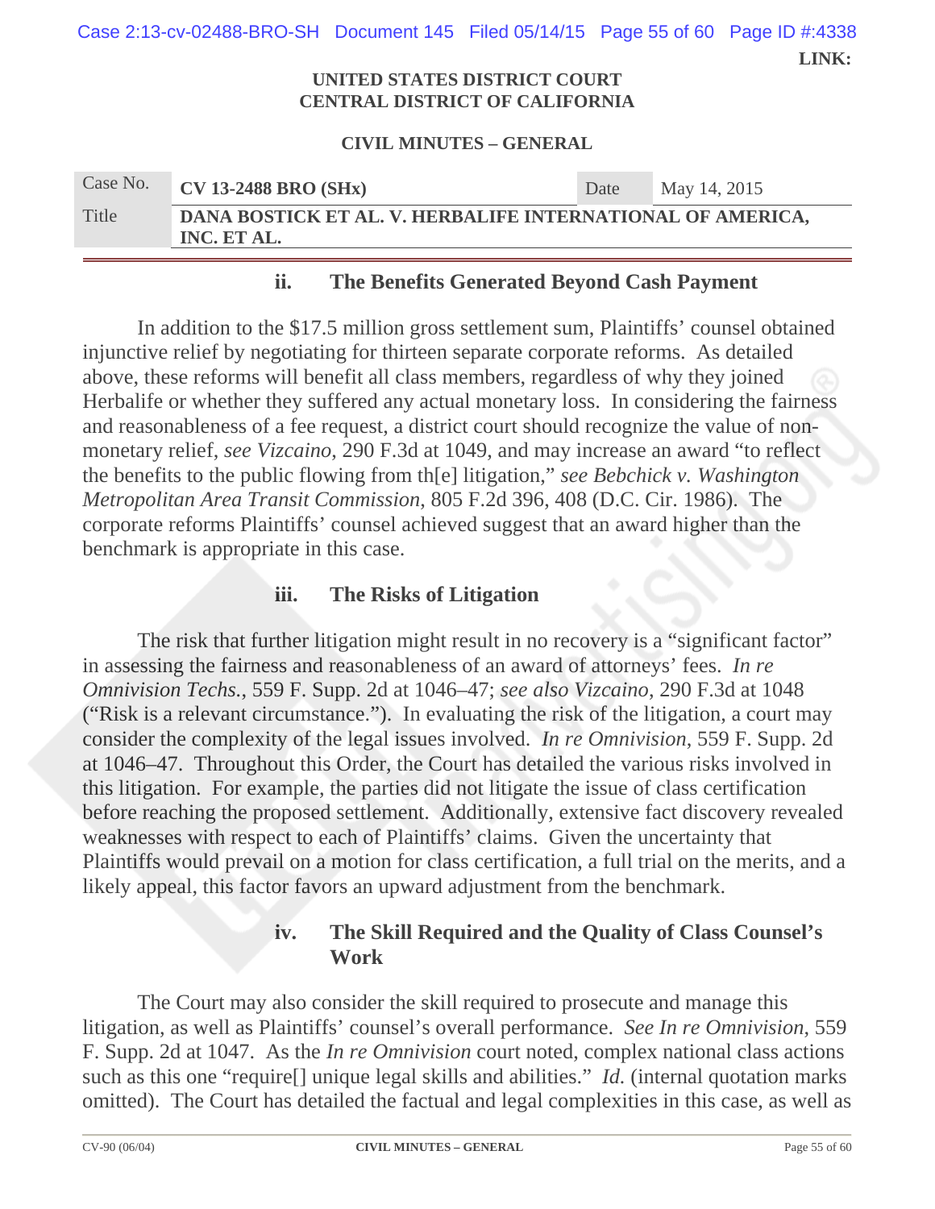UNITED STATES DISTRICT COURT
CENTRAL DISTRICT OF CALIFORNIA

CIVIL MINUTES – GENERAL

| Case No. | CV 13-2488 BRO (SHx) | Date | May 14, 2015 |
|---|---|---|---|
| Title | DANA BOSTICK ET AL. V. HERBALIFE INTERNATIONAL OF AMERICA, INC. ET AL. | | |

### ii. The Benefits Generated Beyond Cash Payment

In addition to the $17.5 million gross settlement sum, Plaintiffs' counsel obtained injunctive relief by negotiating for thirteen separate corporate reforms. As detailed above, these reforms will benefit all class members, regardless of why they joined Herbalife or whether they suffered any actual monetary loss. In considering the fairness and reasonableness of a fee request, a district court should recognize the value of non-monetary relief, *see Vizcaino*, 290 F.3d at 1049, and may increase an award "to reflect the benefits to the public flowing from th[e] litigation," *see Bebchick v. Washington Metropolitan Area Transit Commission*, 805 F.2d 396, 408 (D.C. Cir. 1986). The corporate reforms Plaintiffs' counsel achieved suggest that an award higher than the benchmark is appropriate in this case.

### iii. The Risks of Litigation

The risk that further litigation might result in no recovery is a "significant factor" in assessing the fairness and reasonableness of an award of attorneys' fees. *In re Omnivision Techs.*, 559 F. Supp. 2d at 1046–47; *see also Vizcaino*, 290 F.3d at 1048 ("Risk is a relevant circumstance."). In evaluating the risk of the litigation, a court may consider the complexity of the legal issues involved. *In re Omnivision*, 559 F. Supp. 2d at 1046–47. Throughout this Order, the Court has detailed the various risks involved in this litigation. For example, the parties did not litigate the issue of class certification before reaching the proposed settlement. Additionally, extensive fact discovery revealed weaknesses with respect to each of Plaintiffs' claims. Given the uncertainty that Plaintiffs would prevail on a motion for class certification, a full trial on the merits, and a likely appeal, this factor favors an upward adjustment from the benchmark.

### iv. The Skill Required and the Quality of Class Counsel's Work

The Court may also consider the skill required to prosecute and manage this litigation, as well as Plaintiffs' counsel's overall performance. *See In re Omnivision*, 559 F. Supp. 2d at 1047. As the *In re Omnivision* court noted, complex national class actions such as this one "require[] unique legal skills and abilities." *Id.* (internal quotation marks omitted). The Court has detailed the factual and legal complexities in this case, as well as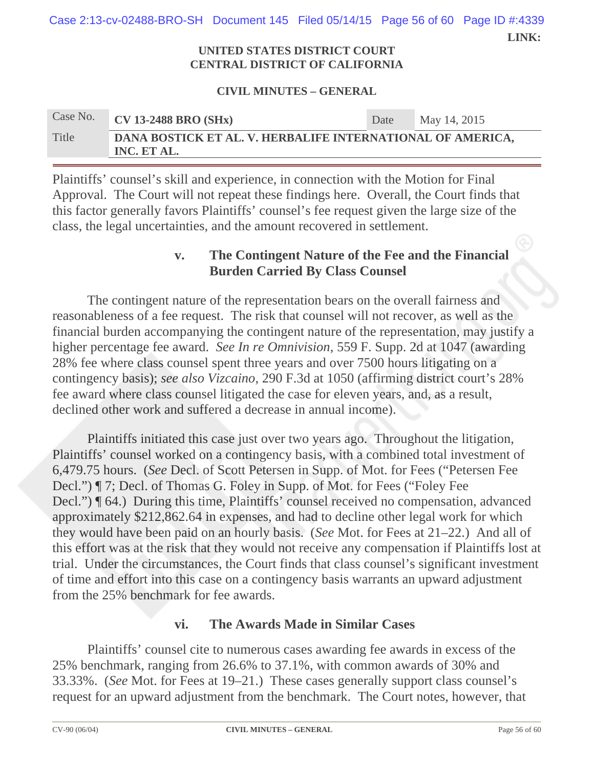Plaintiffs' counsel's skill and experience, in connection with the Motion for Final Approval. The Court will not repeat these findings here. Overall, the Court finds that this factor generally favors Plaintiffs' counsel's fee request given the large size of the class, the legal uncertainties, and the amount recovered in settlement.

### v. The Contingent Nature of the Fee and the Financial Burden Carried By Class Counsel

The contingent nature of the representation bears on the overall fairness and reasonableness of a fee request. The risk that counsel will not recover, as well as the financial burden accompanying the contingent nature of the representation, may justify a higher percentage fee award. *See In re Omnivision*, 559 F. Supp. 2d at 1047 (awarding 28% fee where class counsel spent three years and over 7500 hours litigating on a contingency basis); *see also Vizcaino*, 290 F.3d at 1050 (affirming district court's 28% fee award where class counsel litigated the case for eleven years, and, as a result, declined other work and suffered a decrease in annual income).

Plaintiffs initiated this case just over two years ago. Throughout the litigation, Plaintiffs' counsel worked on a contingency basis, with a combined total investment of 6,479.75 hours. (*See* Decl. of Scott Petersen in Supp. of Mot. for Fees ("Petersen Fee Decl.") ¶ 7; Decl. of Thomas G. Foley in Supp. of Mot. for Fees ("Foley Fee Decl.") ¶ 64.) During this time, Plaintiffs' counsel received no compensation, advanced approximately $212,862.64 in expenses, and had to decline other legal work for which they would have been paid on an hourly basis. (*See* Mot. for Fees at 21–22.) And all of this effort was at the risk that they would not receive any compensation if Plaintiffs lost at trial. Under the circumstances, the Court finds that class counsel's significant investment of time and effort into this case on a contingency basis warrants an upward adjustment from the 25% benchmark for fee awards.

### vi. The Awards Made in Similar Cases

Plaintiffs' counsel cite to numerous cases awarding fee awards in excess of the 25% benchmark, ranging from 26.6% to 37.1%, with common awards of 30% and 33.33%. (*See* Mot. for Fees at 19–21.) These cases generally support class counsel's request for an upward adjustment from the benchmark. The Court notes, however, that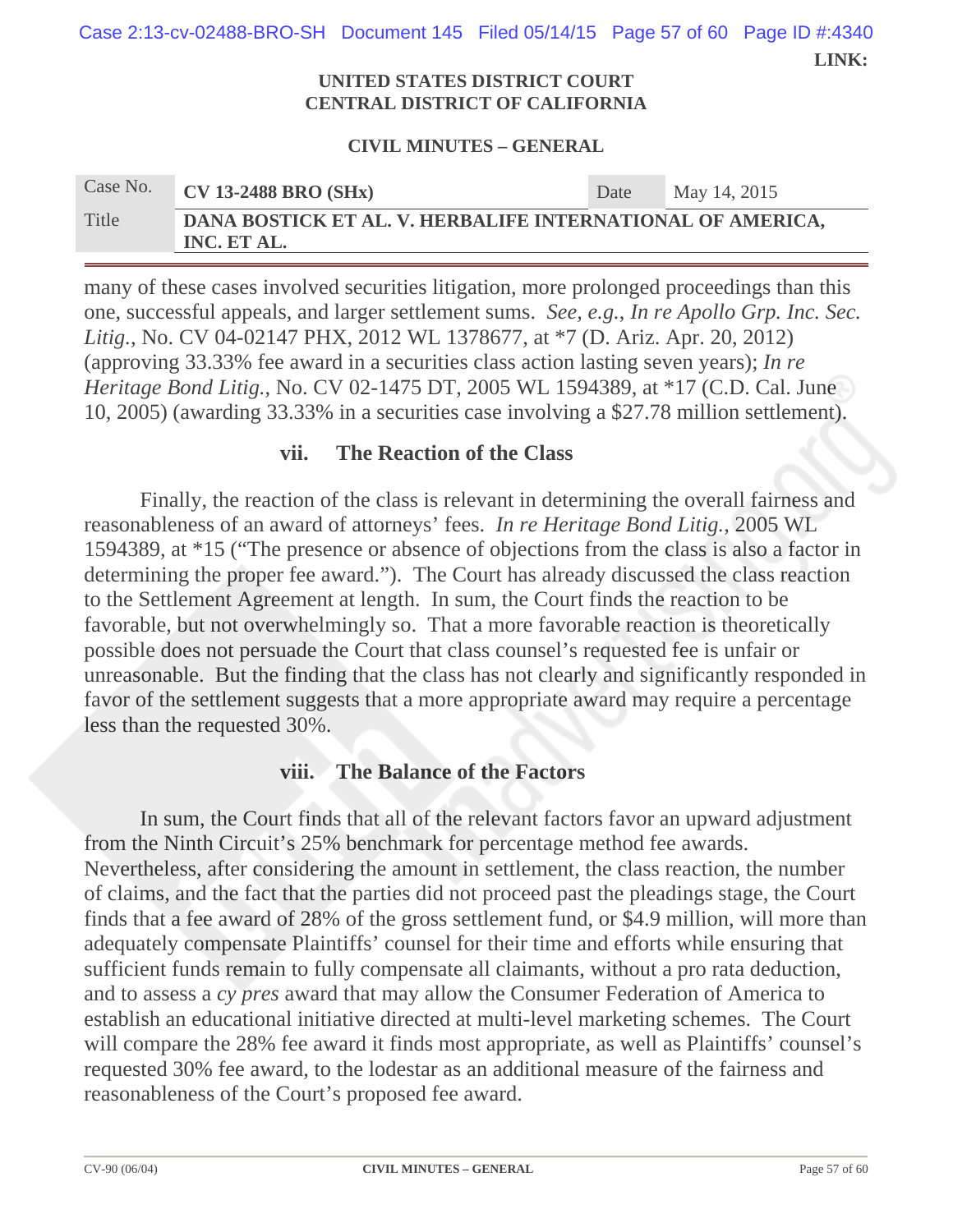many of these cases involved securities litigation, more prolonged proceedings than this one, successful appeals, and larger settlement sums. *See, e.g.*, *In re Apollo Grp. Inc. Sec. Litig.*, No. CV 04-02147 PHX, 2012 WL 1378677, at *7 (D. Ariz. Apr. 20, 2012) (approving 33.33% fee award in a securities class action lasting seven years); *In re Heritage Bond Litig.*, No. CV 02-1475 DT, 2005 WL 1594389, at *17 (C.D. Cal. June 10, 2005) (awarding 33.33% in a securities case involving a $27.78 million settlement).

### vii. The Reaction of the Class

Finally, the reaction of the class is relevant in determining the overall fairness and reasonableness of an award of attorneys' fees. *In re Heritage Bond Litig.*, 2005 WL 1594389, at *15 ("The presence or absence of objections from the class is also a factor in determining the proper fee award."). The Court has already discussed the class reaction to the Settlement Agreement at length. In sum, the Court finds the reaction to be favorable, but not overwhelmingly so. That a more favorable reaction is theoretically possible does not persuade the Court that class counsel's requested fee is unfair or unreasonable. But the finding that the class has not clearly and significantly responded in favor of the settlement suggests that a more appropriate award may require a percentage less than the requested 30%.

### viii. The Balance of the Factors

In sum, the Court finds that all of the relevant factors favor an upward adjustment from the Ninth Circuit's 25% benchmark for percentage method fee awards. Nevertheless, after considering the amount in settlement, the class reaction, the number of claims, and the fact that the parties did not proceed past the pleadings stage, the Court finds that a fee award of 28% of the gross settlement fund, or $4.9 million, will more than adequately compensate Plaintiffs' counsel for their time and efforts while ensuring that sufficient funds remain to fully compensate all claimants, without a pro rata deduction, and to assess a *cy pres* award that may allow the Consumer Federation of America to establish an educational initiative directed at multi-level marketing schemes. The Court will compare the 28% fee award it finds most appropriate, as well as Plaintiffs' counsel's requested 30% fee award, to the lodestar as an additional measure of the fairness and reasonableness of the Court's proposed fee award.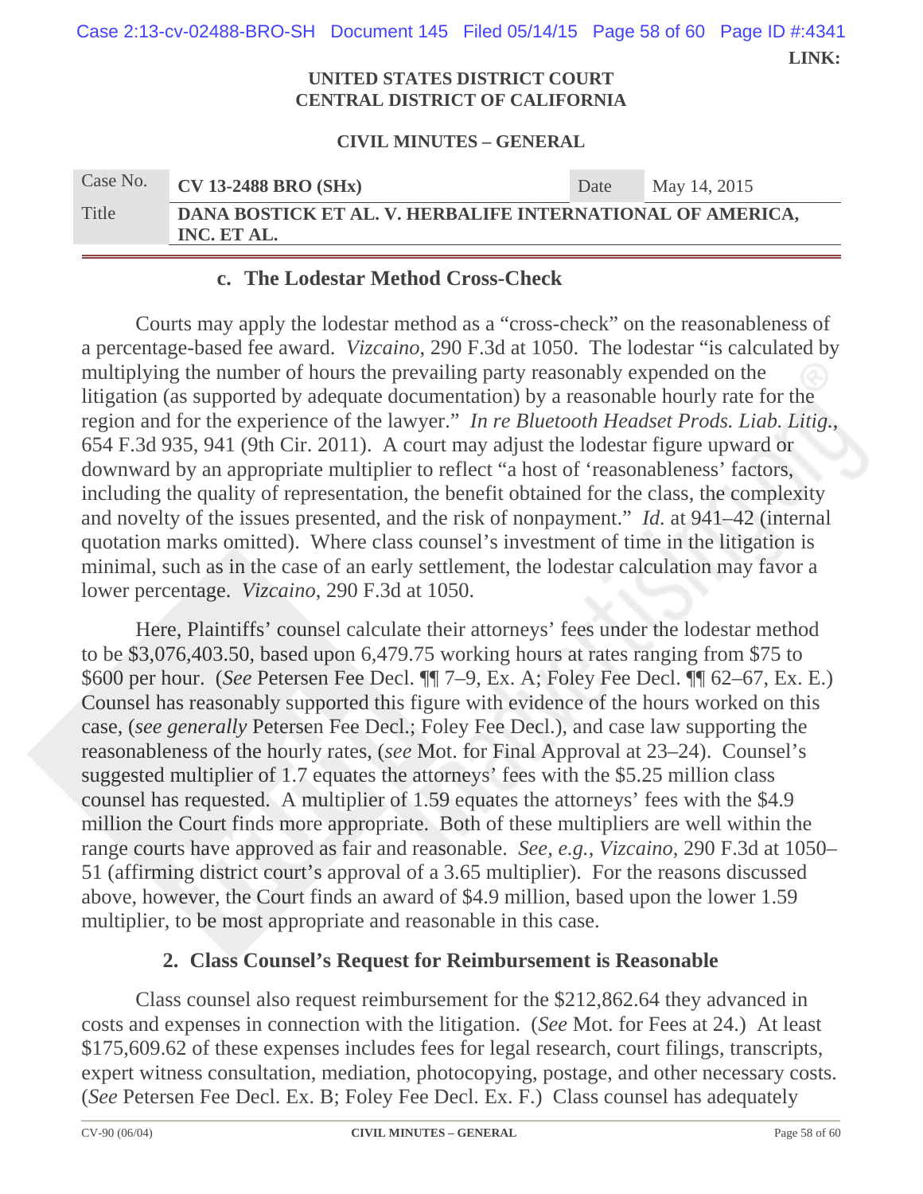UNITED STATES DISTRICT COURT
CENTRAL DISTRICT OF CALIFORNIA

**CIVIL MINUTES – GENERAL**

| Case No. | CV 13-2488 BRO (SHx) | Date | May 14, 2015 |
|---|---|---|---|
| Title | DANA BOSTICK ET AL. V. HERBALIFE INTERNATIONAL OF AMERICA, INC. ET AL. | | |

### c. The Lodestar Method Cross-Check

Courts may apply the lodestar method as a "cross-check" on the reasonableness of a percentage-based fee award. *Vizcaino*, 290 F.3d at 1050. The lodestar "is calculated by multiplying the number of hours the prevailing party reasonably expended on the litigation (as supported by adequate documentation) by a reasonable hourly rate for the region and for the experience of the lawyer." *In re Bluetooth Headset Prods. Liab. Litig.*, 654 F.3d 935, 941 (9th Cir. 2011). A court may adjust the lodestar figure upward or downward by an appropriate multiplier to reflect "a host of 'reasonableness' factors, including the quality of representation, the benefit obtained for the class, the complexity and novelty of the issues presented, and the risk of nonpayment." *Id.* at 941–42 (internal quotation marks omitted). Where class counsel's investment of time in the litigation is minimal, such as in the case of an early settlement, the lodestar calculation may favor a lower percentage. *Vizcaino*, 290 F.3d at 1050.

Here, Plaintiffs' counsel calculate their attorneys' fees under the lodestar method to be $3,076,403.50, based upon 6,479.75 working hours at rates ranging from $75 to $600 per hour. (*See* Petersen Fee Decl. ¶¶ 7–9, Ex. A; Foley Fee Decl. ¶¶ 62–67, Ex. E.) Counsel has reasonably supported this figure with evidence of the hours worked on this case, (*see generally* Petersen Fee Decl.; Foley Fee Decl.), and case law supporting the reasonableness of the hourly rates, (*see* Mot. for Final Approval at 23–24). Counsel's suggested multiplier of 1.7 equates the attorneys' fees with the $5.25 million class counsel has requested. A multiplier of 1.59 equates the attorneys' fees with the $4.9 million the Court finds more appropriate. Both of these multipliers are well within the range courts have approved as fair and reasonable. *See, e.g.*, *Vizcaino*, 290 F.3d at 1050–51 (affirming district court's approval of a 3.65 multiplier). For the reasons discussed above, however, the Court finds an award of $4.9 million, based upon the lower 1.59 multiplier, to be most appropriate and reasonable in this case.

### 2. Class Counsel's Request for Reimbursement is Reasonable

Class counsel also request reimbursement for the $212,862.64 they advanced in costs and expenses in connection with the litigation. (*See* Mot. for Fees at 24.) At least $175,609.62 of these expenses includes fees for legal research, court filings, transcripts, expert witness consultation, mediation, photocopying, postage, and other necessary costs. (*See* Petersen Fee Decl. Ex. B; Foley Fee Decl. Ex. F.) Class counsel has adequately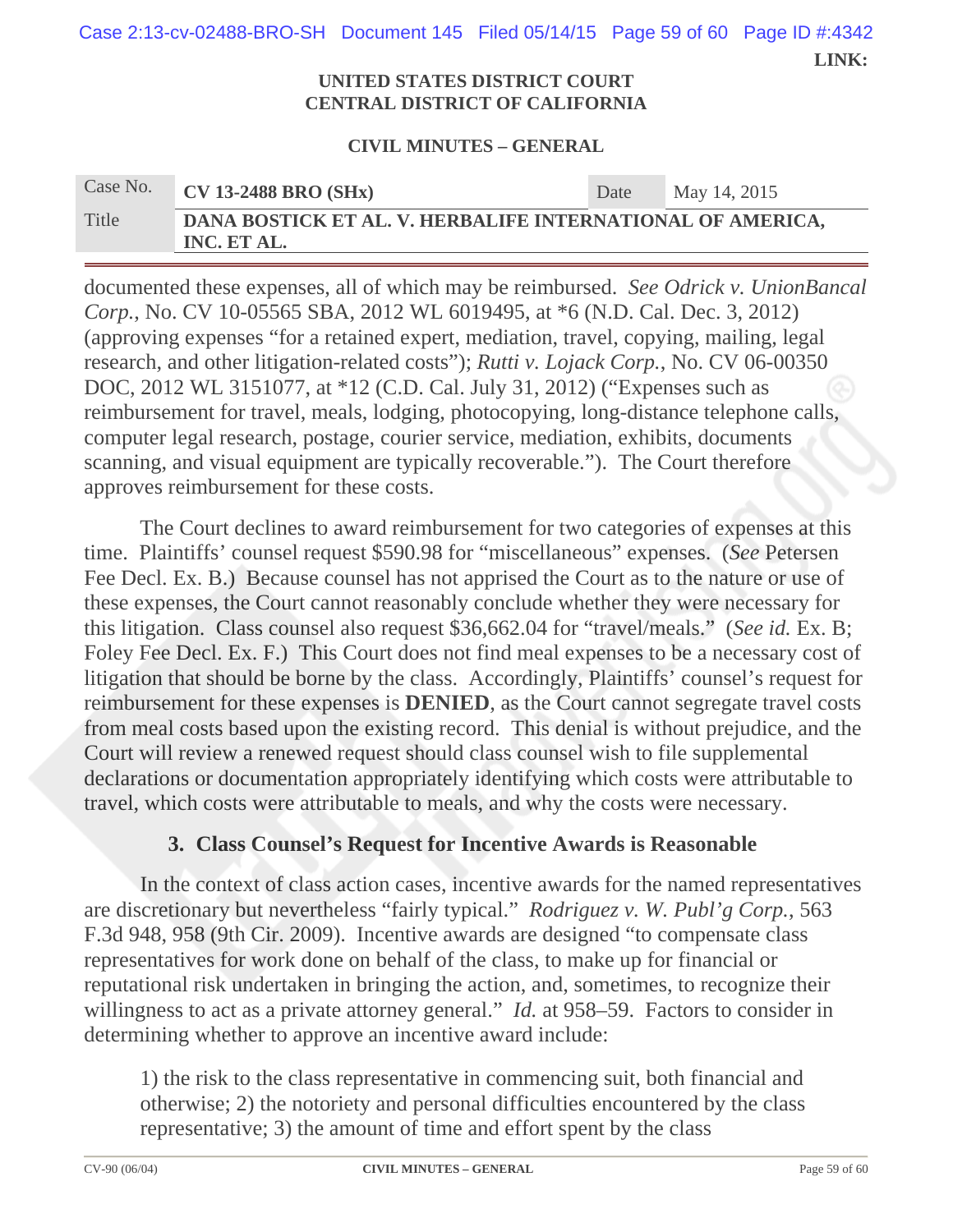documented these expenses, all of which may be reimbursed. *See Odrick v. UnionBancal Corp.*, No. CV 10-05565 SBA, 2012 WL 6019495, at *6 (N.D. Cal. Dec. 3, 2012) (approving expenses "for a retained expert, mediation, travel, copying, mailing, legal research, and other litigation-related costs"); *Rutti v. Lojack Corp.*, No. CV 06-00350 DOC, 2012 WL 3151077, at *12 (C.D. Cal. July 31, 2012) ("Expenses such as reimbursement for travel, meals, lodging, photocopying, long-distance telephone calls, computer legal research, postage, courier service, mediation, exhibits, documents scanning, and visual equipment are typically recoverable."). The Court therefore approves reimbursement for these costs.

The Court declines to award reimbursement for two categories of expenses at this time. Plaintiffs' counsel request $590.98 for "miscellaneous" expenses. (*See* Petersen Fee Decl. Ex. B.) Because counsel has not apprised the Court as to the nature or use of these expenses, the Court cannot reasonably conclude whether they were necessary for this litigation. Class counsel also request $36,662.04 for "travel/meals." (*See id.* Ex. B; Foley Fee Decl. Ex. F.) This Court does not find meal expenses to be a necessary cost of litigation that should be borne by the class. Accordingly, Plaintiffs' counsel's request for reimbursement for these expenses is **DENIED**, as the Court cannot segregate travel costs from meal costs based upon the existing record. This denial is without prejudice, and the Court will review a renewed request should class counsel wish to file supplemental declarations or documentation appropriately identifying which costs were attributable to travel, which costs were attributable to meals, and why the costs were necessary.

### 3. Class Counsel's Request for Incentive Awards is Reasonable

In the context of class action cases, incentive awards for the named representatives are discretionary but nevertheless "fairly typical." *Rodriguez v. W. Publ'g Corp.*, 563 F.3d 948, 958 (9th Cir. 2009). Incentive awards are designed "to compensate class representatives for work done on behalf of the class, to make up for financial or reputational risk undertaken in bringing the action, and, sometimes, to recognize their willingness to act as a private attorney general." *Id.* at 958–59. Factors to consider in determining whether to approve an incentive award include:

> 1) the risk to the class representative in commencing suit, both financial and otherwise; 2) the notoriety and personal difficulties encountered by the class representative; 3) the amount of time and effort spent by the class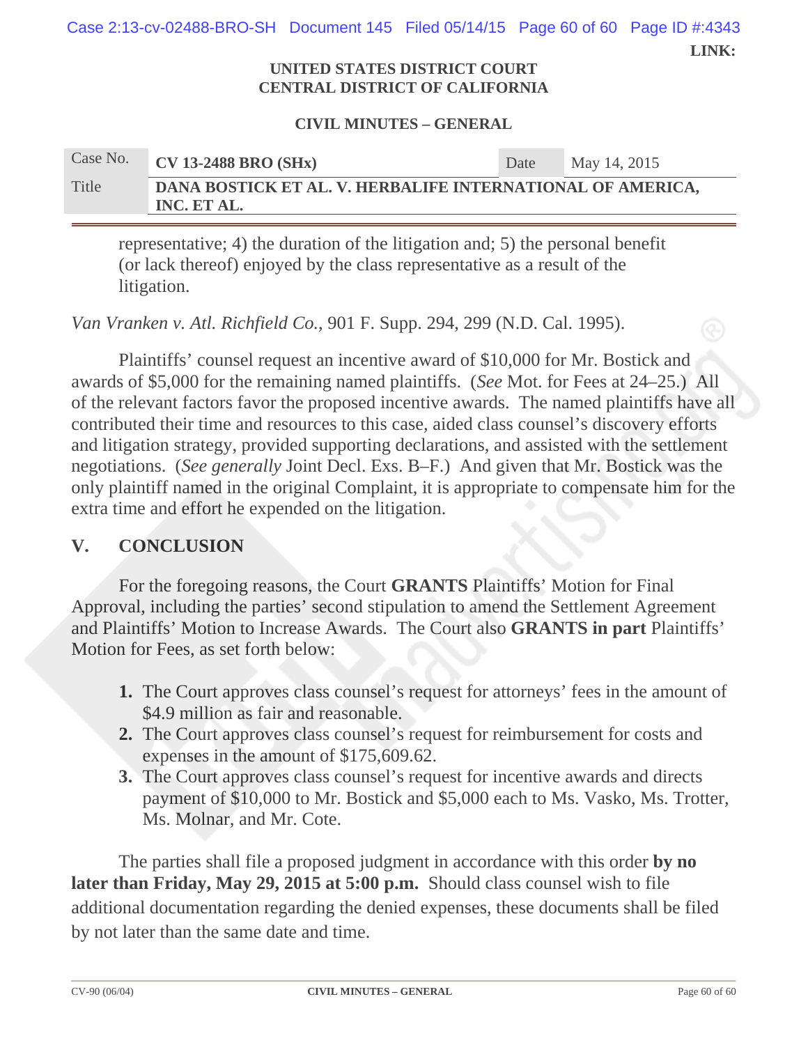representative; 4) the duration of the litigation and; 5) the personal benefit (or lack thereof) enjoyed by the class representative as a result of the litigation.

*Van Vranken v. Atl. Richfield Co.*, 901 F. Supp. 294, 299 (N.D. Cal. 1995).

Plaintiffs' counsel request an incentive award of $10,000 for Mr. Bostick and awards of $5,000 for the remaining named plaintiffs. (*See* Mot. for Fees at 24–25.) All of the relevant factors favor the proposed incentive awards. The named plaintiffs have all contributed their time and resources to this case, aided class counsel's discovery efforts and litigation strategy, provided supporting declarations, and assisted with the settlement negotiations. (*See generally* Joint Decl. Exs. B–F.) And given that Mr. Bostick was the only plaintiff named in the original Complaint, it is appropriate to compensate him for the extra time and effort he expended on the litigation.

## V. CONCLUSION

For the foregoing reasons, the Court **GRANTS** Plaintiffs' Motion for Final Approval, including the parties' second stipulation to amend the Settlement Agreement and Plaintiffs' Motion to Increase Awards. The Court also **GRANTS in part** Plaintiffs' Motion for Fees, as set forth below:

1. The Court approves class counsel's request for attorneys' fees in the amount of $4.9 million as fair and reasonable.
2. The Court approves class counsel's request for reimbursement for costs and expenses in the amount of $175,609.62.
3. The Court approves class counsel's request for incentive awards and directs payment of $10,000 to Mr. Bostick and $5,000 each to Ms. Vasko, Ms. Trotter, Ms. Molnar, and Mr. Cote.

The parties shall file a proposed judgment in accordance with this order **by no later than Friday, May 29, 2015 at 5:00 p.m.** Should class counsel wish to file additional documentation regarding the denied expenses, these documents shall be filed by not later than the same date and time.